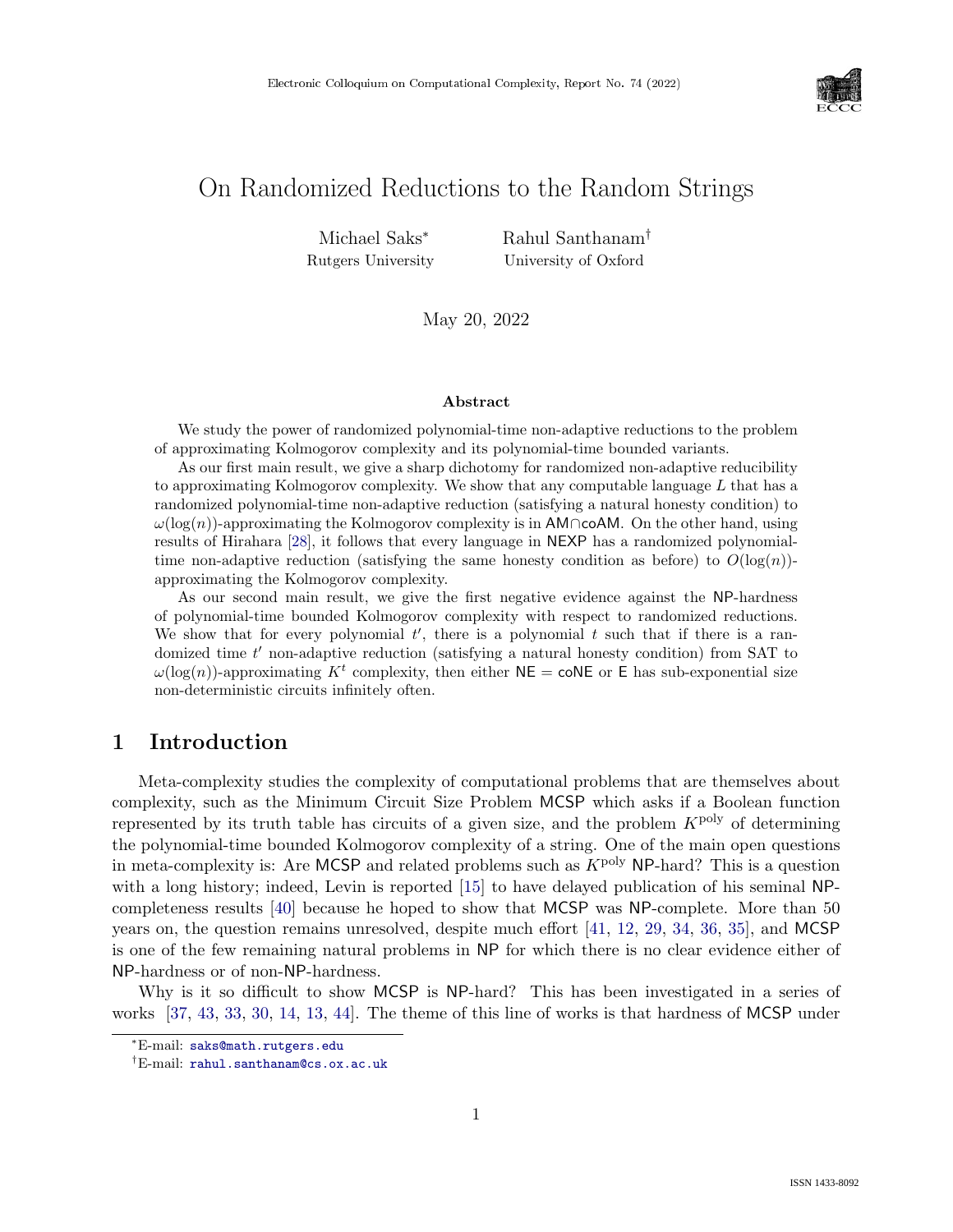# On Randomized Reductions to the Random Strings

Michael Saks[*]
Rutgers University

Rahul Santhanam[†]
University of Oxford

May 20, 2022

### Abstract

We study the power of randomized polynomial-time non-adaptive reductions to the problem of approximating Kolmogorov complexity and its polynomial-time bounded variants.

As our first main result, we give a sharp dichotomy for randomized non-adaptive reducibility to approximating Kolmogorov complexity. We show that any computable language $L$ that has a randomized polynomial-time non-adaptive reduction (satisfying a natural honesty condition) to $\omega(\log(n))$-approximating the Kolmogorov complexity is in $\mathsf{AM} \cap \mathsf{coAM}$. On the other hand, using results of Hirahara [28], it follows that every language in $\mathsf{NEXP}$ has a randomized polynomial-time non-adaptive reduction (satisfying the same honesty condition as before) to $O(\log(n))$-approximating the Kolmogorov complexity.

As our second main result, we give the first negative evidence against the $\mathsf{NP}$-hardness of polynomial-time bounded Kolmogorov complexity with respect to randomized reductions. We show that for every polynomial $t'$, there is a polynomial $t$ such that if there is a randomized time $t'$ non-adaptive reduction (satisfying a natural honesty condition) from SAT to $\omega(\log(n))$-approximating $K^t$ complexity, then either $\mathsf{NE} = \mathsf{coNE}$ or $\mathsf{E}$ has sub-exponential size non-deterministic circuits infinitely often.

## 1 Introduction

Meta-complexity studies the complexity of computational problems that are themselves about complexity, such as the Minimum Circuit Size Problem $\mathsf{MCSP}$ which asks if a Boolean function represented by its truth table has circuits of a given size, and the problem $K^{\text{poly}}$ of determining the polynomial-time bounded Kolmogorov complexity of a string. One of the main open questions in meta-complexity is: Are $\mathsf{MCSP}$ and related problems such as $K^{\text{poly}}$ $\mathsf{NP}$-hard? This is a question with a long history; indeed, Levin is reported [15] to have delayed publication of his seminal $\mathsf{NP}$-completeness results [40] because he hoped to show that $\mathsf{MCSP}$ was $\mathsf{NP}$-complete. More than 50 years on, the question remains unresolved, despite much effort [41, 12, 29, 34, 36, 35], and $\mathsf{MCSP}$ is one of the few remaining natural problems in $\mathsf{NP}$ for which there is no clear evidence either of $\mathsf{NP}$-hardness or of non-$\mathsf{NP}$-hardness.

Why is it so difficult to show $\mathsf{MCSP}$ is $\mathsf{NP}$-hard? This has been investigated in a series of works [37, 43, 33, 30, 14, 13, 44]. The theme of this line of works is that hardness of $\mathsf{MCSP}$ under

[*]E-mail: saks@math.rutgers.edu

[†]E-mail: rahul.santhanam@cs.ox.ac.uk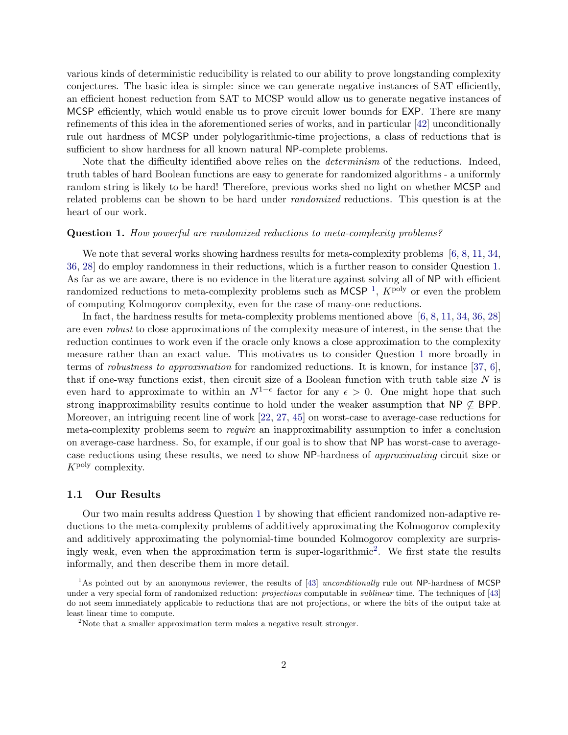various kinds of deterministic reducibility is related to our ability to prove longstanding complexity conjectures. The basic idea is simple: since we can generate negative instances of SAT efficiently, an efficient honest reduction from SAT to MCSP would allow us to generate negative instances of MCSP efficiently, which would enable us to prove circuit lower bounds for EXP. There are many refinements of this idea in the aforementioned series of works, and in particular [42] unconditionally rule out hardness of MCSP under polylogarithmic-time projections, a class of reductions that is sufficient to show hardness for all known natural NP-complete problems.

Note that the difficulty identified above relies on the *determinism* of the reductions. Indeed, truth tables of hard Boolean functions are easy to generate for randomized algorithms - a uniformly random string is likely to be hard! Therefore, previous works shed no light on whether MCSP and related problems can be shown to be hard under *randomized* reductions. This question is at the heart of our work.

**Question 1.** *How powerful are randomized reductions to meta-complexity problems?*

We note that several works showing hardness results for meta-complexity problems [6, 8, 11, 34, 36, 28] do employ randomness in their reductions, which is a further reason to consider Question 1. As far as we are aware, there is no evidence in the literature against solving all of NP with efficient randomized reductions to meta-complexity problems such as MCSP [1], $K^{\text{poly}}$ or even the problem of computing Kolmogorov complexity, even for the case of many-one reductions.

In fact, the hardness results for meta-complexity problems mentioned above [6, 8, 11, 34, 36, 28] are even *robust* to close approximations of the complexity measure of interest, in the sense that the reduction continues to work even if the oracle only knows a close approximation to the complexity measure rather than an exact value. This motivates us to consider Question 1 more broadly in terms of *robustness to approximation* for randomized reductions. It is known, for instance [37, 6], that if one-way functions exist, then circuit size of a Boolean function with truth table size $N$ is even hard to approximate to within an $N^{1-\epsilon}$ factor for any $\epsilon > 0$. One might hope that such strong inapproximability results continue to hold under the weaker assumption that $\mathsf{NP} \not\subseteq \mathsf{BPP}$. Moreover, an intriguing recent line of work [22, 27, 45] on worst-case to average-case reductions for meta-complexity problems seem to *require* an inapproximability assumption to infer a conclusion on average-case hardness. So, for example, if our goal is to show that NP has worst-case to average-case reductions using these results, we need to show NP-hardness of *approximating* circuit size or $K^{\text{poly}}$ complexity.

## 1.1 Our Results

Our two main results address Question 1 by showing that efficient randomized non-adaptive reductions to the meta-complexity problems of additively approximating the Kolmogorov complexity and additively approximating the polynomial-time bounded Kolmogorov complexity are surprisingly weak, even when the approximation term is super-logarithmic[2]. We first state the results informally, and then describe them in more detail.

---

[1] As pointed out by an anonymous reviewer, the results of [43] *unconditionally* rule out NP-hardness of MCSP under a very special form of randomized reduction: *projections* computable in *sublinear* time. The techniques of [43] do not seem immediately applicable to reductions that are not projections, or where the bits of the output take at least linear time to compute.

[2] Note that a smaller approximation term makes a negative result stronger.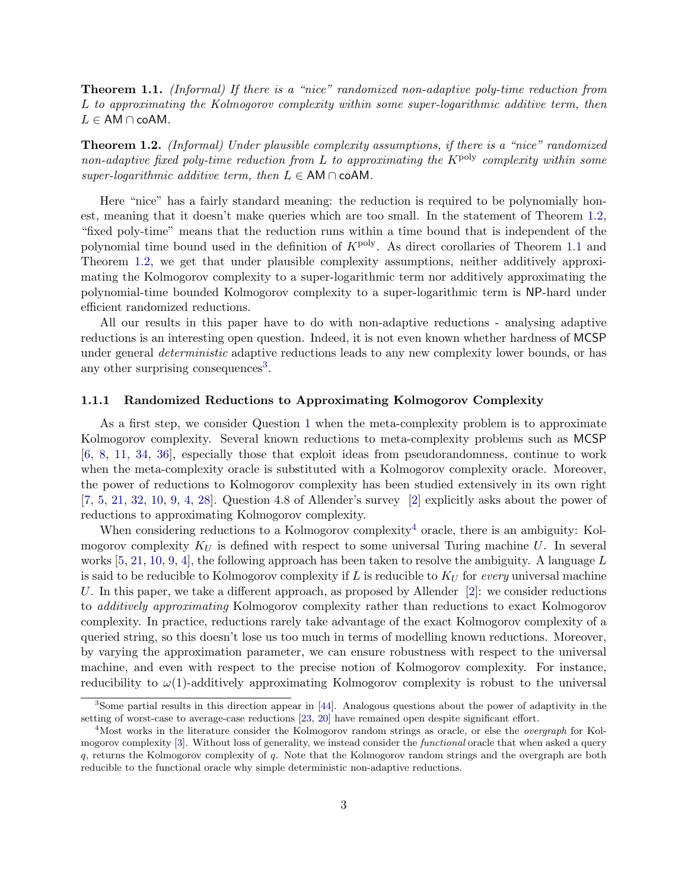**Theorem 1.1.** *(Informal) If there is a "nice" randomized non-adaptive poly-time reduction from $L$ to approximating the Kolmogorov complexity within some super-logarithmic additive term, then $L \in \mathsf{AM} \cap \mathsf{coAM}$.*

**Theorem 1.2.** *(Informal) Under plausible complexity assumptions, if there is a "nice" randomized non-adaptive fixed poly-time reduction from $L$ to approximating the $K^{\text{poly}}$ complexity within some super-logarithmic additive term, then $L \in \mathsf{AM} \cap \mathsf{coAM}$.*

Here "nice" has a fairly standard meaning: the reduction is required to be polynomially honest, meaning that it doesn't make queries which are too small. In the statement of Theorem 1.2, "fixed poly-time" means that the reduction runs within a time bound that is independent of the polynomial time bound used in the definition of $K^{\text{poly}}$. As direct corollaries of Theorem 1.1 and Theorem 1.2, we get that under plausible complexity assumptions, neither additively approximating the Kolmogorov complexity to a super-logarithmic term nor additively approximating the polynomial-time bounded Kolmogorov complexity to a super-logarithmic term is NP-hard under efficient randomized reductions.

All our results in this paper have to do with non-adaptive reductions - analysing adaptive reductions is an interesting open question. Indeed, it is not even known whether hardness of MCSP under general *deterministic* adaptive reductions leads to any new complexity lower bounds, or has any other surprising consequences[3].

### 1.1.1 Randomized Reductions to Approximating Kolmogorov Complexity

As a first step, we consider Question 1 when the meta-complexity problem is to approximate Kolmogorov complexity. Several known reductions to meta-complexity problems such as MCSP [6, 8, 11, 34, 36], especially those that exploit ideas from pseudorandomness, continue to work when the meta-complexity oracle is substituted with a Kolmogorov complexity oracle. Moreover, the power of reductions to Kolmogorov complexity has been studied extensively in its own right [7, 5, 21, 32, 10, 9, 4, 28]. Question 4.8 of Allender's survey [2] explicitly asks about the power of reductions to approximating Kolmogorov complexity.

When considering reductions to a Kolmogorov complexity[4] oracle, there is an ambiguity: Kolmogorov complexity $K_U$ is defined with respect to some universal Turing machine $U$. In several works [5, 21, 10, 9, 4], the following approach has been taken to resolve the ambiguity. A language $L$ is said to be reducible to Kolmogorov complexity if $L$ is reducible to $K_U$ for *every* universal machine $U$. In this paper, we take a different approach, as proposed by Allender [2]: we consider reductions to *additively approximating* Kolmogorov complexity rather than reductions to exact Kolmogorov complexity. In practice, reductions rarely take advantage of the exact Kolmogorov complexity of a queried string, so this doesn't lose us too much in terms of modelling known reductions. Moreover, by varying the approximation parameter, we can ensure robustness with respect to the universal machine, and even with respect to the precise notion of Kolmogorov complexity. For instance, reducibility to $\omega(1)$-additively approximating Kolmogorov complexity is robust to the universal

[3]Some partial results in this direction appear in [44]. Analogous questions about the power of adaptivity in the setting of worst-case to average-case reductions [23, 20] have remained open despite significant effort.

[4]Most works in the literature consider the Kolmogorov random strings as oracle, or else the *overgraph* for Kolmogorov complexity [3]. Without loss of generality, we instead consider the *functional* oracle that when asked a query $q$, returns the Kolmogorov complexity of $q$. Note that the Kolmogorov random strings and the overgraph are both reducible to the functional oracle why simple deterministic non-adaptive reductions.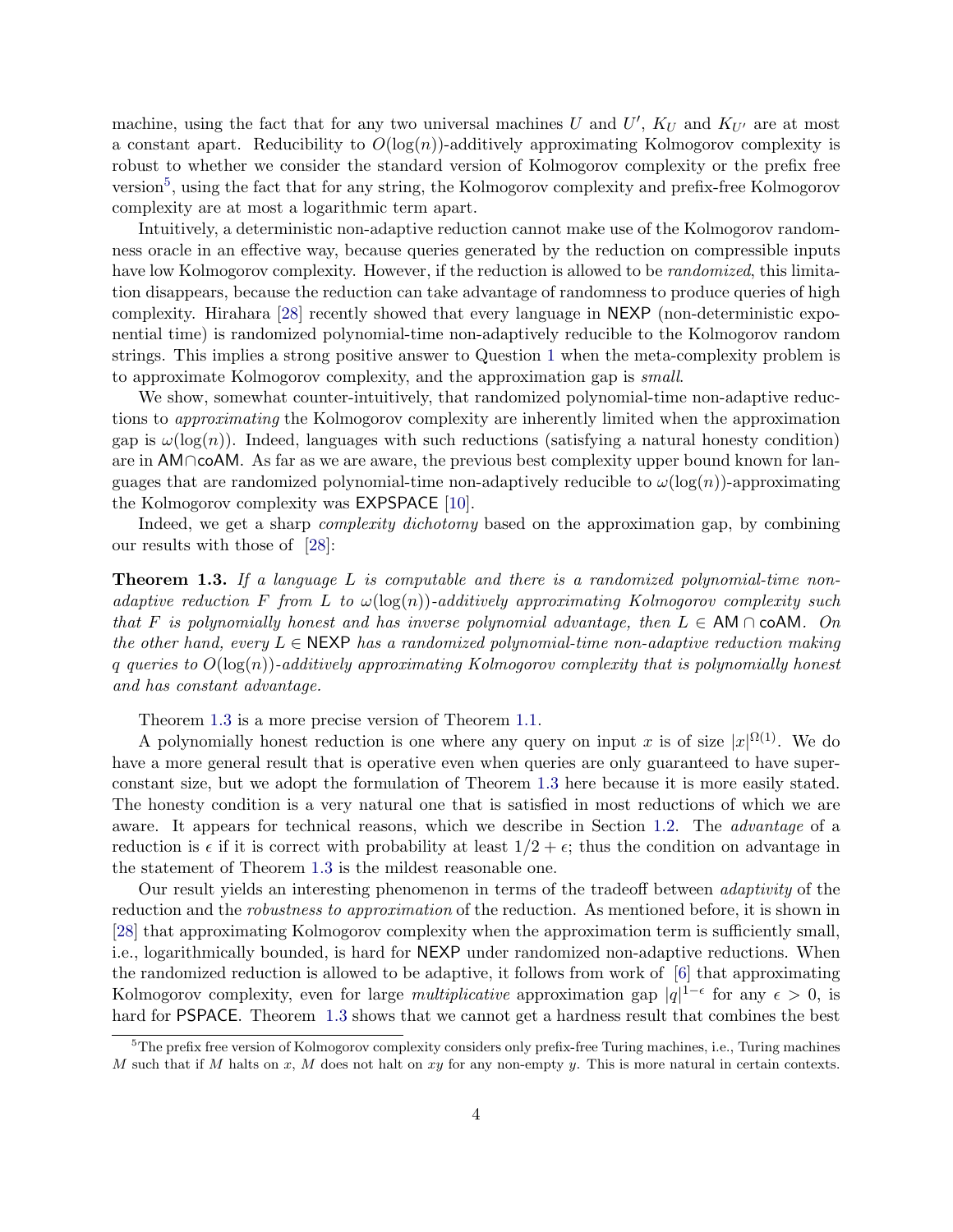machine, using the fact that for any two universal machines $U$ and $U'$, $K_U$ and $K_{U'}$ are at most a constant apart. Reducibility to $O(\log(n))$-additively approximating Kolmogorov complexity is robust to whether we consider the standard version of Kolmogorov complexity or the prefix free version[5], using the fact that for any string, the Kolmogorov complexity and prefix-free Kolmogorov complexity are at most a logarithmic term apart.

Intuitively, a deterministic non-adaptive reduction cannot make use of the Kolmogorov randomness oracle in an effective way, because queries generated by the reduction on compressible inputs have low Kolmogorov complexity. However, if the reduction is allowed to be *randomized*, this limitation disappears, because the reduction can take advantage of randomness to produce queries of high complexity. Hirahara [28] recently showed that every language in NEXP (non-deterministic exponential time) is randomized polynomial-time non-adaptively reducible to the Kolmogorov random strings. This implies a strong positive answer to Question 1 when the meta-complexity problem is to approximate Kolmogorov complexity, and the approximation gap is *small*.

We show, somewhat counter-intuitively, that randomized polynomial-time non-adaptive reductions to *approximating* the Kolmogorov complexity are inherently limited when the approximation gap is $\omega(\log(n))$. Indeed, languages with such reductions (satisfying a natural honesty condition) are in AM$\cap$coAM. As far as we are aware, the previous best complexity upper bound known for languages that are randomized polynomial-time non-adaptively reducible to $\omega(\log(n))$-approximating the Kolmogorov complexity was EXPSPACE [10].

Indeed, we get a sharp *complexity dichotomy* based on the approximation gap, by combining our results with those of [28]:

**Theorem 1.3.** *If a language $L$ is computable and there is a randomized polynomial-time non-adaptive reduction $F$ from $L$ to $\omega(\log(n))$-additively approximating Kolmogorov complexity such that $F$ is polynomially honest and has inverse polynomial advantage, then $L \in$ AM $\cap$ coAM. On the other hand, every $L \in$ NEXP has a randomized polynomial-time non-adaptive reduction making $q$ queries to $O(\log(n))$-additively approximating Kolmogorov complexity that is polynomially honest and has constant advantage.*

Theorem 1.3 is a more precise version of Theorem 1.1.

A polynomially honest reduction is one where any query on input $x$ is of size $|x|^{\Omega(1)}$. We do have a more general result that is operative even when queries are only guaranteed to have superconstant size, but we adopt the formulation of Theorem 1.3 here because it is more easily stated. The honesty condition is a very natural one that is satisfied in most reductions of which we are aware. It appears for technical reasons, which we describe in Section 1.2. The *advantage* of a reduction is $\epsilon$ if it is correct with probability at least $1/2 + \epsilon$; thus the condition on advantage in the statement of Theorem 1.3 is the mildest reasonable one.

Our result yields an interesting phenomenon in terms of the tradeoff between *adaptivity* of the reduction and the *robustness to approximation* of the reduction. As mentioned before, it is shown in [28] that approximating Kolmogorov complexity when the approximation term is sufficiently small, i.e., logarithmically bounded, is hard for NEXP under randomized non-adaptive reductions. When the randomized reduction is allowed to be adaptive, it follows from work of [6] that approximating Kolmogorov complexity, even for large *multiplicative* approximation gap $|q|^{1-\epsilon}$ for any $\epsilon > 0$, is hard for PSPACE. Theorem 1.3 shows that we cannot get a hardness result that combines the best

[5] The prefix free version of Kolmogorov complexity considers only prefix-free Turing machines, i.e., Turing machines $M$ such that if $M$ halts on $x$, $M$ does not halt on $xy$ for any non-empty $y$. This is more natural in certain contexts.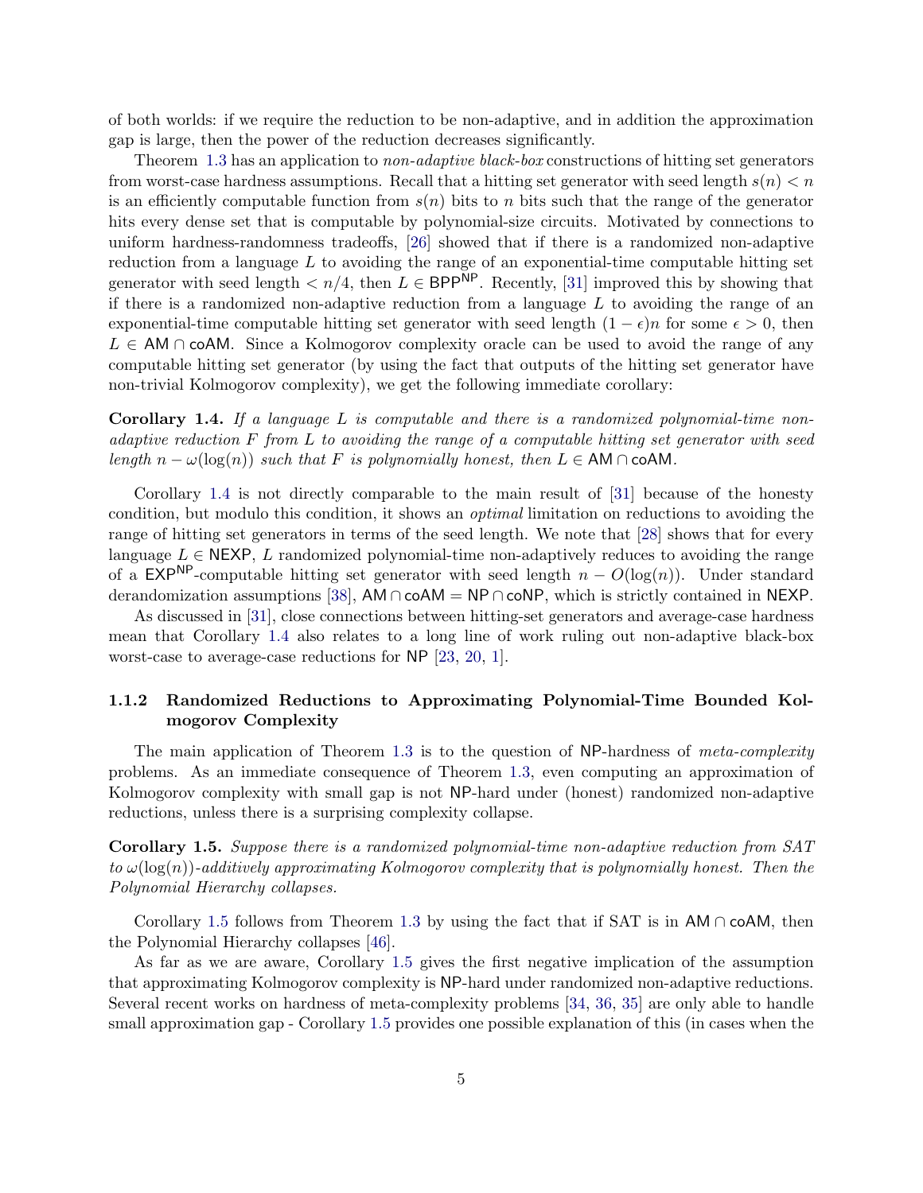of both worlds: if we require the reduction to be non-adaptive, and in addition the approximation gap is large, then the power of the reduction decreases significantly.

Theorem 1.3 has an application to *non-adaptive black-box* constructions of hitting set generators from worst-case hardness assumptions. Recall that a hitting set generator with seed length $s(n) < n$ is an efficiently computable function from $s(n)$ bits to $n$ bits such that the range of the generator hits every dense set that is computable by polynomial-size circuits. Motivated by connections to uniform hardness-randomness tradeoffs, [26] showed that if there is a randomized non-adaptive reduction from a language $L$ to avoiding the range of an exponential-time computable hitting set generator with seed length $< n/4$, then $L \in \mathsf{BPP}^{\mathsf{NP}}$. Recently, [31] improved this by showing that if there is a randomized non-adaptive reduction from a language $L$ to avoiding the range of an exponential-time computable hitting set generator with seed length $(1-\epsilon)n$ for some $\epsilon > 0$, then $L \in \mathsf{AM} \cap \mathsf{coAM}$. Since a Kolmogorov complexity oracle can be used to avoid the range of any computable hitting set generator (by using the fact that outputs of the hitting set generator have non-trivial Kolmogorov complexity), we get the following immediate corollary:

**Corollary 1.4.** *If a language $L$ is computable and there is a randomized polynomial-time non-adaptive reduction $F$ from $L$ to avoiding the range of a computable hitting set generator with seed length $n - \omega(\log(n))$ such that $F$ is polynomially honest, then $L \in \mathsf{AM} \cap \mathsf{coAM}$.*

Corollary 1.4 is not directly comparable to the main result of [31] because of the honesty condition, but modulo this condition, it shows an *optimal* limitation on reductions to avoiding the range of hitting set generators in terms of the seed length. We note that [28] shows that for every language $L \in \mathsf{NEXP}$, $L$ randomized polynomial-time non-adaptively reduces to avoiding the range of a $\mathsf{EXP}^{\mathsf{NP}}$-computable hitting set generator with seed length $n - O(\log(n))$. Under standard derandomization assumptions [38], $\mathsf{AM} \cap \mathsf{coAM} = \mathsf{NP} \cap \mathsf{coNP}$, which is strictly contained in $\mathsf{NEXP}$.

As discussed in [31], close connections between hitting-set generators and average-case hardness mean that Corollary 1.4 also relates to a long line of work ruling out non-adaptive black-box worst-case to average-case reductions for $\mathsf{NP}$ [23, 20, 1].

### 1.1.2 Randomized Reductions to Approximating Polynomial-Time Bounded Kolmogorov Complexity

The main application of Theorem 1.3 is to the question of $\mathsf{NP}$-hardness of *meta-complexity* problems. As an immediate consequence of Theorem 1.3, even computing an approximation of Kolmogorov complexity with small gap is not $\mathsf{NP}$-hard under (honest) randomized non-adaptive reductions, unless there is a surprising complexity collapse.

**Corollary 1.5.** *Suppose there is a randomized polynomial-time non-adaptive reduction from SAT to $\omega(\log(n))$-additively approximating Kolmogorov complexity that is polynomially honest. Then the Polynomial Hierarchy collapses.*

Corollary 1.5 follows from Theorem 1.3 by using the fact that if SAT is in $\mathsf{AM} \cap \mathsf{coAM}$, then the Polynomial Hierarchy collapses [46].

As far as we are aware, Corollary 1.5 gives the first negative implication of the assumption that approximating Kolmogorov complexity is $\mathsf{NP}$-hard under randomized non-adaptive reductions. Several recent works on hardness of meta-complexity problems [34, 36, 35] are only able to handle small approximation gap - Corollary 1.5 provides one possible explanation of this (in cases when the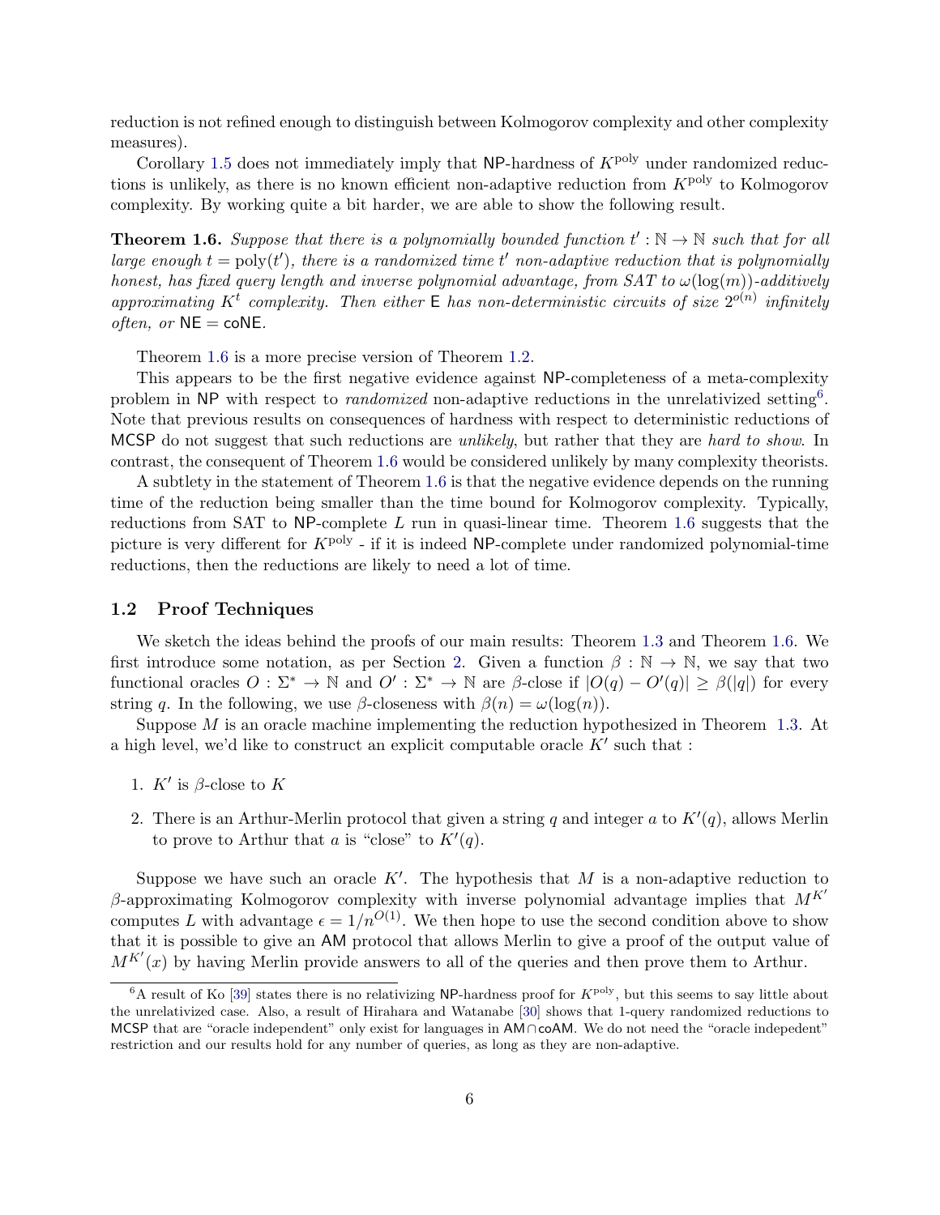reduction is not refined enough to distinguish between Kolmogorov complexity and other complexity measures).

Corollary 1.5 does not immediately imply that NP-hardness of $K^{\text{poly}}$ under randomized reductions is unlikely, as there is no known efficient non-adaptive reduction from $K^{\text{poly}}$ to Kolmogorov complexity. By working quite a bit harder, we are able to show the following result.

**Theorem 1.6.** *Suppose that there is a polynomially bounded function $t' : \mathbb{N} \to \mathbb{N}$ such that for all large enough $t = \text{poly}(t')$, there is a randomized time $t'$ non-adaptive reduction that is polynomially honest, has fixed query length and inverse polynomial advantage, from SAT to $\omega(\log(m))$-additively approximating $K^t$ complexity. Then either* E *has non-deterministic circuits of size $2^{o(n)}$ infinitely often, or* NE = coNE.

Theorem 1.6 is a more precise version of Theorem 1.2.

This appears to be the first negative evidence against NP-completeness of a meta-complexity problem in NP with respect to *randomized* non-adaptive reductions in the unrelativized setting[6]. Note that previous results on consequences of hardness with respect to deterministic reductions of MCSP do not suggest that such reductions are *unlikely*, but rather that they are *hard to show*. In contrast, the consequent of Theorem 1.6 would be considered unlikely by many complexity theorists.

A subtlety in the statement of Theorem 1.6 is that the negative evidence depends on the running time of the reduction being smaller than the time bound for Kolmogorov complexity. Typically, reductions from SAT to NP-complete $L$ run in quasi-linear time. Theorem 1.6 suggests that the picture is very different for $K^{\text{poly}}$ - if it is indeed NP-complete under randomized polynomial-time reductions, then the reductions are likely to need a lot of time.

## 1.2 Proof Techniques

We sketch the ideas behind the proofs of our main results: Theorem 1.3 and Theorem 1.6. We first introduce some notation, as per Section 2. Given a function $\beta : \mathbb{N} \to \mathbb{N}$, we say that two functional oracles $O : \Sigma^* \to \mathbb{N}$ and $O' : \Sigma^* \to \mathbb{N}$ are $\beta$-close if $|O(q) - O'(q)| \geq \beta(|q|)$ for every string $q$. In the following, we use $\beta$-closeness with $\beta(n) = \omega(\log(n))$.

Suppose $M$ is an oracle machine implementing the reduction hypothesized in Theorem 1.3. At a high level, we'd like to construct an explicit computable oracle $K'$ such that :

1. $K'$ is $\beta$-close to $K$
2. There is an Arthur-Merlin protocol that given a string $q$ and integer $a$ to $K'(q)$, allows Merlin to prove to Arthur that $a$ is "close" to $K'(q)$.

Suppose we have such an oracle $K'$. The hypothesis that $M$ is a non-adaptive reduction to $\beta$-approximating Kolmogorov complexity with inverse polynomial advantage implies that $M^{K'}$ computes $L$ with advantage $\epsilon = 1/n^{O(1)}$. We then hope to use the second condition above to show that it is possible to give an AM protocol that allows Merlin to give a proof of the output value of $M^{K'}(x)$ by having Merlin provide answers to all of the queries and then prove them to Arthur.

[6] A result of Ko [39] states there is no relativizing NP-hardness proof for $K^{\text{poly}}$, but this seems to say little about the unrelativized case. Also, a result of Hirahara and Watanabe [30] shows that 1-query randomized reductions to MCSP that are "oracle independent" only exist for languages in AM∩coAM. We do not need the "oracle indepedent" restriction and our results hold for any number of queries, as long as they are non-adaptive.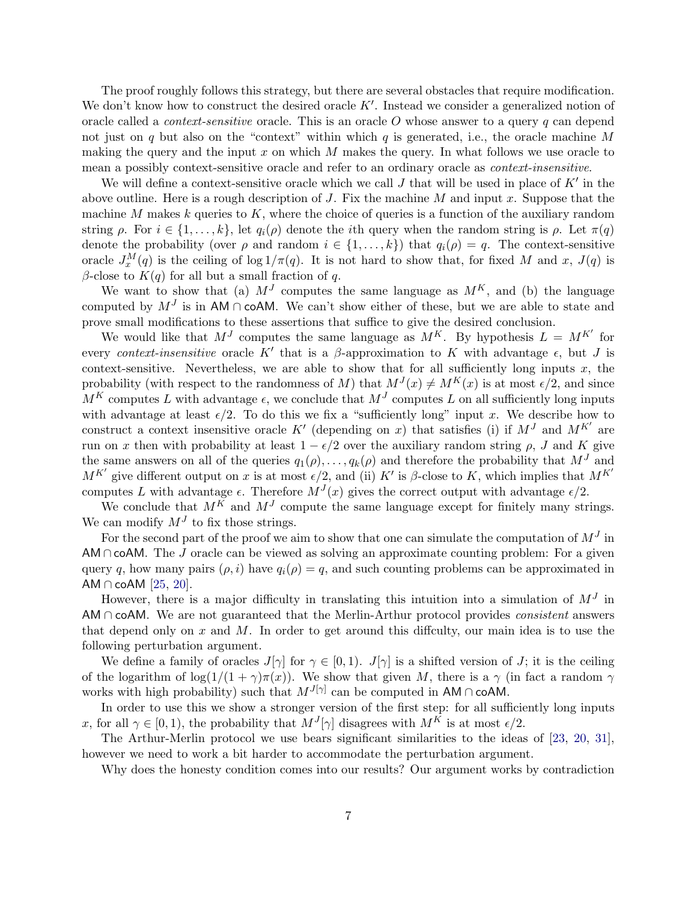The proof roughly follows this strategy, but there are several obstacles that require modification. We don't know how to construct the desired oracle $K'$. Instead we consider a generalized notion of oracle called a *context-sensitive* oracle. This is an oracle $O$ whose answer to a query $q$ can depend not just on $q$ but also on the "context" within which $q$ is generated, i.e., the oracle machine $M$ making the query and the input $x$ on which $M$ makes the query. In what follows we use oracle to mean a possibly context-sensitive oracle and refer to an ordinary oracle as *context-insensitive*.

We will define a context-sensitive oracle which we call $J$ that will be used in place of $K'$ in the above outline. Here is a rough description of $J$. Fix the machine $M$ and input $x$. Suppose that the machine $M$ makes $k$ queries to $K$, where the choice of queries is a function of the auxiliary random string $\rho$. For $i \in \{1, \ldots, k\}$, let $q_i(\rho)$ denote the $i$th query when the random string is $\rho$. Let $\pi(q)$ denote the probability (over $\rho$ and random $i \in \{1, \ldots, k\}$) that $q_i(\rho) = q$. The context-sensitive oracle $J_x^M(q)$ is the ceiling of $\log 1/\pi(q)$. It is not hard to show that, for fixed $M$ and $x$, $J(q)$ is $\beta$-close to $K(q)$ for all but a small fraction of $q$.

We want to show that (a) $M^J$ computes the same language as $M^K$, and (b) the language computed by $M^J$ is in $\mathsf{AM} \cap \mathsf{coAM}$. We can't show either of these, but we are able to state and prove small modifications to these assertions that suffice to give the desired conclusion.

We would like that $M^J$ computes the same language as $M^K$. By hypothesis $L = M^{K'}$ for every *context-insensitive* oracle $K'$ that is a $\beta$-approximation to $K$ with advantage $\epsilon$, but $J$ is context-sensitive. Nevertheless, we are able to show that for all sufficiently long inputs $x$, the probability (with respect to the randomness of $M$) that $M^J(x) \neq M^K(x)$ is at most $\epsilon/2$, and since $M^K$ computes $L$ with advantage $\epsilon$, we conclude that $M^J$ computes $L$ on all sufficiently long inputs with advantage at least $\epsilon/2$. To do this we fix a "sufficiently long" input $x$. We describe how to construct a context insensitive oracle $K'$ (depending on $x$) that satisfies (i) if $M^J$ and $M^{K'}$ are run on $x$ then with probability at least $1 - \epsilon/2$ over the auxiliary random string $\rho$, $J$ and $K$ give the same answers on all of the queries $q_1(\rho), \ldots, q_k(\rho)$ and therefore the probability that $M^J$ and $M^{K'}$ give different output on $x$ is at most $\epsilon/2$, and (ii) $K'$ is $\beta$-close to $K$, which implies that $M^{K'}$ computes $L$ with advantage $\epsilon$. Therefore $M^J(x)$ gives the correct output with advantage $\epsilon/2$.

We conclude that $M^K$ and $M^J$ compute the same language except for finitely many strings. We can modify $M^J$ to fix those strings.

For the second part of the proof we aim to show that one can simulate the computation of $M^J$ in $\mathsf{AM} \cap \mathsf{coAM}$. The $J$ oracle can be viewed as solving an approximate counting problem: For a given query $q$, how many pairs $(\rho, i)$ have $q_i(\rho) = q$, and such counting problems can be approximated in $\mathsf{AM} \cap \mathsf{coAM}$ [25, 20].

However, there is a major difficulty in translating this intuition into a simulation of $M^J$ in $\mathsf{AM} \cap \mathsf{coAM}$. We are not guaranteed that the Merlin-Arthur protocol provides *consistent* answers that depend only on $x$ and $M$. In order to get around this diffculty, our main idea is to use the following perturbation argument.

We define a family of oracles $J[\gamma]$ for $\gamma \in [0, 1)$. $J[\gamma]$ is a shifted version of $J$; it is the ceiling of the logarithm of $\log(1/(1+\gamma)\pi(x))$. We show that given $M$, there is a $\gamma$ (in fact a random $\gamma$ works with high probability) such that $M^{J[\gamma]}$ can be computed in $\mathsf{AM} \cap \mathsf{coAM}$.

In order to use this we show a stronger version of the first step: for all sufficiently long inputs $x$, for all $\gamma \in [0, 1)$, the probability that $M^J[\gamma]$ disagrees with $M^K$ is at most $\epsilon/2$.

The Arthur-Merlin protocol we use bears significant similarities to the ideas of [23, 20, 31], however we need to work a bit harder to accommodate the perturbation argument.

Why does the honesty condition comes into our results? Our argument works by contradiction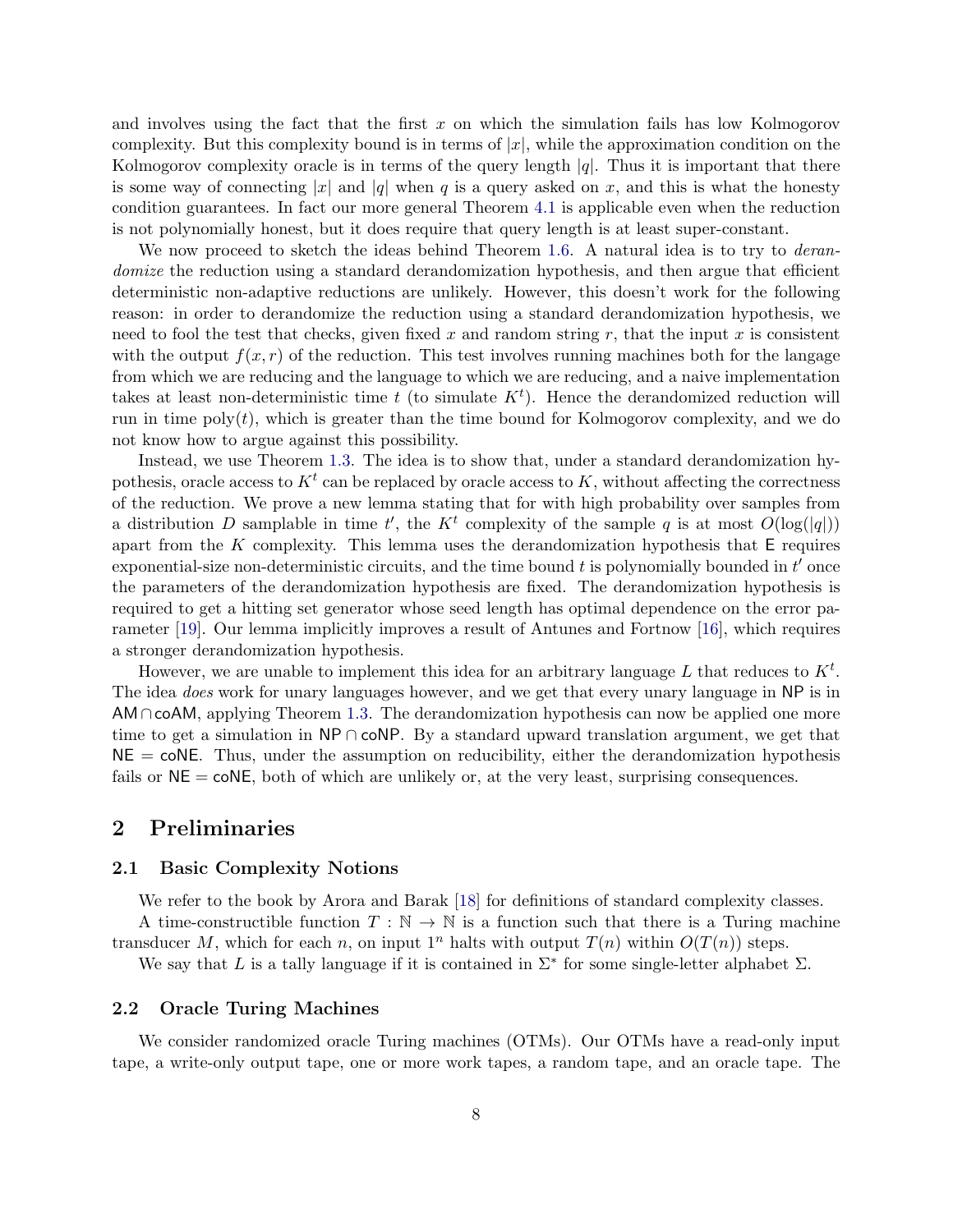and involves using the fact that the first $x$ on which the simulation fails has low Kolmogorov complexity. But this complexity bound is in terms of $|x|$, while the approximation condition on the Kolmogorov complexity oracle is in terms of the query length $|q|$. Thus it is important that there is some way of connecting $|x|$ and $|q|$ when $q$ is a query asked on $x$, and this is what the honesty condition guarantees. In fact our more general Theorem 4.1 is applicable even when the reduction is not polynomially honest, but it does require that query length is at least super-constant.

We now proceed to sketch the ideas behind Theorem 1.6. A natural idea is to try to *derandomize* the reduction using a standard derandomization hypothesis, and then argue that efficient deterministic non-adaptive reductions are unlikely. However, this doesn't work for the following reason: in order to derandomize the reduction using a standard derandomization hypothesis, we need to fool the test that checks, given fixed $x$ and random string $r$, that the input $x$ is consistent with the output $f(x, r)$ of the reduction. This test involves running machines both for the langage from which we are reducing and the language to which we are reducing, and a naive implementation takes at least non-deterministic time $t$ (to simulate $K^t$). Hence the derandomized reduction will run in time $\text{poly}(t)$, which is greater than the time bound for Kolmogorov complexity, and we do not know how to argue against this possibility.

Instead, we use Theorem 1.3. The idea is to show that, under a standard derandomization hypothesis, oracle access to $K^t$ can be replaced by oracle access to $K$, without affecting the correctness of the reduction. We prove a new lemma stating that for with high probability over samples from a distribution $D$ samplable in time $t'$, the $K^t$ complexity of the sample $q$ is at most $O(\log(|q|))$ apart from the $K$ complexity. This lemma uses the derandomization hypothesis that $\mathsf{E}$ requires exponential-size non-deterministic circuits, and the time bound $t$ is polynomially bounded in $t'$ once the parameters of the derandomization hypothesis are fixed. The derandomization hypothesis is required to get a hitting set generator whose seed length has optimal dependence on the error parameter [19]. Our lemma implicitly improves a result of Antunes and Fortnow [16], which requires a stronger derandomization hypothesis.

However, we are unable to implement this idea for an arbitrary language $L$ that reduces to $K^t$. The idea *does* work for unary languages however, and we get that every unary language in $\mathsf{NP}$ is in $\mathsf{AM} \cap \mathsf{coAM}$, applying Theorem 1.3. The derandomization hypothesis can now be applied one more time to get a simulation in $\mathsf{NP} \cap \mathsf{coNP}$. By a standard upward translation argument, we get that $\mathsf{NE} = \mathsf{coNE}$. Thus, under the assumption on reducibility, either the derandomization hypothesis fails or $\mathsf{NE} = \mathsf{coNE}$, both of which are unlikely or, at the very least, surprising consequences.

# 2 Preliminaries

## 2.1 Basic Complexity Notions

We refer to the book by Arora and Barak [18] for definitions of standard complexity classes.

A time-constructible function $T : \mathbb{N} \to \mathbb{N}$ is a function such that there is a Turing machine transducer $M$, which for each $n$, on input $1^n$ halts with output $T(n)$ within $O(T(n))$ steps.

We say that $L$ is a tally language if it is contained in $\Sigma^*$ for some single-letter alphabet $\Sigma$.

## 2.2 Oracle Turing Machines

We consider randomized oracle Turing machines (OTMs). Our OTMs have a read-only input tape, a write-only output tape, one or more work tapes, a random tape, and an oracle tape. The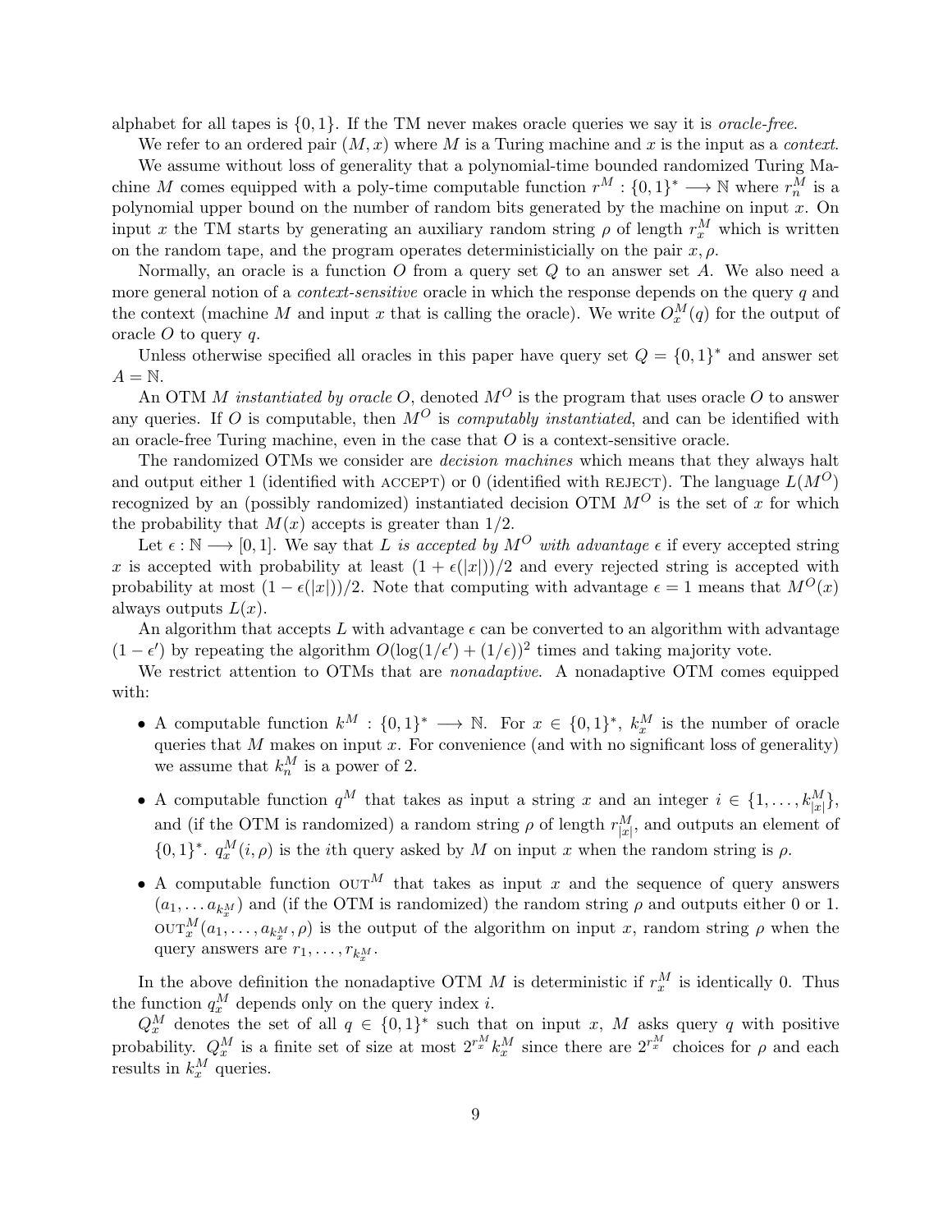alphabet for all tapes is $\{0, 1\}$. If the TM never makes oracle queries we say it is *oracle-free*.

We refer to an ordered pair $(M, x)$ where $M$ is a Turing machine and $x$ is the input as a *context*.

We assume without loss of generality that a polynomial-time bounded randomized Turing Machine $M$ comes equipped with a poly-time computable function $r^M : \{0,1\}^* \longrightarrow \mathbb{N}$ where $r^M_n$ is a polynomial upper bound on the number of random bits generated by the machine on input $x$. On input $x$ the TM starts by generating an auxiliary random string $\rho$ of length $r^M_x$ which is written on the random tape, and the program operates deterministicially on the pair $x, \rho$.

Normally, an oracle is a function $O$ from a query set $Q$ to an answer set $A$. We also need a more general notion of a *context-sensitive* oracle in which the response depends on the query $q$ and the context (machine $M$ and input $x$ that is calling the oracle). We write $O^M_x(q)$ for the output of oracle $O$ to query $q$.

Unless otherwise specified all oracles in this paper have query set $Q = \{0,1\}^*$ and answer set $A = \mathbb{N}$.

An OTM $M$ *instantiated by oracle* $O$, denoted $M^O$ is the program that uses oracle $O$ to answer any queries. If $O$ is computable, then $M^O$ is *computably instantiated*, and can be identified with an oracle-free Turing machine, even in the case that $O$ is a context-sensitive oracle.

The randomized OTMs we consider are *decision machines* which means that they always halt and output either 1 (identified with ACCEPT) or 0 (identified with REJECT). The language $L(M^O)$ recognized by an (possibly randomized) instantiated decision OTM $M^O$ is the set of $x$ for which the probability that $M(x)$ accepts is greater than $1/2$.

Let $\epsilon : \mathbb{N} \longrightarrow [0,1]$. We say that $L$ *is accepted by* $M^O$ *with advantage* $\epsilon$ if every accepted string $x$ is accepted with probability at least $(1 + \epsilon(|x|))/2$ and every rejected string is accepted with probability at most $(1 - \epsilon(|x|))/2$. Note that computing with advantage $\epsilon = 1$ means that $M^O(x)$ always outputs $L(x)$.

An algorithm that accepts $L$ with advantage $\epsilon$ can be converted to an algorithm with advantage $(1 - \epsilon')$ by repeating the algorithm $O(\log(1/\epsilon') + (1/\epsilon))^2$ times and taking majority vote.

We restrict attention to OTMs that are *nonadaptive*. A nonadaptive OTM comes equipped with:

- A computable function $k^M : \{0,1\}^* \longrightarrow \mathbb{N}$. For $x \in \{0,1\}^*$, $k^M_x$ is the number of oracle queries that $M$ makes on input $x$. For convenience (and with no significant loss of generality) we assume that $k^M_n$ is a power of 2.
- A computable function $q^M$ that takes as input a string $x$ and an integer $i \in \{1, \ldots, k^M_{|x|}\}$, and (if the OTM is randomized) a random string $\rho$ of length $r^M_{|x|}$, and outputs an element of $\{0,1\}^*$. $q^M_x(i, \rho)$ is the $i$th query asked by $M$ on input $x$ when the random string is $\rho$.
- A computable function $\text{OUT}^M$ that takes as input $x$ and the sequence of query answers $(a_1, \ldots a_{k^M_x})$ and (if the OTM is randomized) the random string $\rho$ and outputs either 0 or 1. $\text{OUT}^M_x(a_1, \ldots, a_{k^M_x}, \rho)$ is the output of the algorithm on input $x$, random string $\rho$ when the query answers are $r_1, \ldots, r_{k^M_x}$.

In the above definition the nonadaptive OTM $M$ is deterministic if $r^M_x$ is identically 0. Thus the function $q^M_x$ depends only on the query index $i$.

$Q^M_x$ denotes the set of all $q \in \{0,1\}^*$ such that on input $x$, $M$ asks query $q$ with positive probability. $Q^M_x$ is a finite set of size at most $2^{r^M_x} k^M_x$ since there are $2^{r^M_x}$ choices for $\rho$ and each results in $k^M_x$ queries.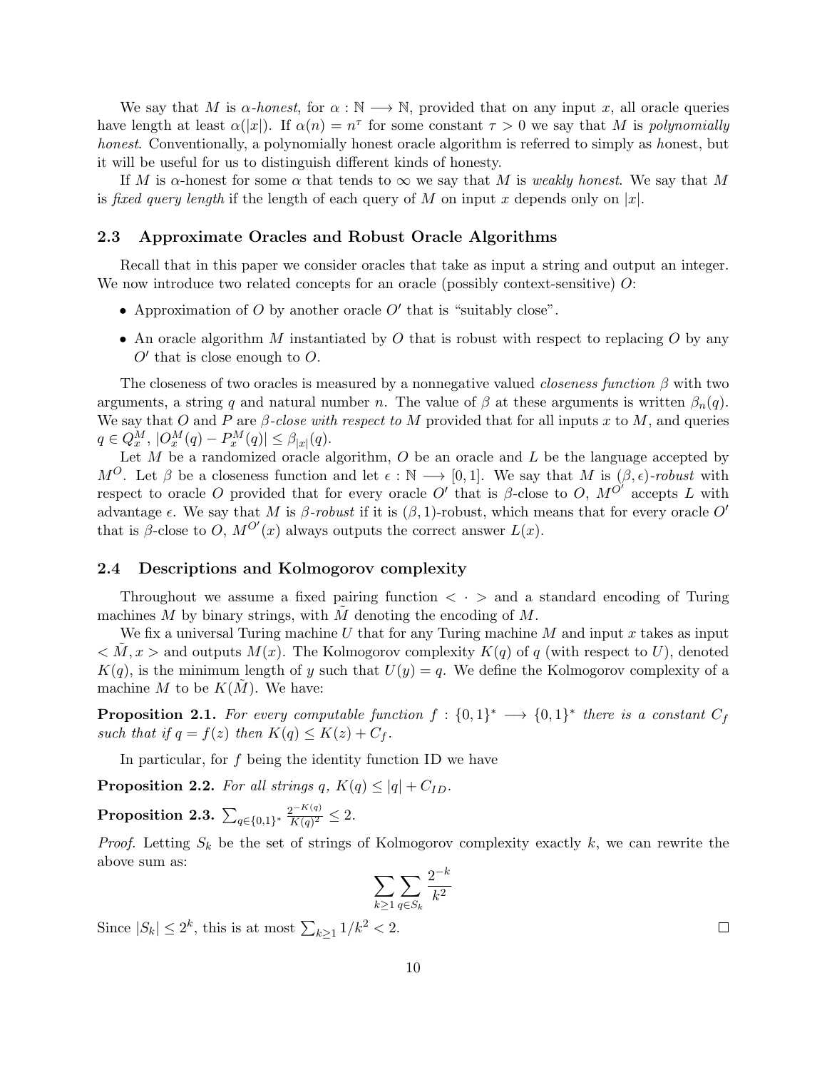We say that $M$ is *$\alpha$-honest*, for $\alpha : \mathbb{N} \longrightarrow \mathbb{N}$, provided that on any input $x$, all oracle queries have length at least $\alpha(|x|)$. If $\alpha(n) = n^\tau$ for some constant $\tau > 0$ we say that $M$ is *polynomially honest*. Conventionally, a polynomially honest oracle algorithm is referred to simply as *h*onest, but it will be useful for us to distinguish different kinds of honesty.

If $M$ is $\alpha$-honest for some $\alpha$ that tends to $\infty$ we say that $M$ is *weakly honest*. We say that $M$ is *fixed query length* if the length of each query of $M$ on input $x$ depends only on $|x|$.

### 2.3 Approximate Oracles and Robust Oracle Algorithms

Recall that in this paper we consider oracles that take as input a string and output an integer. We now introduce two related concepts for an oracle (possibly context-sensitive) $O$:

- Approximation of $O$ by another oracle $O'$ that is "suitably close".
- An oracle algorithm $M$ instantiated by $O$ that is robust with respect to replacing $O$ by any $O'$ that is close enough to $O$.

The closeness of two oracles is measured by a nonnegative valued *closeness function* $\beta$ with two arguments, a string $q$ and natural number $n$. The value of $\beta$ at these arguments is written $\beta_n(q)$. We say that $O$ and $P$ are *$\beta$-close with respect to* $M$ provided that for all inputs $x$ to $M$, and queries $q \in Q_x^M$, $|O_x^M(q) - P_x^M(q)| \leq \beta_{|x|}(q)$.

Let $M$ be a randomized oracle algorithm, $O$ be an oracle and $L$ be the language accepted by $M^O$. Let $\beta$ be a closeness function and let $\epsilon : \mathbb{N} \longrightarrow [0, 1]$. We say that $M$ is *$(\beta, \epsilon)$-robust* with respect to oracle $O$ provided that for every oracle $O'$ that is $\beta$-close to $O$, $M^{O'}$ accepts $L$ with advantage $\epsilon$. We say that $M$ is *$\beta$-robust* if it is $(\beta, 1)$-robust, which means that for every oracle $O'$ that is $\beta$-close to $O$, $M^{O'}(x)$ always outputs the correct answer $L(x)$.

### 2.4 Descriptions and Kolmogorov complexity

Throughout we assume a fixed pairing function $< \cdot >$ and a standard encoding of Turing machines $M$ by binary strings, with $\tilde{M}$ denoting the encoding of $M$.

We fix a universal Turing machine $U$ that for any Turing machine $M$ and input $x$ takes as input $< \tilde{M}, x >$ and outputs $M(x)$. The Kolmogorov complexity $K(q)$ of $q$ (with respect to $U$), denoted $K(q)$, is the minimum length of $y$ such that $U(y) = q$. We define the Kolmogorov complexity of a machine $M$ to be $K(\tilde{M})$. We have:

**Proposition 2.1.** *For every computable function $f : \{0,1\}^* \longrightarrow \{0,1\}^*$ there is a constant $C_f$ such that if $q = f(z)$ then $K(q) \leq K(z) + C_f$.*

In particular, for $f$ being the identity function ID we have

**Proposition 2.2.** *For all strings $q$, $K(q) \leq |q| + C_{ID}$.*

**Proposition 2.3.** $\sum_{q \in \{0,1\}^*} \frac{2^{-K(q)}}{K(q)^2} \leq 2$.

*Proof.* Letting $S_k$ be the set of strings of Kolmogorov complexity exactly $k$, we can rewrite the above sum as:

$$\sum_{k \geq 1} \sum_{q \in S_k} \frac{2^{-k}}{k^2}$$

Since $|S_k| \leq 2^k$, this is at most $\sum_{k \geq 1} 1/k^2 < 2$. $\square$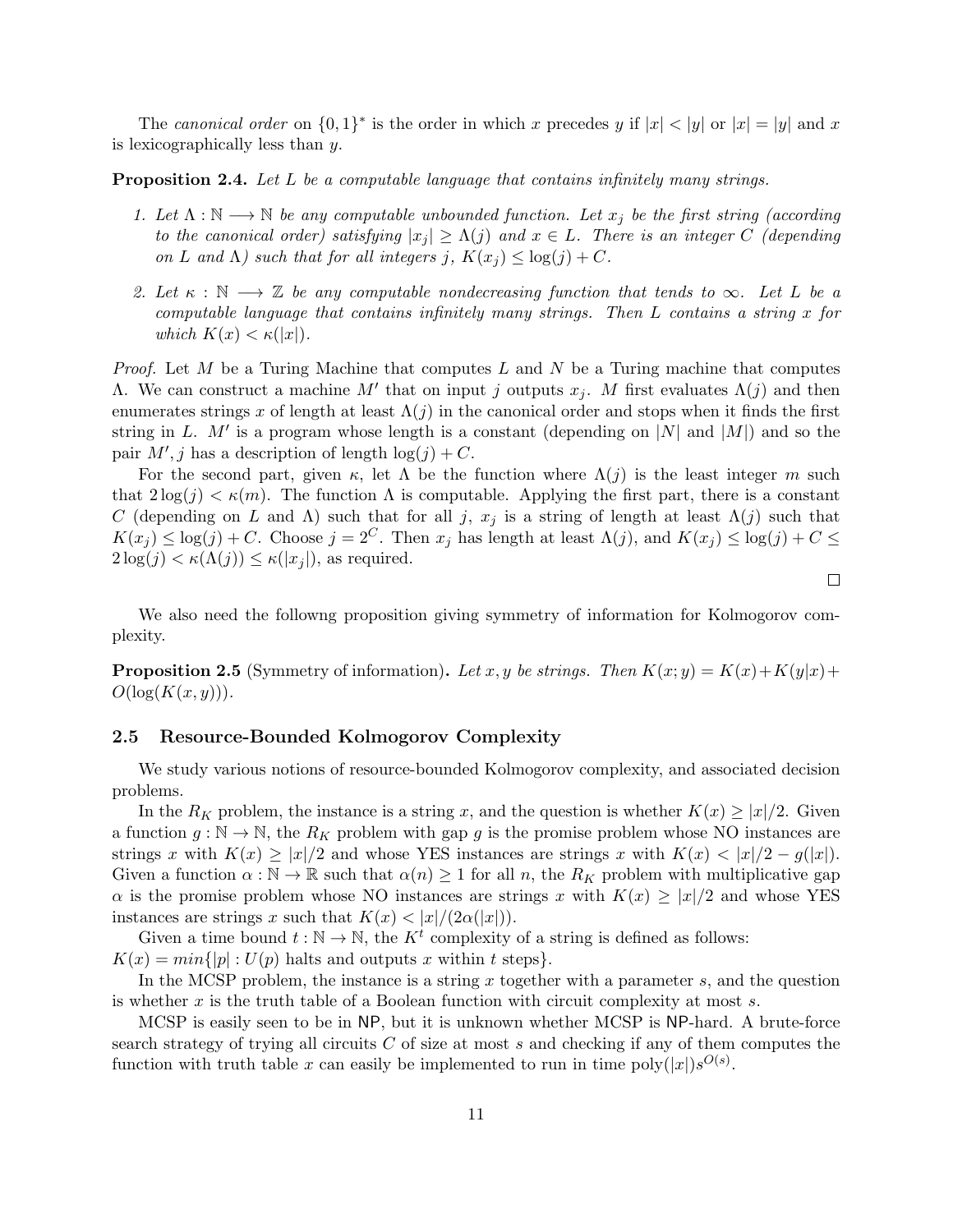The *canonical order* on $\{0,1\}^*$ is the order in which $x$ precedes $y$ if $|x| < |y|$ or $|x| = |y|$ and $x$ is lexicographically less than $y$.

**Proposition 2.4.** *Let $L$ be a computable language that contains infinitely many strings.*

1. *Let $\Lambda : \mathbb{N} \longrightarrow \mathbb{N}$ be any computable unbounded function. Let $x_j$ be the first string (according to the canonical order) satisfying $|x_j| \geq \Lambda(j)$ and $x \in L$. There is an integer $C$ (depending on $L$ and $\Lambda$) such that for all integers $j$, $K(x_j) \leq \log(j) + C$.*
2. *Let $\kappa : \mathbb{N} \longrightarrow \mathbb{Z}$ be any computable nondecreasing function that tends to $\infty$. Let $L$ be a computable language that contains infinitely many strings. Then $L$ contains a string $x$ for which $K(x) < \kappa(|x|)$.*

*Proof.* Let $M$ be a Turing Machine that computes $L$ and $N$ be a Turing machine that computes $\Lambda$. We can construct a machine $M'$ that on input $j$ outputs $x_j$. $M$ first evaluates $\Lambda(j)$ and then enumerates strings $x$ of length at least $\Lambda(j)$ in the canonical order and stops when it finds the first string in $L$. $M'$ is a program whose length is a constant (depending on $|N|$ and $|M|$) and so the pair $M', j$ has a description of length $\log(j) + C$.

For the second part, given $\kappa$, let $\Lambda$ be the function where $\Lambda(j)$ is the least integer $m$ such that $2\log(j) < \kappa(m)$. The function $\Lambda$ is computable. Applying the first part, there is a constant $C$ (depending on $L$ and $\Lambda$) such that for all $j$, $x_j$ is a string of length at least $\Lambda(j)$ such that $K(x_j) \leq \log(j) + C$. Choose $j = 2^C$. Then $x_j$ has length at least $\Lambda(j)$, and $K(x_j) \leq \log(j) + C \leq 2\log(j) < \kappa(\Lambda(j)) \leq \kappa(|x_j|)$, as required. ∎

We also need the followng proposition giving symmetry of information for Kolmogorov complexity.

**Proposition 2.5** (Symmetry of information)**.** *Let $x, y$ be strings. Then $K(x; y) = K(x) + K(y|x) + O(\log(K(x, y)))$.*

### 2.5 Resource-Bounded Kolmogorov Complexity

We study various notions of resource-bounded Kolmogorov complexity, and associated decision problems.

In the $R_K$ problem, the instance is a string $x$, and the question is whether $K(x) \geq |x|/2$. Given a function $g : \mathbb{N} \to \mathbb{N}$, the $R_K$ problem with gap $g$ is the promise problem whose NO instances are strings $x$ with $K(x) \geq |x|/2$ and whose YES instances are strings $x$ with $K(x) < |x|/2 - g(|x|)$. Given a function $\alpha : \mathbb{N} \to \mathbb{R}$ such that $\alpha(n) \geq 1$ for all $n$, the $R_K$ problem with multiplicative gap $\alpha$ is the promise problem whose NO instances are strings $x$ with $K(x) \geq |x|/2$ and whose YES instances are strings $x$ such that $K(x) < |x|/(2\alpha(|x|))$.

Given a time bound $t : \mathbb{N} \to \mathbb{N}$, the $K^t$ complexity of a string is defined as follows:
$K(x) = min\{|p| : U(p) \text{ halts and outputs } x \text{ within } t \text{ steps}\}$.

In the MCSP problem, the instance is a string $x$ together with a parameter $s$, and the question is whether $x$ is the truth table of a Boolean function with circuit complexity at most $s$.

MCSP is easily seen to be in $\mathsf{NP}$, but it is unknown whether MCSP is $\mathsf{NP}$-hard. A brute-force search strategy of trying all circuits $C$ of size at most $s$ and checking if any of them computes the function with truth table $x$ can easily be implemented to run in time $\text{poly}(|x|)s^{O(s)}$.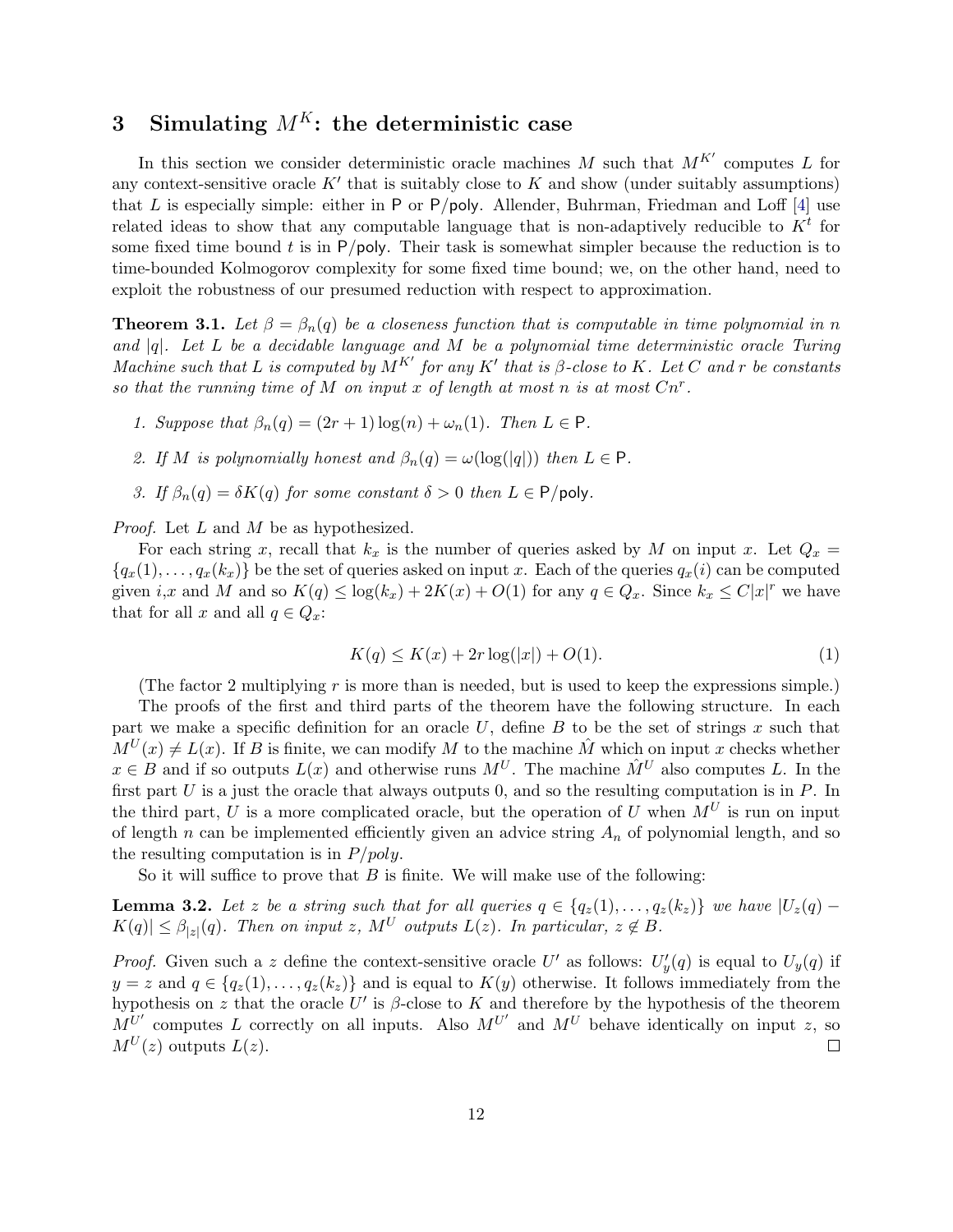# 3 Simulating $M^K$: the deterministic case

In this section we consider deterministic oracle machines $M$ such that $M^{K'}$ computes $L$ for any context-sensitive oracle $K'$ that is suitably close to $K$ and show (under suitably assumptions) that $L$ is especially simple: either in P or P/poly. Allender, Buhrman, Friedman and Loff [4] use related ideas to show that any computable language that is non-adaptively reducible to $K^t$ for some fixed time bound $t$ is in P/poly. Their task is somewhat simpler because the reduction is to time-bounded Kolmogorov complexity for some fixed time bound; we, on the other hand, need to exploit the robustness of our presumed reduction with respect to approximation.

**Theorem 3.1.** *Let $\beta = \beta_n(q)$ be a closeness function that is computable in time polynomial in $n$ and $|q|$. Let $L$ be a decidable language and $M$ be a polynomial time deterministic oracle Turing Machine such that $L$ is computed by $M^{K'}$ for any $K'$ that is $\beta$-close to $K$. Let $C$ and $r$ be constants so that the running time of $M$ on input $x$ of length at most $n$ is at most $Cn^r$.*

1. *Suppose that $\beta_n(q) = (2r+1)\log(n) + \omega_n(1)$. Then $L \in$ P.*
2. *If $M$ is polynomially honest and $\beta_n(q) = \omega(\log(|q|))$ then $L \in$ P.*
3. *If $\beta_n(q) = \delta K(q)$ for some constant $\delta > 0$ then $L \in$ P/poly.*

*Proof.* Let $L$ and $M$ be as hypothesized.

For each string $x$, recall that $k_x$ is the number of queries asked by $M$ on input $x$. Let $Q_x = \{q_x(1), \ldots, q_x(k_x)\}$ be the set of queries asked on input $x$. Each of the queries $q_x(i)$ can be computed given $i$,$x$ and $M$ and so $K(q) \leq \log(k_x) + 2K(x) + O(1)$ for any $q \in Q_x$. Since $k_x \leq C|x|^r$ we have that for all $x$ and all $q \in Q_x$:

$$K(q) \leq K(x) + 2r\log(|x|) + O(1). \tag{1}$$

(The factor 2 multiplying $r$ is more than is needed, but is used to keep the expressions simple.)

The proofs of the first and third parts of the theorem have the following structure. In each part we make a specific definition for an oracle $U$, define $B$ to be the set of strings $x$ such that $M^U(x) \neq L(x)$. If $B$ is finite, we can modify $M$ to the machine $\hat{M}$ which on input $x$ checks whether $x \in B$ and if so outputs $L(x)$ and otherwise runs $M^U$. The machine $\hat{M}^U$ also computes $L$. In the first part $U$ is a just the oracle that always outputs 0, and so the resulting computation is in $P$. In the third part, $U$ is a more complicated oracle, but the operation of $U$ when $M^U$ is run on input of length $n$ can be implemented efficiently given an advice string $A_n$ of polynomial length, and so the resulting computation is in $P/poly$.

So it will suffice to prove that $B$ is finite. We will make use of the following:

**Lemma 3.2.** *Let $z$ be a string such that for all queries $q \in \{q_z(1), \ldots, q_z(k_z)\}$ we have $|U_z(q) - K(q)| \leq \beta_{|z|}(q)$. Then on input $z$, $M^U$ outputs $L(z)$. In particular, $z \notin B$.*

*Proof.* Given such a $z$ define the context-sensitive oracle $U'$ as follows: $U'_y(q)$ is equal to $U_y(q)$ if $y = z$ and $q \in \{q_z(1), \ldots, q_z(k_z)\}$ and is equal to $K(y)$ otherwise. It follows immediately from the hypothesis on $z$ that the oracle $U'$ is $\beta$-close to $K$ and therefore by the hypothesis of the theorem $M^{U'}$ computes $L$ correctly on all inputs. Also $M^{U'}$ and $M^U$ behave identically on input $z$, so $M^U(z)$ outputs $L(z)$. $\square$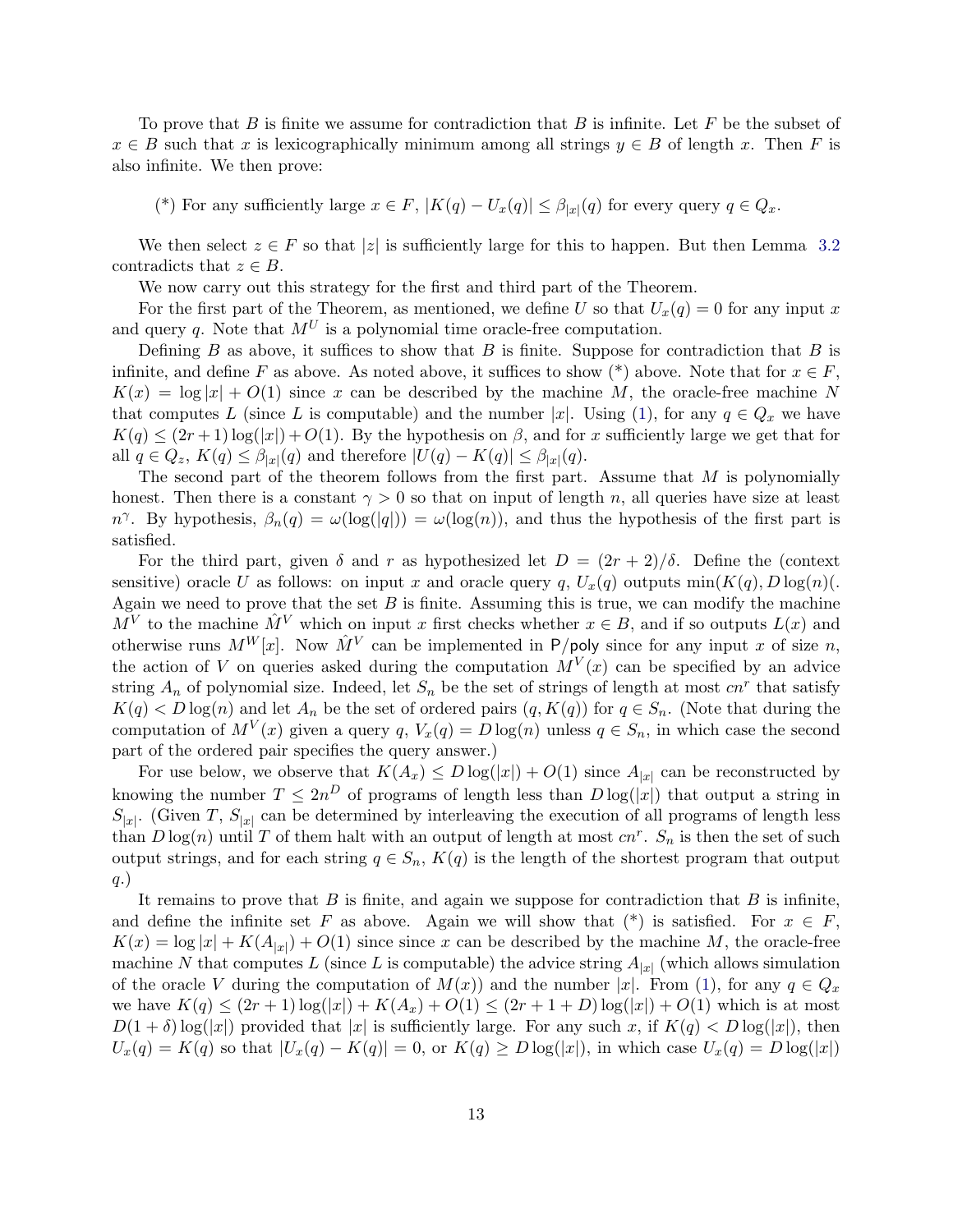To prove that $B$ is finite we assume for contradiction that $B$ is infinite. Let $F$ be the subset of $x \in B$ such that $x$ is lexicographically minimum among all strings $y \in B$ of length $x$. Then $F$ is also infinite. We then prove:

(*) For any sufficiently large $x \in F$, $|K(q) - U_x(q)| \leq \beta_{|x|}(q)$ for every query $q \in Q_x$.

We then select $z \in F$ so that $|z|$ is sufficiently large for this to happen. But then Lemma 3.2 contradicts that $z \in B$.

We now carry out this strategy for the first and third part of the Theorem.

For the first part of the Theorem, as mentioned, we define $U$ so that $U_x(q) = 0$ for any input $x$ and query $q$. Note that $M^U$ is a polynomial time oracle-free computation.

Defining $B$ as above, it suffices to show that $B$ is finite. Suppose for contradiction that $B$ is infinite, and define $F$ as above. As noted above, it suffices to show (*) above. Note that for $x \in F$, $K(x) = \log|x| + O(1)$ since $x$ can be described by the machine $M$, the oracle-free machine $N$ that computes $L$ (since $L$ is computable) and the number $|x|$. Using (1), for any $q \in Q_x$ we have $K(q) \leq (2r+1)\log(|x|) + O(1)$. By the hypothesis on $\beta$, and for $x$ sufficiently large we get that for all $q \in Q_z$, $K(q) \leq \beta_{|x|}(q)$ and therefore $|U(q) - K(q)| \leq \beta_{|x|}(q)$.

The second part of the theorem follows from the first part. Assume that $M$ is polynomially honest. Then there is a constant $\gamma > 0$ so that on input of length $n$, all queries have size at least $n^\gamma$. By hypothesis, $\beta_n(q) = \omega(\log(|q|)) = \omega(\log(n))$, and thus the hypothesis of the first part is satisfied.

For the third part, given $\delta$ and $r$ as hypothesized let $D = (2r+2)/\delta$. Define the (context sensitive) oracle $U$ as follows: on input $x$ and oracle query $q$, $U_x(q)$ outputs $\min(K(q), D\log(n)($. Again we need to prove that the set $B$ is finite. Assuming this is true, we can modify the machine $M^V$ to the machine $\hat{M}^V$ which on input $x$ first checks whether $x \in B$, and if so outputs $L(x)$ and otherwise runs $M^W[x]$. Now $\hat{M}^V$ can be implemented in $\mathsf{P/poly}$ since for any input $x$ of size $n$, the action of $V$ on queries asked during the computation $M^V(x)$ can be specified by an advice string $A_n$ of polynomial size. Indeed, let $S_n$ be the set of strings of length at most $cn^r$ that satisfy $K(q) < D\log(n)$ and let $A_n$ be the set of ordered pairs $(q, K(q))$ for $q \in S_n$. (Note that during the computation of $M^V(x)$ given a query $q$, $V_x(q) = D\log(n)$ unless $q \in S_n$, in which case the second part of the ordered pair specifies the query answer.)

For use below, we observe that $K(A_x) \leq D\log(|x|) + O(1)$ since $A_{|x|}$ can be reconstructed by knowing the number $T \leq 2n^D$ of programs of length less than $D\log(|x|)$ that output a string in $S_{|x|}$. (Given $T$, $S_{|x|}$ can be determined by interleaving the execution of all programs of length less than $D\log(n)$ until $T$ of them halt with an output of length at most $cn^r$. $S_n$ is then the set of such output strings, and for each string $q \in S_n$, $K(q)$ is the length of the shortest program that output $q$.)

It remains to prove that $B$ is finite, and again we suppose for contradiction that $B$ is infinite, and define the infinite set $F$ as above. Again we will show that (*) is satisfied. For $x \in F$, $K(x) = \log|x| + K(A_{|x|}) + O(1)$ since since $x$ can be described by the machine $M$, the oracle-free machine $N$ that computes $L$ (since $L$ is computable) the advice string $A_{|x|}$ (which allows simulation of the oracle $V$ during the computation of $M(x)$) and the number $|x|$. From (1), for any $q \in Q_x$ we have $K(q) \leq (2r+1)\log(|x|) + K(A_x) + O(1) \leq (2r+1+D)\log(|x|) + O(1)$ which is at most $D(1+\delta)\log(|x|)$ provided that $|x|$ is sufficiently large. For any such $x$, if $K(q) < D\log(|x|)$, then $U_x(q) = K(q)$ so that $|U_x(q) - K(q)| = 0$, or $K(q) \geq D\log(|x|)$, in which case $U_x(q) = D\log(|x|)$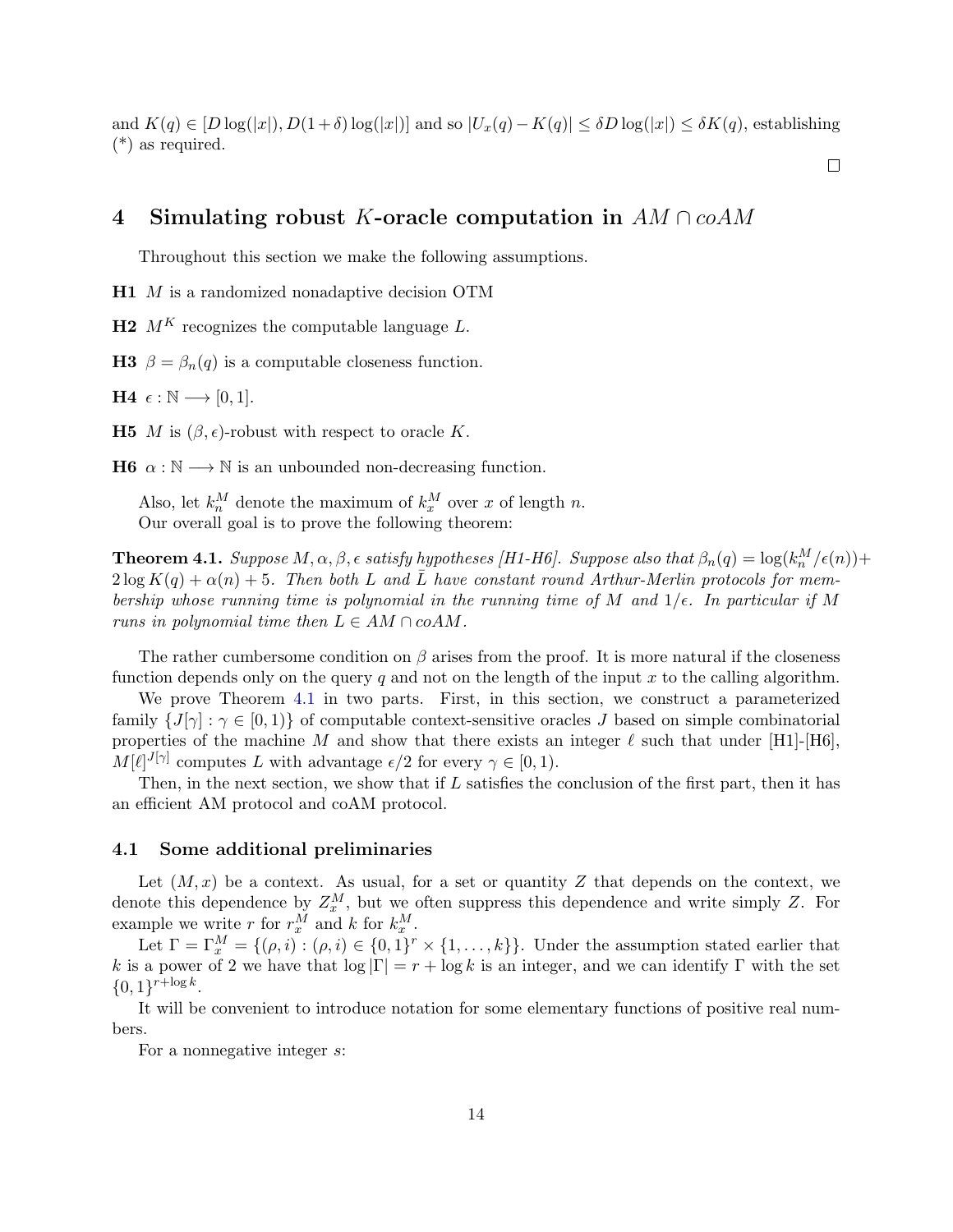and $K(q) \in [D\log(|x|), D(1+\delta)\log(|x|)]$ and so $|U_x(q) - K(q)| \leq \delta D \log(|x|) \leq \delta K(q)$, establishing (*) as required.

□

# 4 Simulating robust $K$-oracle computation in $AM \cap coAM$

Throughout this section we make the following assumptions.

**H1** $M$ is a randomized nonadaptive decision OTM

**H2** $M^K$ recognizes the computable language $L$.

**H3** $\beta = \beta_n(q)$ is a computable closeness function.

**H4** $\epsilon : \mathbb{N} \longrightarrow [0,1]$.

**H5** $M$ is $(\beta, \epsilon)$-robust with respect to oracle $K$.

**H6** $\alpha : \mathbb{N} \longrightarrow \mathbb{N}$ is an unbounded non-decreasing function.

Also, let $k_n^M$ denote the maximum of $k_x^M$ over $x$ of length $n$.

Our overall goal is to prove the following theorem:

**Theorem 4.1.** *Suppose $M, \alpha, \beta, \epsilon$ satisfy hypotheses [H1-H6]. Suppose also that $\beta_n(q) = \log(k_n^M/\epsilon(n)) + 2\log K(q) + \alpha(n) + 5$. Then both $L$ and $\bar{L}$ have constant round Arthur-Merlin protocols for membership whose running time is polynomial in the running time of $M$ and $1/\epsilon$. In particular if $M$ runs in polynomial time then $L \in AM \cap coAM$.*

The rather cumbersome condition on $\beta$ arises from the proof. It is more natural if the closeness function depends only on the query $q$ and not on the length of the input $x$ to the calling algorithm.

We prove Theorem 4.1 in two parts. First, in this section, we construct a parameterized family $\{J[\gamma] : \gamma \in [0,1)\}$ of computable context-sensitive oracles $J$ based on simple combinatorial properties of the machine $M$ and show that there exists an integer $\ell$ such that under [H1]-[H6], $M[\ell]^{J[\gamma]}$ computes $L$ with advantage $\epsilon/2$ for every $\gamma \in [0,1)$.

Then, in the next section, we show that if $L$ satisfies the conclusion of the first part, then it has an efficient AM protocol and coAM protocol.

## 4.1 Some additional preliminaries

Let $(M, x)$ be a context. As usual, for a set or quantity $Z$ that depends on the context, we denote this dependence by $Z_x^M$, but we often suppress this dependence and write simply $Z$. For example we write $r$ for $r_x^M$ and $k$ for $k_x^M$.

Let $\Gamma = \Gamma_x^M = \{(\rho, i) : (\rho, i) \in \{0,1\}^r \times \{1, \ldots, k\}\}$. Under the assumption stated earlier that $k$ is a power of 2 we have that $\log |\Gamma| = r + \log k$ is an integer, and we can identify $\Gamma$ with the set $\{0,1\}^{r+\log k}$.

It will be convenient to introduce notation for some elementary functions of positive real numbers.

For a nonnegative integer $s$: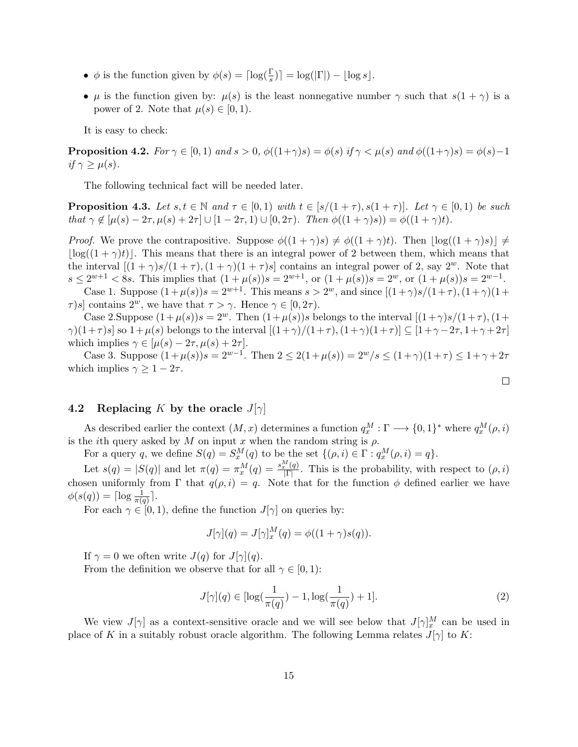- $\phi$ is the function given by $\phi(s) = \lceil \log(\frac{\Gamma}{s}) \rceil = \log(|\Gamma|) - \lfloor \log s \rfloor$.
- $\mu$ is the function given by: $\mu(s)$ is the least nonnegative number $\gamma$ such that $s(1+\gamma)$ is a power of 2. Note that $\mu(s) \in [0, 1)$.

It is easy to check:

**Proposition 4.2.** *For $\gamma \in [0, 1)$ and $s > 0$, $\phi((1+\gamma)s) = \phi(s)$ if $\gamma < \mu(s)$ and $\phi((1+\gamma)s) = \phi(s) - 1$ if $\gamma \geq \mu(s)$.*

The following technical fact will be needed later.

**Proposition 4.3.** *Let $s, t \in \mathbb{N}$ and $\tau \in [0, 1)$ with $t \in [s/(1+\tau), s(1+\tau)]$. Let $\gamma \in [0, 1)$ be such that $\gamma \notin [\mu(s) - 2\tau, \mu(s) + 2\tau] \cup [1 - 2\tau, 1) \cup [0, 2\tau)$. Then $\phi((1+\gamma)s)) = \phi((1+\gamma)t)$.*

*Proof.* We prove the contrapositive. Suppose $\phi((1+\gamma)s) \neq \phi((1+\gamma)t)$. Then $\lfloor \log((1+\gamma)s) \rfloor \neq \lfloor \log((1+\gamma)t) \rfloor$. This means that there is an integral power of 2 between them, which means that the interval $[(1+\gamma)s/(1+\tau), (1+\gamma)(1+\tau)s]$ contains an integral power of 2, say $2^w$. Note that $s \leq 2^{w+1} < 8s$. This implies that $(1+\mu(s))s = 2^{w+1}$, or $(1+\mu(s))s = 2^w$, or $(1+\mu(s))s = 2^{w-1}$.

Case 1. Suppose $(1+\mu(s))s = 2^{w+1}$. This means $s > 2^w$, and since $[(1+\gamma)s/(1+\tau), (1+\gamma)(1+\tau)s]$ contains $2^w$, we have that $\tau > \gamma$. Hence $\gamma \in [0, 2\tau)$.

Case 2.Suppose $(1+\mu(s))s = 2^w$. Then $(1+\mu(s))s$ belongs to the interval $[(1+\gamma)s/(1+\tau), (1+\gamma)(1+\tau)s]$ so $1+\mu(s)$ belongs to the interval $[(1+\gamma)/(1+\tau), (1+\gamma)(1+\tau)] \subseteq [1+\gamma-2\tau, 1+\gamma+2\tau]$ which implies $\gamma \in [\mu(s) - 2\tau, \mu(s) + 2\tau]$.

Case 3. Suppose $(1+\mu(s))s = 2^{w-1}$. Then $2 \leq 2(1+\mu(s)) = 2^w/s \leq (1+\gamma)(1+\tau) \leq 1+\gamma+2\tau$ which implies $\gamma \geq 1 - 2\tau$.

□

## 4.2 Replacing $K$ by the oracle $J[\gamma]$

As described earlier the context $(M, x)$ determines a function $q_x^M : \Gamma \longrightarrow \{0, 1\}^*$ where $q_x^M(\rho, i)$ is the $i$th query asked by $M$ on input $x$ when the random string is $\rho$.

For a query $q$, we define $S(q) = S_x^M(q)$ to be the set $\{(\rho, i) \in \Gamma : q_x^M(\rho, i) = q\}$.

Let $s(q) = |S(q)|$ and let $\pi(q) = \pi_x^M(q) = \frac{s_x^M(q)}{|\Gamma|}$. This is the probability, with respect to $(\rho, i)$ chosen uniformly from $\Gamma$ that $q(\rho, i) = q$. Note that for the function $\phi$ defined earlier we have $\phi(s(q)) = \lceil \log \frac{1}{\pi(q)} \rceil$.

For each $\gamma \in [0, 1)$, define the function $J[\gamma]$ on queries by:

$$J[\gamma](q) = J[\gamma]_x^M(q) = \phi((1+\gamma)s(q)).$$

If $\gamma = 0$ we often write $J(q)$ for $J[\gamma](q)$.

From the definition we observe that for all $\gamma \in [0, 1)$:

$$J[\gamma](q) \in [\log(\frac{1}{\pi(q)}) - 1, \log(\frac{1}{\pi(q)}) + 1]. \tag{2}$$

We view $J[\gamma]$ as a context-sensitive oracle and we will see below that $J[\gamma]_x^M$ can be used in place of $K$ in a suitably robust oracle algorithm. The following Lemma relates $J[\gamma]$ to $K$: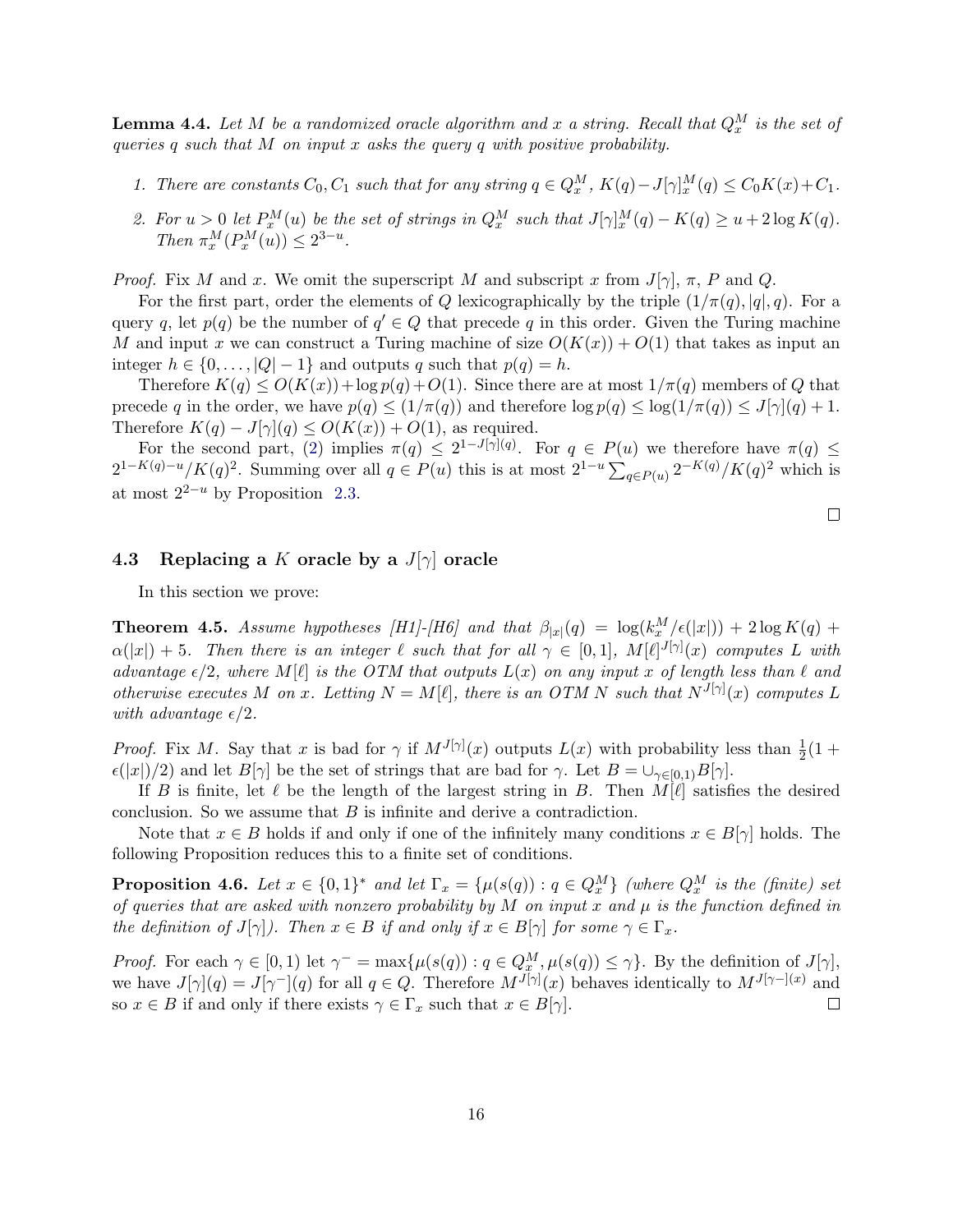**Lemma 4.4.** *Let $M$ be a randomized oracle algorithm and $x$ a string. Recall that $Q^M_x$ is the set of queries $q$ such that $M$ on input $x$ asks the query $q$ with positive probability.*

1. *There are constants $C_0, C_1$ such that for any string $q \in Q^M_x$, $K(q) - J[\gamma]^M_x(q) \le C_0 K(x) + C_1$.*
2. *For $u > 0$ let $P^M_x(u)$ be the set of strings in $Q^M_x$ such that $J[\gamma]^M_x(q) - K(q) \ge u + 2\log K(q)$. Then $\pi^M_x(P^M_x(u)) \le 2^{3-u}$.*

*Proof.* Fix $M$ and $x$. We omit the superscript $M$ and subscript $x$ from $J[\gamma]$, $\pi$, $P$ and $Q$.

For the first part, order the elements of $Q$ lexicographically by the triple $(1/\pi(q), |q|, q)$. For a query $q$, let $p(q)$ be the number of $q' \in Q$ that precede $q$ in this order. Given the Turing machine $M$ and input $x$ we can construct a Turing machine of size $O(K(x)) + O(1)$ that takes as input an integer $h \in \{0, \ldots, |Q| - 1\}$ and outputs $q$ such that $p(q) = h$.

Therefore $K(q) \le O(K(x)) + \log p(q) + O(1)$. Since there are at most $1/\pi(q)$ members of $Q$ that precede $q$ in the order, we have $p(q) \le (1/\pi(q))$ and therefore $\log p(q) \le \log(1/\pi(q)) \le J[\gamma](q) + 1$. Therefore $K(q) - J[\gamma](q) \le O(K(x)) + O(1)$, as required.

For the second part, (2) implies $\pi(q) \le 2^{1-J[\gamma](q)}$. For $q \in P(u)$ we therefore have $\pi(q) \le 2^{1-K(q)-u}/K(q)^2$. Summing over all $q \in P(u)$ this is at most $2^{1-u}\sum_{q\in P(u)} 2^{-K(q)}/K(q)^2$ which is at most $2^{2-u}$ by Proposition 2.3.

∎

### 4.3 Replacing a $K$ oracle by a $J[\gamma]$ oracle

In this section we prove:

**Theorem 4.5.** *Assume hypotheses [H1]-[H6] and that $\beta_{|x|}(q) = \log(k^M_x/\epsilon(|x|)) + 2\log K(q) + \alpha(|x|) + 5$. Then there is an integer $\ell$ such that for all $\gamma \in [0,1]$, $M[\ell]^{J[\gamma]}(x)$ computes $L$ with advantage $\epsilon/2$, where $M[\ell]$ is the OTM that outputs $L(x)$ on any input $x$ of length less than $\ell$ and otherwise executes $M$ on $x$. Letting $N = M[\ell]$, there is an OTM $N$ such that $N^{J[\gamma]}(x)$ computes $L$ with advantage $\epsilon/2$.*

*Proof.* Fix $M$. Say that $x$ is bad for $\gamma$ if $M^{J[\gamma]}(x)$ outputs $L(x)$ with probability less than $\frac{1}{2}(1 + \epsilon(|x|)/2)$ and let $B[\gamma]$ be the set of strings that are bad for $\gamma$. Let $B = \cup_{\gamma\in[0,1)} B[\gamma]$.

If $B$ is finite, let $\ell$ be the length of the largest string in $B$. Then $M[\ell]$ satisfies the desired conclusion. So we assume that $B$ is infinite and derive a contradiction.

Note that $x \in B$ holds if and only if one of the infinitely many conditions $x \in B[\gamma]$ holds. The following Proposition reduces this to a finite set of conditions.

**Proposition 4.6.** *Let $x \in \{0,1\}^*$ and let $\Gamma_x = \{\mu(s(q)) : q \in Q^M_x\}$ (where $Q^M_x$ is the (finite) set of queries that are asked with nonzero probability by $M$ on input $x$ and $\mu$ is the function defined in the definition of $J[\gamma]$). Then $x \in B$ if and only if $x \in B[\gamma]$ for some $\gamma \in \Gamma_x$.*

*Proof.* For each $\gamma \in [0,1)$ let $\gamma^- = \max\{\mu(s(q)) : q \in Q^M_x, \mu(s(q)) \le \gamma\}$. By the definition of $J[\gamma]$, we have $J[\gamma](q) = J[\gamma^-](q)$ for all $q \in Q$. Therefore $M^{J[\gamma]}(x)$ behaves identically to $M^{J[\gamma-](x)}$ and so $x \in B$ if and only if there exists $\gamma \in \Gamma_x$ such that $x \in B[\gamma]$. ∎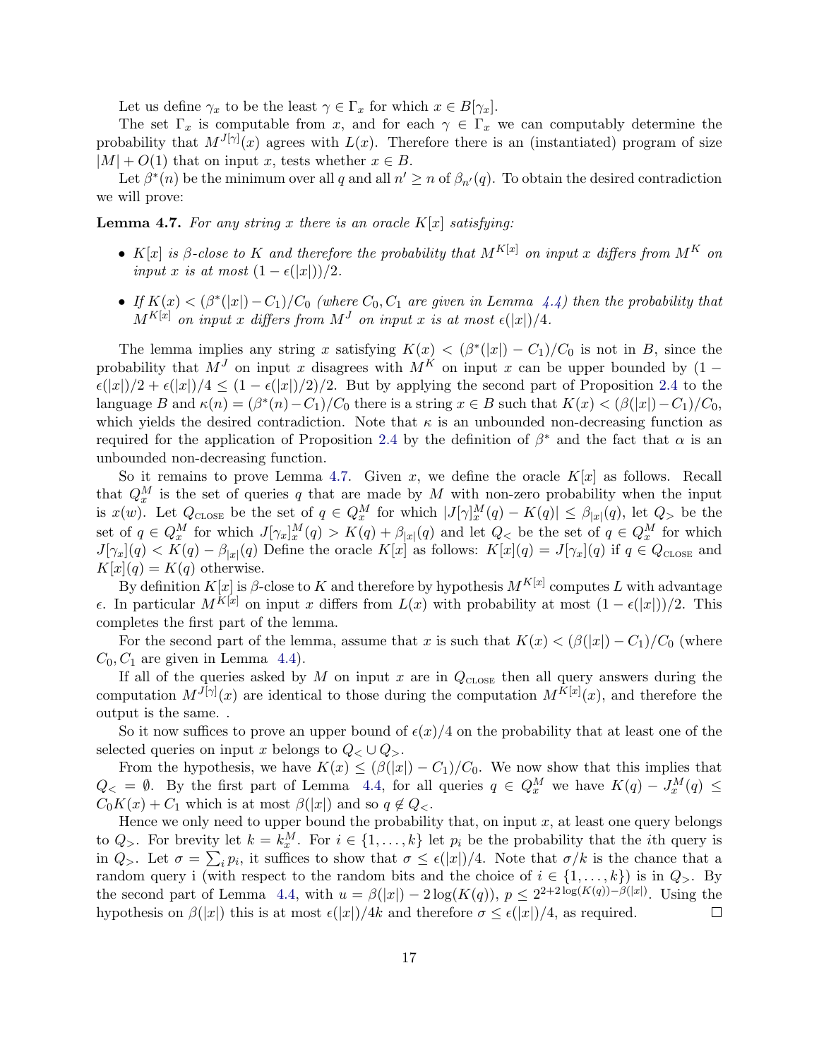Let us define $\gamma_x$ to be the least $\gamma \in \Gamma_x$ for which $x \in B[\gamma_x]$.

The set $\Gamma_x$ is computable from $x$, and for each $\gamma \in \Gamma_x$ we can computably determine the probability that $M^{J[\gamma]}(x)$ agrees with $L(x)$. Therefore there is an (instantiated) program of size $|M| + O(1)$ that on input $x$, tests whether $x \in B$.

Let $\beta^*(n)$ be the minimum over all $q$ and all $n' \geq n$ of $\beta_{n'}(q)$. To obtain the desired contradiction we will prove:

**Lemma 4.7.** *For any string $x$ there is an oracle $K[x]$ satisfying:*

- *$K[x]$ is $\beta$-close to $K$ and therefore the probability that $M^{K[x]}$ on input $x$ differs from $M^K$ on input $x$ is at most $(1 - \epsilon(|x|))/2$.*
- *If $K(x) < (\beta^*(|x|) - C_1)/C_0$ (where $C_0, C_1$ are given in Lemma 4.4) then the probability that $M^{K[x]}$ on input $x$ differs from $M^J$ on input $x$ is at most $\epsilon(|x|)/4$.*

The lemma implies any string $x$ satisfying $K(x) < (\beta^*(|x|) - C_1)/C_0$ is not in $B$, since the probability that $M^J$ on input $x$ disagrees with $M^K$ on input $x$ can be upper bounded by $(1 - \epsilon(|x|)/2 + \epsilon(|x|)/4 \leq (1 - \epsilon(|x|)/2)/2$. But by applying the second part of Proposition 2.4 to the language $B$ and $\kappa(n) = (\beta^*(n) - C_1)/C_0$ there is a string $x \in B$ such that $K(x) < (\beta(|x|) - C_1)/C_0$, which yields the desired contradiction. Note that $\kappa$ is an unbounded non-decreasing function as required for the application of Proposition 2.4 by the definition of $\beta^*$ and the fact that $\alpha$ is an unbounded non-decreasing function.

So it remains to prove Lemma 4.7. Given $x$, we define the oracle $K[x]$ as follows. Recall that $Q^M_x$ is the set of queries $q$ that are made by $M$ with non-zero probability when the input is $x(w)$. Let $Q_{\text{CLOSE}}$ be the set of $q \in Q^M_x$ for which $|J[\gamma]^M_x(q) - K(q)| \leq \beta_{|x|}(q)$, let $Q_>$ be the set of $q \in Q^M_x$ for which $J[\gamma_x]^M_x(q) > K(q) + \beta_{|x|}(q)$ and let $Q_<$ be the set of $q \in Q^M_x$ for which $J[\gamma_x](q) < K(q) - \beta_{|x|}(q)$ Define the oracle $K[x]$ as follows: $K[x](q) = J[\gamma_x](q)$ if $q \in Q_{\text{CLOSE}}$ and $K[x](q) = K(q)$ otherwise.

By definition $K[x]$ is $\beta$-close to $K$ and therefore by hypothesis $M^{K[x]}$ computes $L$ with advantage $\epsilon$. In particular $M^{K[x]}$ on input $x$ differs from $L(x)$ with probability at most $(1 - \epsilon(|x|))/2$. This completes the first part of the lemma.

For the second part of the lemma, assume that $x$ is such that $K(x) < (\beta(|x|) - C_1)/C_0$ (where $C_0, C_1$ are given in Lemma 4.4).

If all of the queries asked by $M$ on input $x$ are in $Q_{\text{CLOSE}}$ then all query answers during the computation $M^{J[\gamma]}(x)$ are identical to those during the computation $M^{K[x]}(x)$, and therefore the output is the same. .

So it now suffices to prove an upper bound of $\epsilon(x)/4$ on the probability that at least one of the selected queries on input $x$ belongs to $Q_< \cup Q_>$.

From the hypothesis, we have $K(x) \leq (\beta(|x|) - C_1)/C_0$. We now show that this implies that $Q_< = \emptyset$. By the first part of Lemma 4.4, for all queries $q \in Q^M_x$ we have $K(q) - J^M_x(q) \leq C_0 K(x) + C_1$ which is at most $\beta(|x|)$ and so $q \notin Q_<$.

Hence we only need to upper bound the probability that, on input $x$, at least one query belongs to $Q_>$. For brevity let $k = k^M_x$. For $i \in \{1, \ldots, k\}$ let $p_i$ be the probability that the $i$th query is in $Q_>$. Let $\sigma = \sum_i p_i$, it suffices to show that $\sigma \leq \epsilon(|x|)/4$. Note that $\sigma/k$ is the chance that a random query i (with respect to the random bits and the choice of $i \in \{1, \ldots, k\}$) is in $Q_>$. By the second part of Lemma 4.4, with $u = \beta(|x|) - 2\log(K(q))$, $p \leq 2^{2+2\log(K(q)) - \beta(|x|)}$. Using the hypothesis on $\beta(|x|)$ this is at most $\epsilon(|x|)/4k$ and therefore $\sigma \leq \epsilon(|x|)/4$, as required. $\square$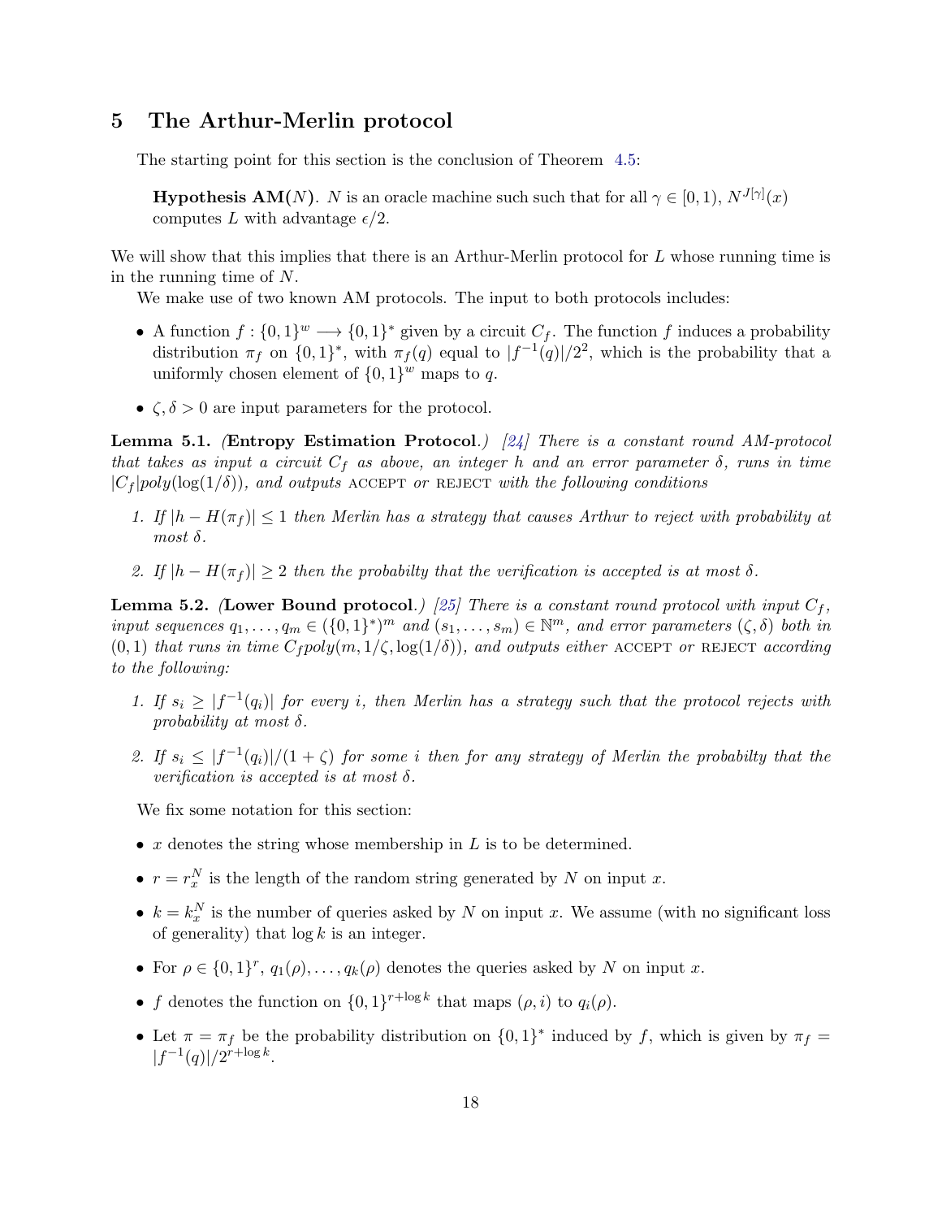## 5 The Arthur-Merlin protocol

The starting point for this section is the conclusion of Theorem 4.5:

> **Hypothesis AM($N$).** $N$ is an oracle machine such such that for all $\gamma \in [0, 1)$, $N^{J[\gamma]}(x)$ computes $L$ with advantage $\epsilon/2$.

We will show that this implies that there is an Arthur-Merlin protocol for $L$ whose running time is in the running time of $N$.

We make use of two known AM protocols. The input to both protocols includes:

- A function $f : \{0,1\}^w \longrightarrow \{0,1\}^*$ given by a circuit $C_f$. The function $f$ induces a probability distribution $\pi_f$ on $\{0,1\}^*$, with $\pi_f(q)$ equal to $|f^{-1}(q)|/2^2$, which is the probability that a uniformly chosen element of $\{0,1\}^w$ maps to $q$.
- $\zeta, \delta > 0$ are input parameters for the protocol.

**Lemma 5.1.** *(**Entropy Estimation Protocol**.) [24] There is a constant round AM-protocol that takes as input a circuit $C_f$ as above, an integer $h$ and an error parameter $\delta$, runs in time $|C_f|poly(\log(1/\delta))$, and outputs* ACCEPT *or* REJECT *with the following conditions*

1. *If $|h - H(\pi_f)| \leq 1$ then Merlin has a strategy that causes Arthur to reject with probability at most $\delta$.*
2. *If $|h - H(\pi_f)| \geq 2$ then the probabilty that the verification is accepted is at most $\delta$.*

**Lemma 5.2.** *(**Lower Bound protocol**.) [25] There is a constant round protocol with input $C_f$, input sequences $q_1, \dots, q_m \in (\{0,1\}^*)^m$ and $(s_1, \dots, s_m) \in \mathbb{N}^m$, and error parameters $(\zeta, \delta)$ both in $(0,1)$ that runs in time $C_f poly(m, 1/\zeta, \log(1/\delta))$, and outputs either* ACCEPT *or* REJECT *according to the following:*

1. *If $s_i \geq |f^{-1}(q_i)|$ for every $i$, then Merlin has a strategy such that the protocol rejects with probability at most $\delta$.*
2. *If $s_i \leq |f^{-1}(q_i)|/(1 + \zeta)$ for some $i$ then for any strategy of Merlin the probabilty that the verification is accepted is at most $\delta$.*

We fix some notation for this section:

- $x$ denotes the string whose membership in $L$ is to be determined.
- $r = r_x^N$ is the length of the random string generated by $N$ on input $x$.
- $k = k_x^N$ is the number of queries asked by $N$ on input $x$. We assume (with no significant loss of generality) that $\log k$ is an integer.
- For $\rho \in \{0,1\}^r$, $q_1(\rho), \dots, q_k(\rho)$ denotes the queries asked by $N$ on input $x$.
- $f$ denotes the function on $\{0,1\}^{r+\log k}$ that maps $(\rho, i)$ to $q_i(\rho)$.
- Let $\pi = \pi_f$ be the probability distribution on $\{0,1\}^*$ induced by $f$, which is given by $\pi_f = |f^{-1}(q)|/2^{r+\log k}$.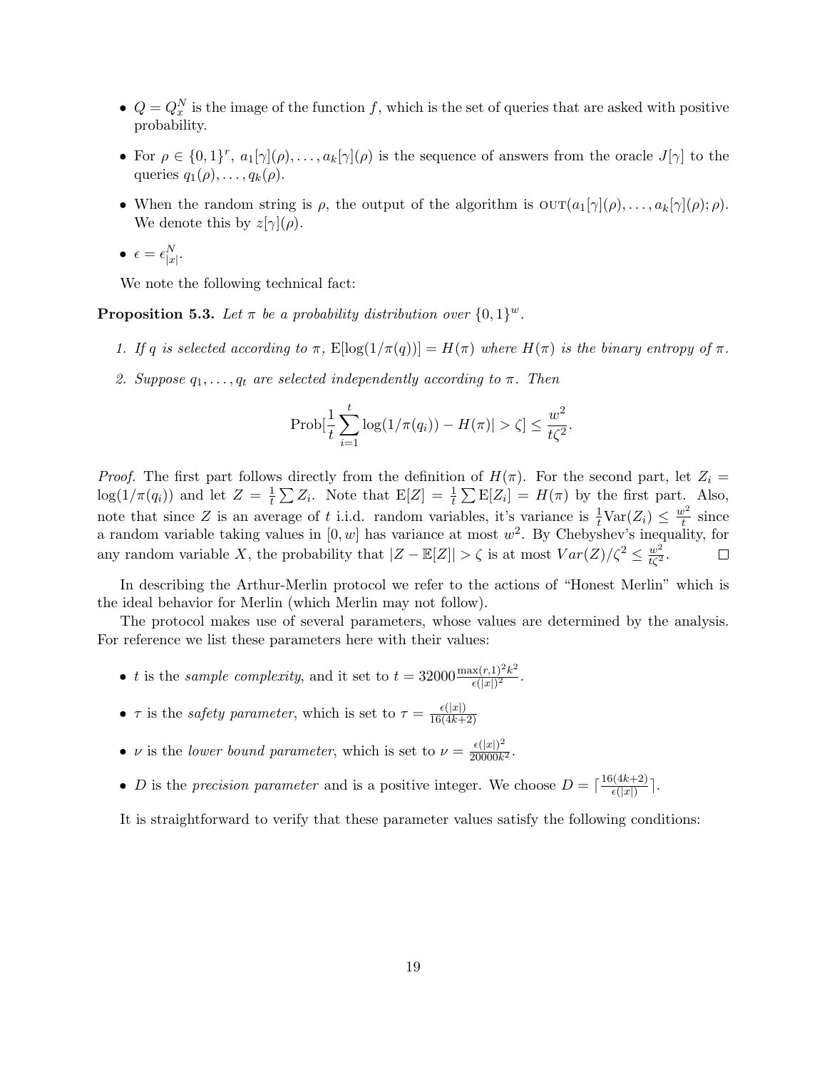- $Q = Q_x^N$ is the image of the function $f$, which is the set of queries that are asked with positive probability.
- For $\rho \in \{0,1\}^r$, $a_1[\gamma](\rho), \ldots, a_k[\gamma](\rho)$ is the sequence of answers from the oracle $J[\gamma]$ to the queries $q_1(\rho), \ldots, q_k(\rho)$.
- When the random string is $\rho$, the output of the algorithm is $\textsc{out}(a_1[\gamma](\rho), \ldots, a_k[\gamma](\rho); \rho)$. We denote this by $z[\gamma](\rho)$.
- $\epsilon = \epsilon_{|x|}^N$.

We note the following technical fact:

**Proposition 5.3.** *Let $\pi$ be a probability distribution over $\{0,1\}^w$.*

1. *If $q$ is selected according to $\pi$, $\mathrm{E}[\log(1/\pi(q))] = H(\pi)$ where $H(\pi)$ is the binary entropy of $\pi$.*
2. *Suppose $q_1, \ldots, q_t$ are selected independently according to $\pi$. Then*

$$\mathrm{Prob}[\frac{1}{t}\sum_{i=1}^{t} \log(1/\pi(q_i)) - H(\pi)| > \zeta] \leq \frac{w^2}{t\zeta^2}.$$

*Proof.* The first part follows directly from the definition of $H(\pi)$. For the second part, let $Z_i = \log(1/\pi(q_i))$ and let $Z = \frac{1}{t}\sum Z_i$. Note that $\mathrm{E}[Z] = \frac{1}{t}\sum \mathrm{E}[Z_i] = H(\pi)$ by the first part. Also, note that since $Z$ is an average of $t$ i.i.d. random variables, it's variance is $\frac{1}{t}\mathrm{Var}(Z_i) \leq \frac{w^2}{t}$ since a random variable taking values in $[0, w]$ has variance at most $w^2$. By Chebyshev's inequality, for any random variable $X$, the probability that $|Z - \mathbb{E}[Z]| > \zeta$ is at most $Var(Z)/\zeta^2 \leq \frac{w^2}{t\zeta^2}$. $\square$

In describing the Arthur-Merlin protocol we refer to the actions of "Honest Merlin" which is the ideal behavior for Merlin (which Merlin may not follow).

The protocol makes use of several parameters, whose values are determined by the analysis. For reference we list these parameters here with their values:

- $t$ is the *sample complexity*, and it set to $t = 32000\frac{\max(r,1)^2 k^2}{\epsilon(|x|)^2}$.
- $\tau$ is the *safety parameter*, which is set to $\tau = \frac{\epsilon(|x|)}{16(4k+2)}$
- $\nu$ is the *lower bound parameter*, which is set to $\nu = \frac{\epsilon(|x|)^2}{20000k^2}$.
- $D$ is the *precision parameter* and is a positive integer. We choose $D = \lceil \frac{16(4k+2)}{\epsilon(|x|)} \rceil$.

It is straightforward to verify that these parameter values satisfy the following conditions: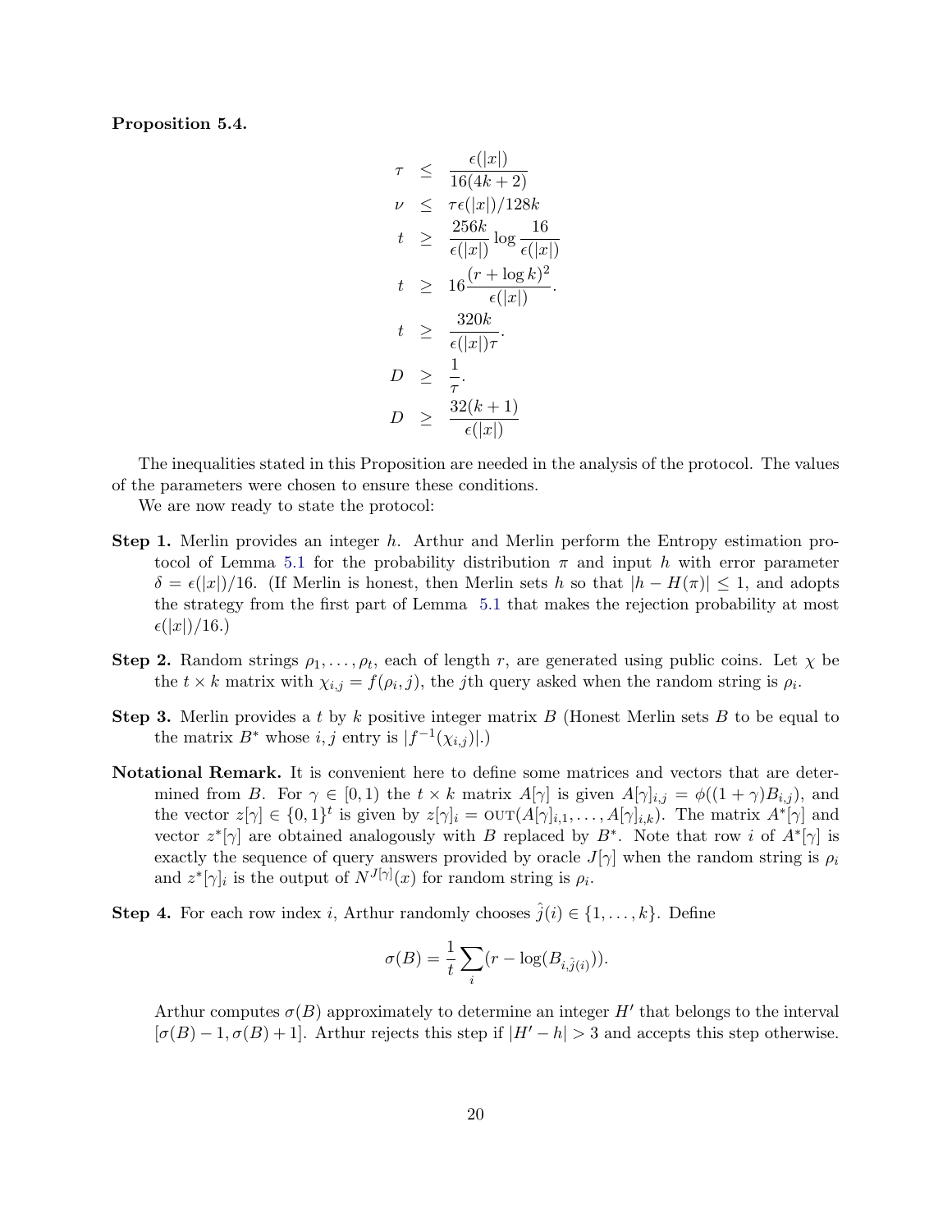**Proposition 5.4.**

$$
\begin{aligned}
\tau &\leq \frac{\epsilon(|x|)}{16(4k+2)} \\
\nu &\leq \tau\epsilon(|x|)/128k \\
t &\geq \frac{256k}{\epsilon(|x|)}\log\frac{16}{\epsilon(|x|)} \\
t &\geq 16\frac{(r+\log k)^2}{\epsilon(|x|)}. \\
t &\geq \frac{320k}{\epsilon(|x|)\tau}. \\
D &\geq \frac{1}{\tau}. \\
D &\geq \frac{32(k+1)}{\epsilon(|x|)}
\end{aligned}
$$

The inequalities stated in this Proposition are needed in the analysis of the protocol. The values of the parameters were chosen to ensure these conditions.

We are now ready to state the protocol:

**Step 1.** Merlin provides an integer $h$. Arthur and Merlin perform the Entropy estimation protocol of Lemma 5.1 for the probability distribution $\pi$ and input $h$ with error parameter $\delta = \epsilon(|x|)/16$. (If Merlin is honest, then Merlin sets $h$ so that $|h - H(\pi)| \leq 1$, and adopts the strategy from the first part of Lemma 5.1 that makes the rejection probability at most $\epsilon(|x|)/16$.)

**Step 2.** Random strings $\rho_1, \ldots, \rho_t$, each of length $r$, are generated using public coins. Let $\chi$ be the $t \times k$ matrix with $\chi_{i,j} = f(\rho_i, j)$, the $j$th query asked when the random string is $\rho_i$.

**Step 3.** Merlin provides a $t$ by $k$ positive integer matrix $B$ (Honest Merlin sets $B$ to be equal to the matrix $B^*$ whose $i, j$ entry is $|f^{-1}(\chi_{i,j})|$.)

**Notational Remark.** It is convenient here to define some matrices and vectors that are determined from $B$. For $\gamma \in [0, 1)$ the $t \times k$ matrix $A[\gamma]$ is given $A[\gamma]_{i,j} = \phi((1 + \gamma)B_{i,j})$, and the vector $z[\gamma] \in \{0, 1\}^t$ is given by $z[\gamma]_i = \text{OUT}(A[\gamma]_{i,1}, \ldots, A[\gamma]_{i,k})$. The matrix $A^*[\gamma]$ and vector $z^*[\gamma]$ are obtained analogously with $B$ replaced by $B^*$. Note that row $i$ of $A^*[\gamma]$ is exactly the sequence of query answers provided by oracle $J[\gamma]$ when the random string is $\rho_i$ and $z^*[\gamma]_i$ is the output of $N^{J[\gamma]}(x)$ for random string is $\rho_i$.

**Step 4.** For each row index $i$, Arthur randomly chooses $\hat{j}(i) \in \{1, \ldots, k\}$. Define

$$
\sigma(B) = \frac{1}{t}\sum_i (r - \log(B_{i,\hat{j}(i)})).
$$

Arthur computes $\sigma(B)$ approximately to determine an integer $H'$ that belongs to the interval $[\sigma(B) - 1, \sigma(B) + 1]$. Arthur rejects this step if $|H' - h| > 3$ and accepts this step otherwise.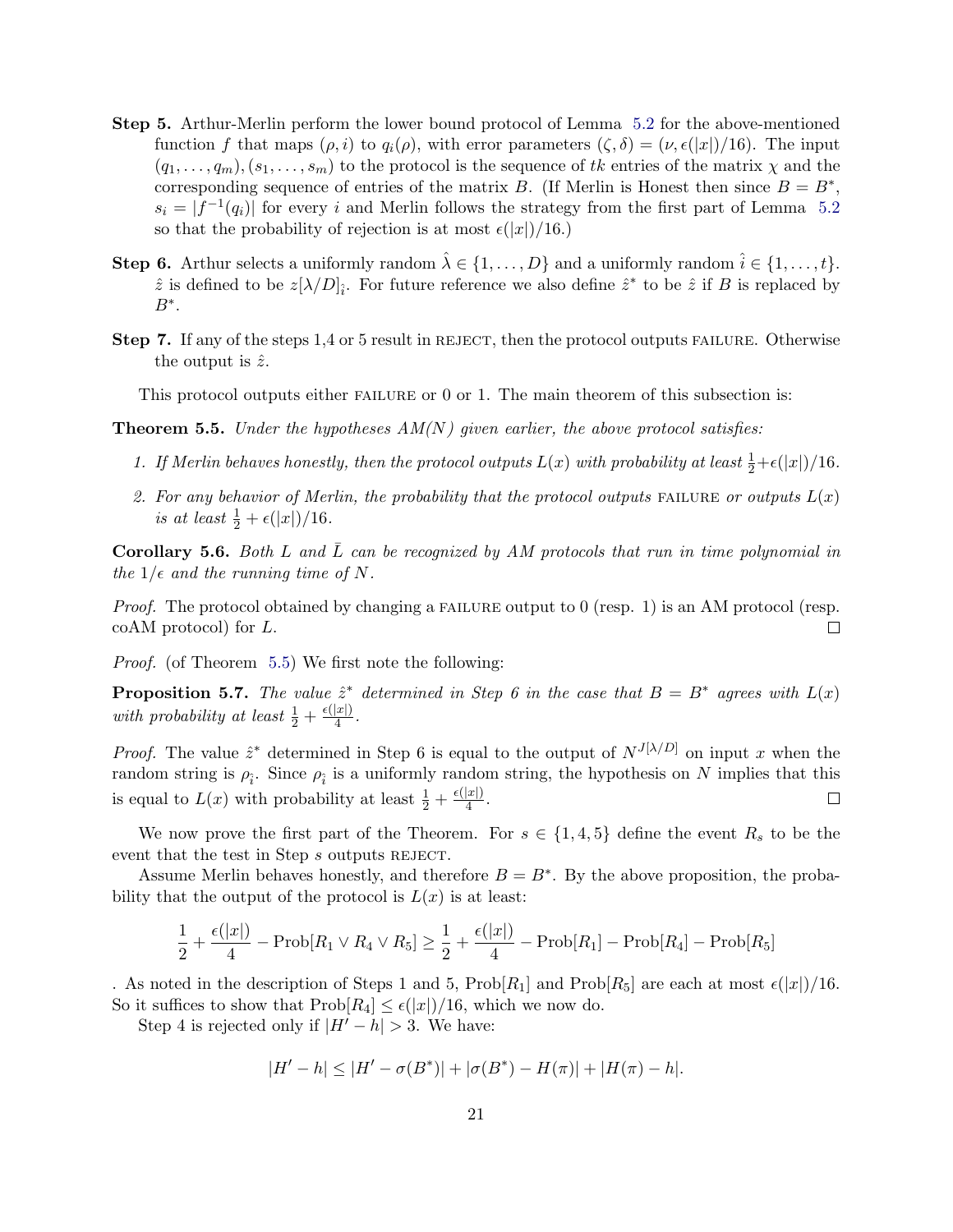**Step 5.** Arthur-Merlin perform the lower bound protocol of Lemma 5.2 for the above-mentioned function $f$ that maps $(\rho, i)$ to $q_i(\rho)$, with error parameters $(\zeta, \delta) = (\nu, \epsilon(|x|)/16)$. The input $(q_1, \ldots, q_m), (s_1, \ldots, s_m)$ to the protocol is the sequence of $tk$ entries of the matrix $\chi$ and the corresponding sequence of entries of the matrix $B$. (If Merlin is Honest then since $B = B^*$, $s_i = |f^{-1}(q_i)|$ for every $i$ and Merlin follows the strategy from the first part of Lemma 5.2 so that the probability of rejection is at most $\epsilon(|x|)/16$.)

**Step 6.** Arthur selects a uniformly random $\hat{\lambda} \in \{1, \ldots, D\}$ and a uniformly random $\hat{i} \in \{1, \ldots, t\}$. $\hat{z}$ is defined to be $z[\lambda/D]_{\hat{i}}$. For future reference we also define $\hat{z}^*$ to be $\hat{z}$ if $B$ is replaced by $B^*$.

**Step 7.** If any of the steps 1,4 or 5 result in REJECT, then the protocol outputs FAILURE. Otherwise the output is $\hat{z}$.

This protocol outputs either FAILURE or 0 or 1. The main theorem of this subsection is:

**Theorem 5.5.** *Under the hypotheses AM(N) given earlier, the above protocol satisfies:*

1. *If Merlin behaves honestly, then the protocol outputs $L(x)$ with probability at least $\frac{1}{2} + \epsilon(|x|)/16$.*
2. *For any behavior of Merlin, the probability that the protocol outputs FAILURE or outputs $L(x)$ is at least $\frac{1}{2} + \epsilon(|x|)/16$.*

**Corollary 5.6.** *Both $L$ and $\bar{L}$ can be recognized by AM protocols that run in time polynomial in the $1/\epsilon$ and the running time of $N$.*

*Proof.* The protocol obtained by changing a FAILURE output to 0 (resp. 1) is an AM protocol (resp. coAM protocol) for $L$. □

*Proof.* (of Theorem 5.5) We first note the following:

**Proposition 5.7.** *The value $\hat{z}^*$ determined in Step 6 in the case that $B = B^*$ agrees with $L(x)$ with probability at least $\frac{1}{2} + \frac{\epsilon(|x|)}{4}$.*

*Proof.* The value $\hat{z}^*$ determined in Step 6 is equal to the output of $N^{J[\lambda/D]}$ on input $x$ when the random string is $\rho_{\hat{i}}$. Since $\rho_{\hat{i}}$ is a uniformly random string, the hypothesis on $N$ implies that this is equal to $L(x)$ with probability at least $\frac{1}{2} + \frac{\epsilon(|x|)}{4}$. □

We now prove the first part of the Theorem. For $s \in \{1, 4, 5\}$ define the event $R_s$ to be the event that the test in Step $s$ outputs REJECT.

Assume Merlin behaves honestly, and therefore $B = B^*$. By the above proposition, the probability that the output of the protocol is $L(x)$ is at least:

$$\frac{1}{2} + \frac{\epsilon(|x|)}{4} - \text{Prob}[R_1 \vee R_4 \vee R_5] \geq \frac{1}{2} + \frac{\epsilon(|x|)}{4} - \text{Prob}[R_1] - \text{Prob}[R_4] - \text{Prob}[R_5]$$

. As noted in the description of Steps 1 and 5, $\text{Prob}[R_1]$ and $\text{Prob}[R_5]$ are each at most $\epsilon(|x|)/16$. So it suffices to show that $\text{Prob}[R_4] \leq \epsilon(|x|)/16$, which we now do.

Step 4 is rejected only if $|H' - h| > 3$. We have:

$$|H' - h| \leq |H' - \sigma(B^*)| + |\sigma(B^*) - H(\pi)| + |H(\pi) - h|.$$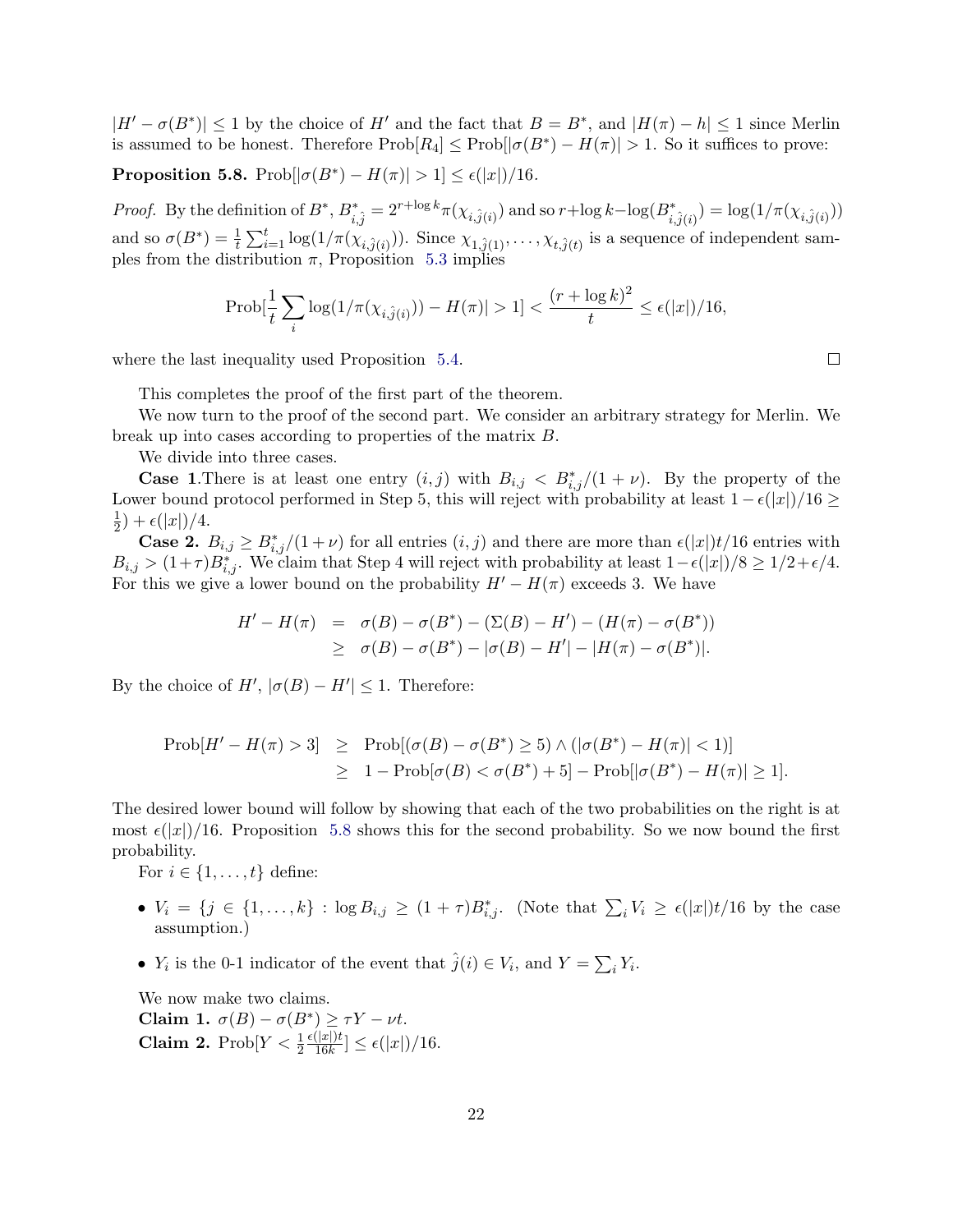$|H' - \sigma(B^*)| \leq 1$ by the choice of $H'$ and the fact that $B = B^*$, and $|H(\pi) - h| \leq 1$ since Merlin is assumed to be honest. Therefore $\text{Prob}[R_4] \leq \text{Prob}[|\sigma(B^*) - H(\pi)| > 1$. So it suffices to prove:

**Proposition 5.8.** $\text{Prob}[|\sigma(B^*) - H(\pi)| > 1] \leq \epsilon(|x|)/16$.

*Proof.* By the definition of $B^*$, $B^*_{i,\hat{j}} = 2^{r+\log k}\pi(\chi_{i,\hat{j}(i)})$ and so $r+\log k - \log(B^*_{i,\hat{j}(i)}) = \log(1/\pi(\chi_{i,\hat{j}(i)}))$ and so $\sigma(B^*) = \frac{1}{t}\sum_{i=1}^{t}\log(1/\pi(\chi_{i,\hat{j}(i)}))$. Since $\chi_{1,\hat{j}(1)}, \ldots, \chi_{t,\hat{j}(t)}$ is a sequence of independent samples from the distribution $\pi$, Proposition 5.3 implies

$$\text{Prob}[\frac{1}{t}\sum_i \log(1/\pi(\chi_{i,\hat{j}(i)})) - H(\pi)| > 1] < \frac{(r+\log k)^2}{t} \leq \epsilon(|x|)/16,$$

where the last inequality used Proposition 5.4. $\square$

This completes the proof of the first part of the theorem.

We now turn to the proof of the second part. We consider an arbitrary strategy for Merlin. We break up into cases according to properties of the matrix $B$.

We divide into three cases.

**Case 1.**There is at least one entry $(i,j)$ with $B_{i,j} < B^*_{i,j}/(1+\nu)$. By the property of the Lower bound protocol performed in Step 5, this will reject with probability at least $1 - \epsilon(|x|)/16 \geq \frac{1}{2}) + \epsilon(|x|)/4$.

**Case 2.** $B_{i,j} \geq B^*_{i,j}/(1+\nu)$ for all entries $(i,j)$ and there are more than $\epsilon(|x|)t/16$ entries with $B_{i,j} > (1+\tau)B^*_{i,j}$. We claim that Step 4 will reject with probability at least $1 - \epsilon(|x|)/8 \geq 1/2 + \epsilon/4$. For this we give a lower bound on the probability $H' - H(\pi)$ exceeds 3. We have

$$\begin{aligned}
H' - H(\pi) &= \sigma(B) - \sigma(B^*) - (\Sigma(B) - H') - (H(\pi) - \sigma(B^*)) \\
&\geq \sigma(B) - \sigma(B^*) - |\sigma(B) - H'| - |H(\pi) - \sigma(B^*)|.
\end{aligned}$$

By the choice of $H'$, $|\sigma(B) - H'| \leq 1$. Therefore:

$$\begin{aligned}
\text{Prob}[H' - H(\pi) > 3] &\geq \text{Prob}[(\sigma(B) - \sigma(B^*) \geq 5) \wedge (|\sigma(B^*) - H(\pi)| < 1)] \\
&\geq 1 - \text{Prob}[\sigma(B) < \sigma(B^*) + 5] - \text{Prob}[|\sigma(B^*) - H(\pi)| \geq 1].
\end{aligned}$$

The desired lower bound will follow by showing that each of the two probabilities on the right is at most $\epsilon(|x|)/16$. Proposition 5.8 shows this for the second probability. So we now bound the first probability.

For $i \in \{1, \ldots, t\}$ define:

- $V_i = \{j \in \{1, \ldots, k\} : \log B_{i,j} \geq (1+\tau)B^*_{i,j}$. (Note that $\sum_i V_i \geq \epsilon(|x|)t/16$ by the case assumption.)
- $Y_i$ is the 0-1 indicator of the event that $\hat{j}(i) \in V_i$, and $Y = \sum_i Y_i$.

We now make two claims.

**Claim 1.** $\sigma(B) - \sigma(B^*) \geq \tau Y - \nu t$.

**Claim 2.** $\text{Prob}[Y < \frac{1}{2}\frac{\epsilon(|x|)t}{16k}] \leq \epsilon(|x|)/16$.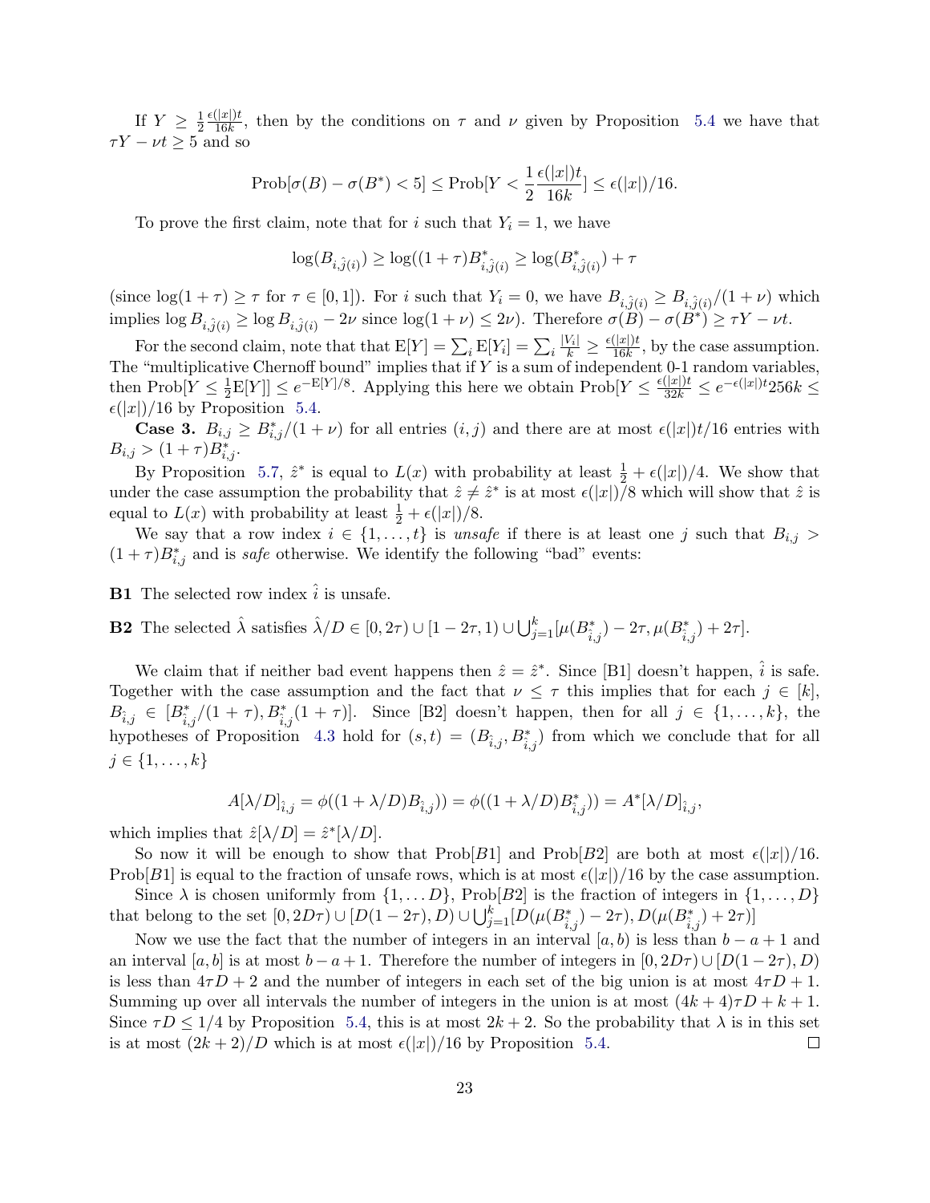If $Y \geq \frac{1}{2}\frac{\epsilon(|x|)t}{16k}$, then by the conditions on $\tau$ and $\nu$ given by Proposition 5.4 we have that $\tau Y - \nu t \geq 5$ and so

$$\text{Prob}[\sigma(B) - \sigma(B^*) < 5] \leq \text{Prob}[Y < \frac{1}{2}\frac{\epsilon(|x|)t}{16k}] \leq \epsilon(|x|)/16.$$

To prove the first claim, note that for $i$ such that $Y_i = 1$, we have

$$\log(B_{i,\hat{j}(i)}) \geq \log((1+\tau)B^*_{i,\hat{j}(i)} \geq \log(B^*_{i,\hat{j}(i)}) + \tau$$

(since $\log(1+\tau) \geq \tau$ for $\tau \in [0,1]$). For $i$ such that $Y_i = 0$, we have $B_{i,\hat{j}(i)} \geq B_{i,\hat{j}(i)}/(1+\nu)$ which implies $\log B_{i,\hat{j}(i)} \geq \log B_{i,\hat{j}(i)} - 2\nu$ since $\log(1+\nu) \leq 2\nu$). Therefore $\sigma(B) - \sigma(B^*) \geq \tau Y - \nu t$.

For the second claim, note that that $\text{E}[Y] = \sum_i \text{E}[Y_i] = \sum_i \frac{|V_i|}{k} \geq \frac{\epsilon(|x|)t}{16k}$, by the case assumption. The "multiplicative Chernoff bound" implies that if $Y$ is a sum of independent 0-1 random variables, then $\text{Prob}[Y \leq \frac{1}{2}\text{E}[Y]] \leq e^{-\text{E}[Y]/8}$. Applying this here we obtain $\text{Prob}[Y \leq \frac{\epsilon(|x|)t}{32k} \leq e^{-\epsilon(|x|)t}256k \leq \epsilon(|x|)/16$ by Proposition 5.4.

**Case 3.** $B_{i,j} \geq B^*_{i,j}/(1+\nu)$ for all entries $(i,j)$ and there are at most $\epsilon(|x|)t/16$ entries with $B_{i,j} > (1+\tau)B^*_{i,j}$.

By Proposition 5.7, $\hat{z}^*$ is equal to $L(x)$ with probability at least $\frac{1}{2} + \epsilon(|x|)/4$. We show that under the case assumption the probability that $\hat{z} \neq \hat{z}^*$ is at most $\epsilon(|x|)/8$ which will show that $\hat{z}$ is equal to $L(x)$ with probability at least $\frac{1}{2} + \epsilon(|x|)/8$.

We say that a row index $i \in \{1, \ldots, t\}$ is *unsafe* if there is at least one $j$ such that $B_{i,j} > (1+\tau)B^*_{i,j}$ and is *safe* otherwise. We identify the following "bad" events:

**B1** The selected row index $\hat{i}$ is unsafe.

**B2** The selected $\hat{\lambda}$ satisfies $\hat{\lambda}/D \in [0, 2\tau) \cup [1-2\tau, 1) \cup \bigcup_{j=1}^{k}[\mu(B^*_{\hat{i},j}) - 2\tau, \mu(B^*_{\hat{i},j}) + 2\tau]$.

We claim that if neither bad event happens then $\hat{z} = \hat{z}^*$. Since [B1] doesn't happen, $\hat{i}$ is safe. Together with the case assumption and the fact that $\nu \leq \tau$ this implies that for each $j \in [k]$, $B_{\hat{i},j} \in [B^*_{\hat{i},j}/(1+\tau), B^*_{\hat{i},j}(1+\tau)]$. Since [B2] doesn't happen, then for all $j \in \{1, \ldots, k\}$, the hypotheses of Proposition 4.3 hold for $(s,t) = (B_{\hat{i},j}, B^*_{\hat{i},j})$ from which we conclude that for all $j \in \{1, \ldots, k\}$

$$A[\lambda/D]_{\hat{i},j} = \phi((1+\lambda/D)B_{\hat{i},j})) = \phi((1+\lambda/D)B^*_{\hat{i},j})) = A^*[\lambda/D]_{\hat{i},j},$$

which implies that $\hat{z}[\lambda/D] = \hat{z}^*[\lambda/D]$.

So now it will be enough to show that $\text{Prob}[B1]$ and $\text{Prob}[B2]$ are both at most $\epsilon(|x|)/16$. $\text{Prob}[B1]$ is equal to the fraction of unsafe rows, which is at most $\epsilon(|x|)/16$ by the case assumption.

Since $\lambda$ is chosen uniformly from $\{1, \ldots D\}$, $\text{Prob}[B2]$ is the fraction of integers in $\{1, \ldots, D\}$ that belong to the set $[0, 2D\tau) \cup [D(1-2\tau), D) \cup \bigcup_{j=1}^{k}[D(\mu(B^*_{\hat{i},j}) - 2\tau), D(\mu(B^*_{\hat{i},j}) + 2\tau)]$

Now we use the fact that the number of integers in an interval $[a,b)$ is less than $b-a+1$ and an interval $[a,b]$ is at most $b-a+1$. Therefore the number of integers in $[0, 2D\tau) \cup [D(1-2\tau), D)$ is less than $4\tau D + 2$ and the number of integers in each set of the big union is at most $4\tau D + 1$. Summing up over all intervals the number of integers in the union is at most $(4k+4)\tau D + k + 1$. Since $\tau D \leq 1/4$ by Proposition 5.4, this is at most $2k+2$. So the probability that $\lambda$ is in this set is at most $(2k+2)/D$ which is at most $\epsilon(|x|)/16$ by Proposition 5.4. □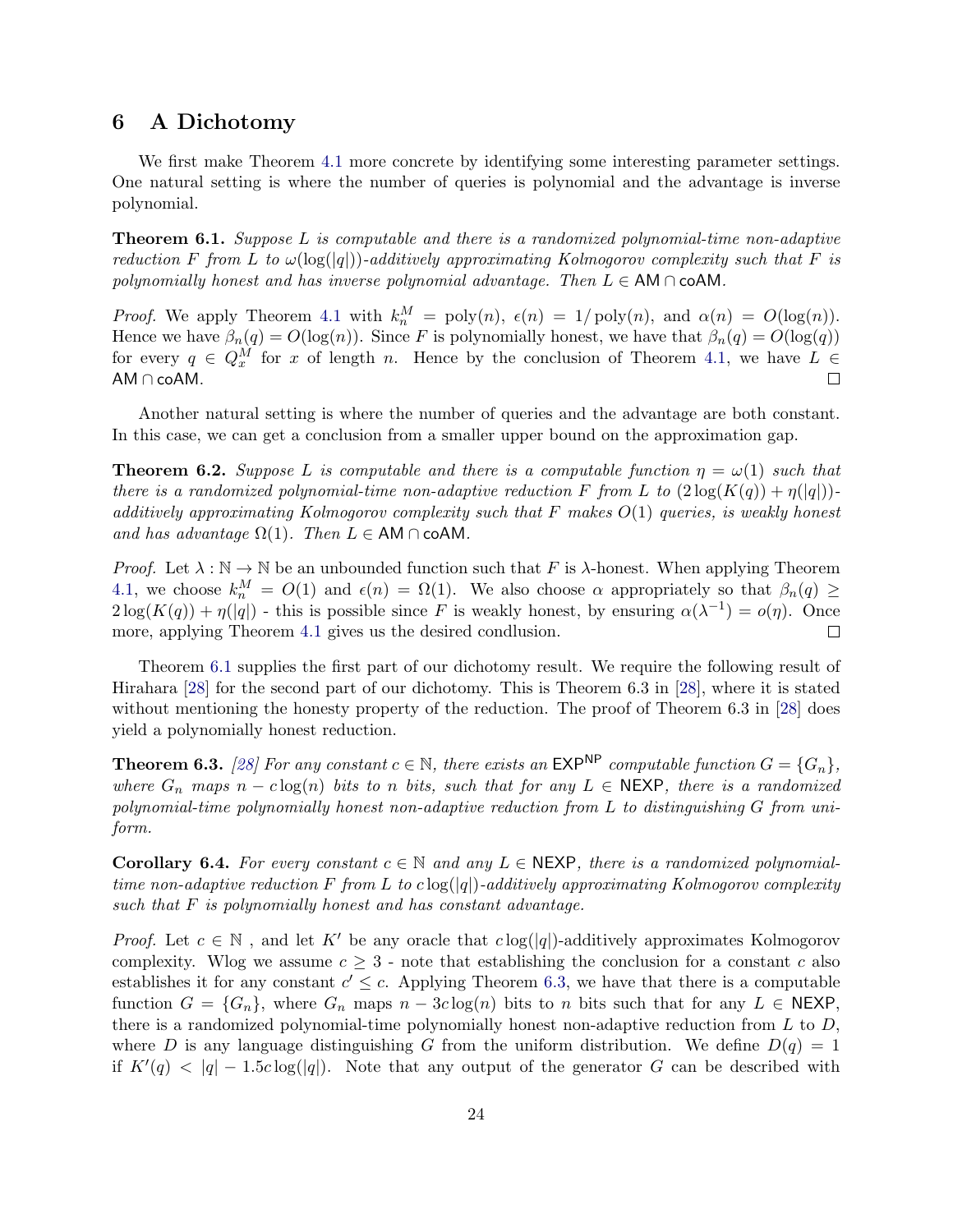## 6 A Dichotomy

We first make Theorem 4.1 more concrete by identifying some interesting parameter settings. One natural setting is where the number of queries is polynomial and the advantage is inverse polynomial.

**Theorem 6.1.** *Suppose $L$ is computable and there is a randomized polynomial-time non-adaptive reduction $F$ from $L$ to $\omega(\log(|q|))$-additively approximating Kolmogorov complexity such that $F$ is polynomially honest and has inverse polynomial advantage. Then $L \in \mathsf{AM} \cap \mathsf{coAM}$.*

*Proof.* We apply Theorem 4.1 with $k_n^M = \text{poly}(n)$, $\epsilon(n) = 1/\text{poly}(n)$, and $\alpha(n) = O(\log(n))$. Hence we have $\beta_n(q) = O(\log(n))$. Since $F$ is polynomially honest, we have that $\beta_n(q) = O(\log(q))$ for every $q \in Q_x^M$ for $x$ of length $n$. Hence by the conclusion of Theorem 4.1, we have $L \in \mathsf{AM} \cap \mathsf{coAM}$. ◻

Another natural setting is where the number of queries and the advantage are both constant. In this case, we can get a conclusion from a smaller upper bound on the approximation gap.

**Theorem 6.2.** *Suppose $L$ is computable and there is a computable function $\eta = \omega(1)$ such that there is a randomized polynomial-time non-adaptive reduction $F$ from $L$ to $(2\log(K(q)) + \eta(|q|))$-additively approximating Kolmogorov complexity such that $F$ makes $O(1)$ queries, is weakly honest and has advantage $\Omega(1)$. Then $L \in \mathsf{AM} \cap \mathsf{coAM}$.*

*Proof.* Let $\lambda : \mathbb{N} \to \mathbb{N}$ be an unbounded function such that $F$ is $\lambda$-honest. When applying Theorem 4.1, we choose $k_n^M = O(1)$ and $\epsilon(n) = \Omega(1)$. We also choose $\alpha$ appropriately so that $\beta_n(q) \geq 2\log(K(q)) + \eta(|q|)$ - this is possible since $F$ is weakly honest, by ensuring $\alpha(\lambda^{-1}) = o(\eta)$. Once more, applying Theorem 4.1 gives us the desired condlusion. ◻

Theorem 6.1 supplies the first part of our dichotomy result. We require the following result of Hirahara [28] for the second part of our dichotomy. This is Theorem 6.3 in [28], where it is stated without mentioning the honesty property of the reduction. The proof of Theorem 6.3 in [28] does yield a polynomially honest reduction.

**Theorem 6.3.** *[28] For any constant $c \in \mathbb{N}$, there exists an $\mathsf{EXP}^{\mathsf{NP}}$ computable function $G = \{G_n\}$, where $G_n$ maps $n - c\log(n)$ bits to $n$ bits, such that for any $L \in \mathsf{NEXP}$, there is a randomized polynomial-time polynomially honest non-adaptive reduction from $L$ to distinguishing $G$ from uniform.*

**Corollary 6.4.** *For every constant $c \in \mathbb{N}$ and any $L \in \mathsf{NEXP}$, there is a randomized polynomial-time non-adaptive reduction $F$ from $L$ to $c\log(|q|)$-additively approximating Kolmogorov complexity such that $F$ is polynomially honest and has constant advantage.*

*Proof.* Let $c \in \mathbb{N}$ , and let $K'$ be any oracle that $c\log(|q|)$-additively approximates Kolmogorov complexity. Wlog we assume $c \geq 3$ - note that establishing the conclusion for a constant $c$ also establishes it for any constant $c' \leq c$. Applying Theorem 6.3, we have that there is a computable function $G = \{G_n\}$, where $G_n$ maps $n - 3c\log(n)$ bits to $n$ bits such that for any $L \in \mathsf{NEXP}$, there is a randomized polynomial-time polynomially honest non-adaptive reduction from $L$ to $D$, where $D$ is any language distinguishing $G$ from the uniform distribution. We define $D(q) = 1$ if $K'(q) < |q| - 1.5c\log(|q|)$. Note that any output of the generator $G$ can be described with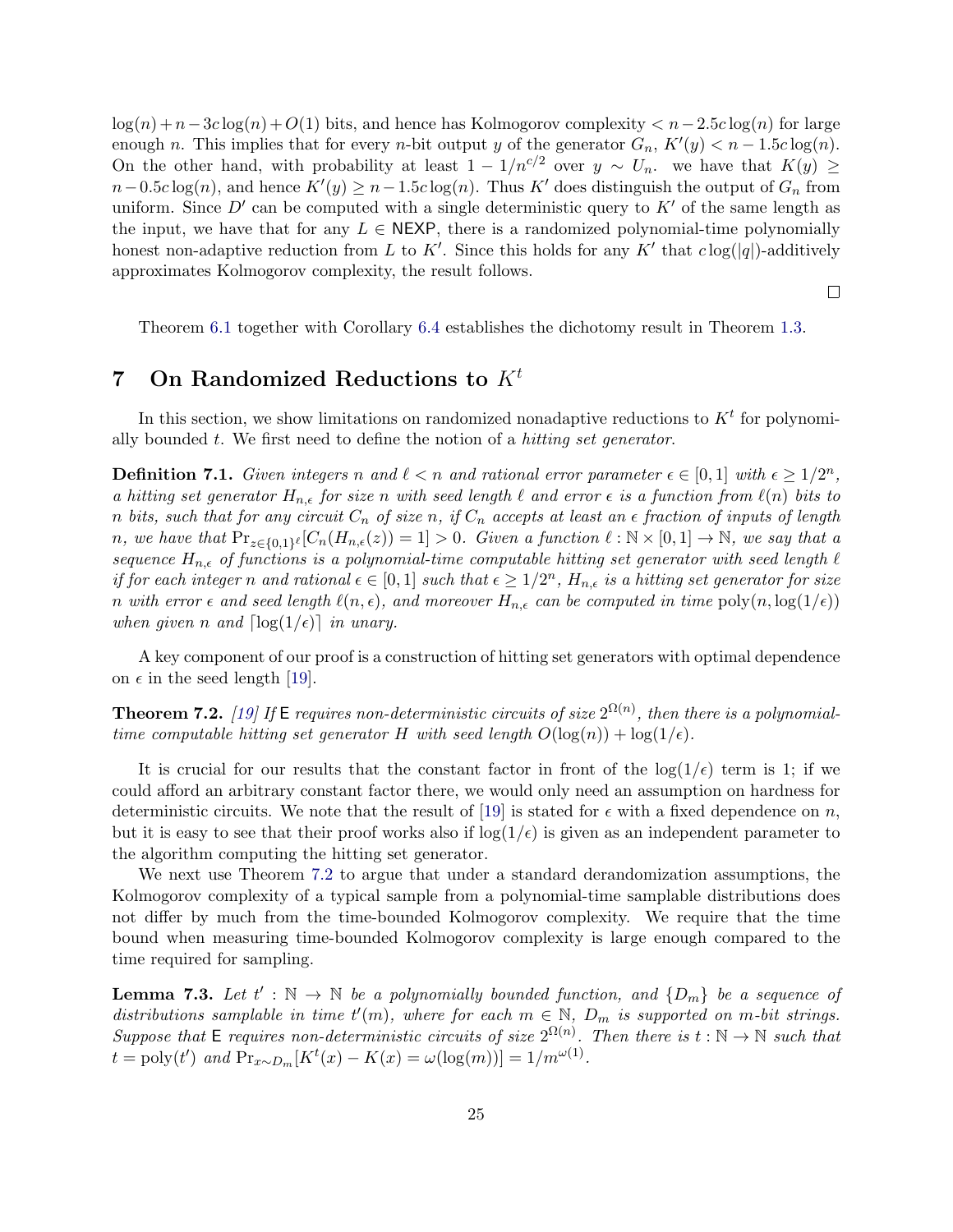$\log(n) + n - 3c\log(n) + O(1)$ bits, and hence has Kolmogorov complexity $< n - 2.5c\log(n)$ for large enough $n$. This implies that for every $n$-bit output $y$ of the generator $G_n$, $K'(y) < n - 1.5c\log(n)$. On the other hand, with probability at least $1 - 1/n^{c/2}$ over $y \sim U_n$. we have that $K(y) \geq n - 0.5c\log(n)$, and hence $K'(y) \geq n - 1.5c\log(n)$. Thus $K'$ does distinguish the output of $G_n$ from uniform. Since $D'$ can be computed with a single deterministic query to $K'$ of the same length as the input, we have that for any $L \in \mathsf{NEXP}$, there is a randomized polynomial-time polynomially honest non-adaptive reduction from $L$ to $K'$. Since this holds for any $K'$ that $c\log(|q|)$-additively approximates Kolmogorov complexity, the result follows.

□

Theorem 6.1 together with Corollary 6.4 establishes the dichotomy result in Theorem 1.3.

## 7 On Randomized Reductions to $K^t$

In this section, we show limitations on randomized nonadaptive reductions to $K^t$ for polynomially bounded $t$. We first need to define the notion of a *hitting set generator*.

**Definition 7.1.** *Given integers $n$ and $\ell < n$ and rational error parameter $\epsilon \in [0,1]$ with $\epsilon \geq 1/2^n$, a hitting set generator $H_{n,\epsilon}$ for size $n$ with seed length $\ell$ and error $\epsilon$ is a function from $\ell(n)$ bits to $n$ bits, such that for any circuit $C_n$ of size $n$, if $C_n$ accepts at least an $\epsilon$ fraction of inputs of length $n$, we have that $\Pr_{z \in \{0,1\}^\ell}[C_n(H_{n,\epsilon}(z)) = 1] > 0$. Given a function $\ell : \mathbb{N} \times [0,1] \rightarrow \mathbb{N}$, we say that a sequence $H_{n,\epsilon}$ of functions is a polynomial-time computable hitting set generator with seed length $\ell$ if for each integer $n$ and rational $\epsilon \in [0,1]$ such that $\epsilon \geq 1/2^n$, $H_{n,\epsilon}$ is a hitting set generator for size $n$ with error $\epsilon$ and seed length $\ell(n,\epsilon)$, and moreover $H_{n,\epsilon}$ can be computed in time $\mathrm{poly}(n, \log(1/\epsilon))$ when given $n$ and $\lceil \log(1/\epsilon) \rceil$ in unary.*

A key component of our proof is a construction of hitting set generators with optimal dependence on $\epsilon$ in the seed length [19].

**Theorem 7.2.** *[19] If $\mathsf{E}$ requires non-deterministic circuits of size $2^{\Omega(n)}$, then there is a polynomial-time computable hitting set generator $H$ with seed length $O(\log(n)) + \log(1/\epsilon)$.*

It is crucial for our results that the constant factor in front of the $\log(1/\epsilon)$ term is 1; if we could afford an arbitrary constant factor there, we would only need an assumption on hardness for deterministic circuits. We note that the result of [19] is stated for $\epsilon$ with a fixed dependence on $n$, but it is easy to see that their proof works also if $\log(1/\epsilon)$ is given as an independent parameter to the algorithm computing the hitting set generator.

We next use Theorem 7.2 to argue that under a standard derandomization assumptions, the Kolmogorov complexity of a typical sample from a polynomial-time samplable distributions does not differ by much from the time-bounded Kolmogorov complexity. We require that the time bound when measuring time-bounded Kolmogorov complexity is large enough compared to the time required for sampling.

**Lemma 7.3.** *Let $t' : \mathbb{N} \rightarrow \mathbb{N}$ be a polynomially bounded function, and $\{D_m\}$ be a sequence of distributions samplable in time $t'(m)$, where for each $m \in \mathbb{N}$, $D_m$ is supported on $m$-bit strings. Suppose that $\mathsf{E}$ requires non-deterministic circuits of size $2^{\Omega(n)}$. Then there is $t : \mathbb{N} \rightarrow \mathbb{N}$ such that $t = \mathrm{poly}(t')$ and $\Pr_{x \sim D_m}[K^t(x) - K(x) = \omega(\log(m))] = 1/m^{\omega(1)}$.*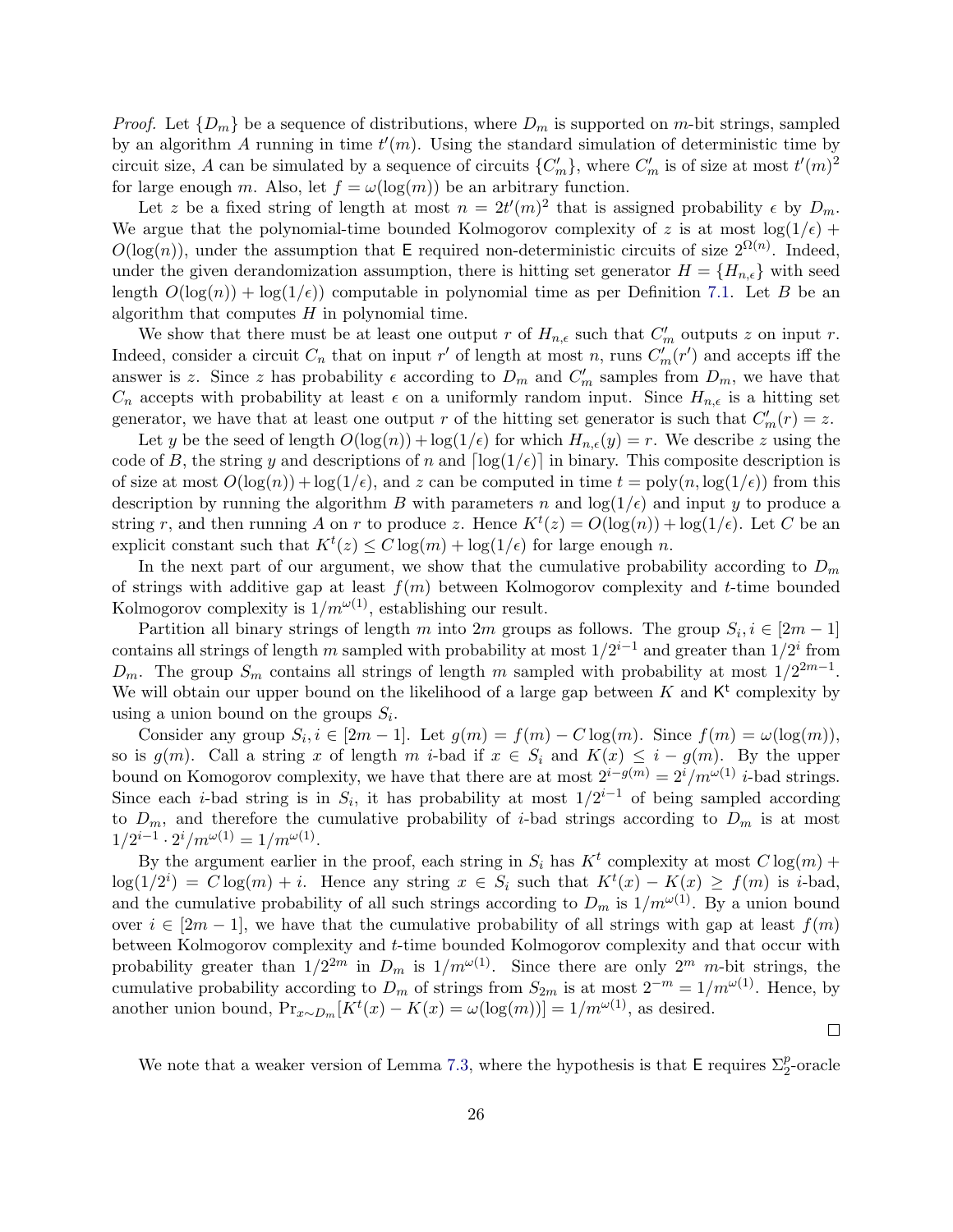*Proof.* Let $\{D_m\}$ be a sequence of distributions, where $D_m$ is supported on $m$-bit strings, sampled by an algorithm $A$ running in time $t'(m)$. Using the standard simulation of deterministic time by circuit size, $A$ can be simulated by a sequence of circuits $\{C'_m\}$, where $C'_m$ is of size at most $t'(m)^2$ for large enough $m$. Also, let $f = \omega(\log(m))$ be an arbitrary function.

Let $z$ be a fixed string of length at most $n = 2t'(m)^2$ that is assigned probability $\epsilon$ by $D_m$. We argue that the polynomial-time bounded Kolmogorov complexity of $z$ is at most $\log(1/\epsilon) + O(\log(n))$, under the assumption that $\mathsf{E}$ required non-deterministic circuits of size $2^{\Omega(n)}$. Indeed, under the given derandomization assumption, there is hitting set generator $H = \{H_{n,\epsilon}\}$ with seed length $O(\log(n)) + \log(1/\epsilon))$ computable in polynomial time as per Definition 7.1. Let $B$ be an algorithm that computes $H$ in polynomial time.

We show that there must be at least one output $r$ of $H_{n,\epsilon}$ such that $C'_m$ outputs $z$ on input $r$. Indeed, consider a circuit $C_n$ that on input $r'$ of length at most $n$, runs $C'_m(r')$ and accepts iff the answer is $z$. Since $z$ has probability $\epsilon$ according to $D_m$ and $C'_m$ samples from $D_m$, we have that $C_n$ accepts with probability at least $\epsilon$ on a uniformly random input. Since $H_{n,\epsilon}$ is a hitting set generator, we have that at least one output $r$ of the hitting set generator is such that $C'_m(r) = z$.

Let $y$ be the seed of length $O(\log(n)) + \log(1/\epsilon)$ for which $H_{n,\epsilon}(y) = r$. We describe $z$ using the code of $B$, the string $y$ and descriptions of $n$ and $\lceil \log(1/\epsilon) \rceil$ in binary. This composite description is of size at most $O(\log(n)) + \log(1/\epsilon)$, and $z$ can be computed in time $t = \text{poly}(n, \log(1/\epsilon))$ from this description by running the algorithm $B$ with parameters $n$ and $\log(1/\epsilon)$ and input $y$ to produce a string $r$, and then running $A$ on $r$ to produce $z$. Hence $K^t(z) = O(\log(n)) + \log(1/\epsilon)$. Let $C$ be an explicit constant such that $K^t(z) \leq C \log(m) + \log(1/\epsilon)$ for large enough $n$.

In the next part of our argument, we show that the cumulative probability according to $D_m$ of strings with additive gap at least $f(m)$ between Kolmogorov complexity and $t$-time bounded Kolmogorov complexity is $1/m^{\omega(1)}$, establishing our result.

Partition all binary strings of length $m$ into $2m$ groups as follows. The group $S_i, i \in [2m-1]$ contains all strings of length $m$ sampled with probability at most $1/2^{i-1}$ and greater than $1/2^i$ from $D_m$. The group $S_m$ contains all strings of length $m$ sampled with probability at most $1/2^{2m-1}$. We will obtain our upper bound on the likelihood of a large gap between $K$ and $\mathsf{K}^{\mathsf{t}}$ complexity by using a union bound on the groups $S_i$.

Consider any group $S_i, i \in [2m-1]$. Let $g(m) = f(m) - C\log(m)$. Since $f(m) = \omega(\log(m))$, so is $g(m)$. Call a string $x$ of length $m$ $i$-bad if $x \in S_i$ and $K(x) \leq i - g(m)$. By the upper bound on Komogorov complexity, we have that there are at most $2^{i-g(m)} = 2^i/m^{\omega(1)}$ $i$-bad strings. Since each $i$-bad string is in $S_i$, it has probability at most $1/2^{i-1}$ of being sampled according to $D_m$, and therefore the cumulative probability of $i$-bad strings according to $D_m$ is at most $1/2^{i-1} \cdot 2^i/m^{\omega(1)} = 1/m^{\omega(1)}$.

By the argument earlier in the proof, each string in $S_i$ has $K^t$ complexity at most $C\log(m) + \log(1/2^i) = C\log(m) + i$. Hence any string $x \in S_i$ such that $K^t(x) - K(x) \geq f(m)$ is $i$-bad, and the cumulative probability of all such strings according to $D_m$ is $1/m^{\omega(1)}$. By a union bound over $i \in [2m-1]$, we have that the cumulative probability of all strings with gap at least $f(m)$ between Kolmogorov complexity and $t$-time bounded Kolmogorov complexity and that occur with probability greater than $1/2^{2m}$ in $D_m$ is $1/m^{\omega(1)}$. Since there are only $2^m$ $m$-bit strings, the cumulative probability according to $D_m$ of strings from $S_{2m}$ is at most $2^{-m} = 1/m^{\omega(1)}$. Hence, by another union bound, $\Pr_{x \sim D_m}[K^t(x) - K(x) = \omega(\log(m))] = 1/m^{\omega(1)}$, as desired. □

We note that a weaker version of Lemma 7.3, where the hypothesis is that $\mathsf{E}$ requires $\Sigma_2^p$-oracle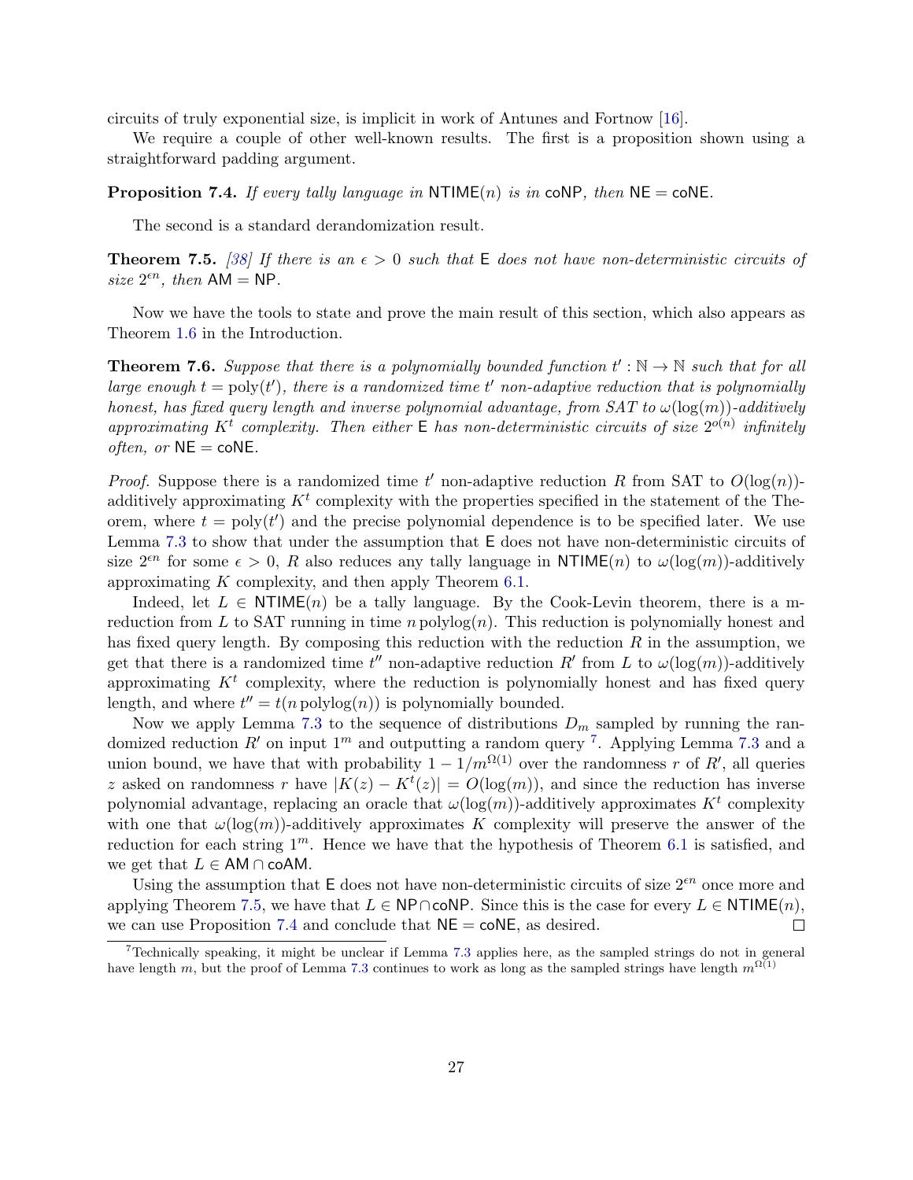circuits of truly exponential size, is implicit in work of Antunes and Fortnow [16].

We require a couple of other well-known results. The first is a proposition shown using a straightforward padding argument.

**Proposition 7.4.** *If every tally language in* $\mathsf{NTIME}(n)$ *is in* $\mathsf{coNP}$*, then* $\mathsf{NE} = \mathsf{coNE}$*.*

The second is a standard derandomization result.

**Theorem 7.5.** *[38] If there is an* $\epsilon > 0$ *such that* $\mathsf{E}$ *does not have non-deterministic circuits of size* $2^{\epsilon n}$*, then* $\mathsf{AM} = \mathsf{NP}$*.*

Now we have the tools to state and prove the main result of this section, which also appears as Theorem 1.6 in the Introduction.

**Theorem 7.6.** *Suppose that there is a polynomially bounded function* $t' : \mathbb{N} \to \mathbb{N}$ *such that for all large enough* $t = \text{poly}(t')$*, there is a randomized time* $t'$ *non-adaptive reduction that is polynomially honest, has fixed query length and inverse polynomial advantage, from SAT to* $\omega(\log(m))$*-additively approximating* $K^t$ *complexity. Then either* $\mathsf{E}$ *has non-deterministic circuits of size* $2^{o(n)}$ *infinitely often, or* $\mathsf{NE} = \mathsf{coNE}$*.*

*Proof.* Suppose there is a randomized time $t'$ non-adaptive reduction $R$ from SAT to $O(\log(n))$-additively approximating $K^t$ complexity with the properties specified in the statement of the Theorem, where $t = \text{poly}(t')$ and the precise polynomial dependence is to be specified later. We use Lemma 7.3 to show that under the assumption that $\mathsf{E}$ does not have non-deterministic circuits of size $2^{\epsilon n}$ for some $\epsilon > 0$, $R$ also reduces any tally language in $\mathsf{NTIME}(n)$ to $\omega(\log(m))$-additively approximating $K$ complexity, and then apply Theorem 6.1.

Indeed, let $L \in \mathsf{NTIME}(n)$ be a tally language. By the Cook-Levin theorem, there is a m-reduction from $L$ to SAT running in time $n\,\text{polylog}(n)$. This reduction is polynomially honest and has fixed query length. By composing this reduction with the reduction $R$ in the assumption, we get that there is a randomized time $t''$ non-adaptive reduction $R'$ from $L$ to $\omega(\log(m))$-additively approximating $K^t$ complexity, where the reduction is polynomially honest and has fixed query length, and where $t'' = t(n\,\text{polylog}(n))$ is polynomially bounded.

Now we apply Lemma 7.3 to the sequence of distributions $D_m$ sampled by running the randomized reduction $R'$ on input $1^m$ and outputting a random query [7]. Applying Lemma 7.3 and a union bound, we have that with probability $1 - 1/m^{\Omega(1)}$ over the randomness $r$ of $R'$, all queries $z$ asked on randomness $r$ have $|K(z) - K^t(z)| = O(\log(m))$, and since the reduction has inverse polynomial advantage, replacing an oracle that $\omega(\log(m))$-additively approximates $K^t$ complexity with one that $\omega(\log(m))$-additively approximates $K$ complexity will preserve the answer of the reduction for each string $1^m$. Hence we have that the hypothesis of Theorem 6.1 is satisfied, and we get that $L \in \mathsf{AM} \cap \mathsf{coAM}$.

Using the assumption that $\mathsf{E}$ does not have non-deterministic circuits of size $2^{\epsilon n}$ once more and applying Theorem 7.5, we have that $L \in \mathsf{NP} \cap \mathsf{coNP}$. Since this is the case for every $L \in \mathsf{NTIME}(n)$, we can use Proposition 7.4 and conclude that $\mathsf{NE} = \mathsf{coNE}$, as desired. ◻

[7] Technically speaking, it might be unclear if Lemma 7.3 applies here, as the sampled strings do not in general have length $m$, but the proof of Lemma 7.3 continues to work as long as the sampled strings have length $m^{\Omega(1)}$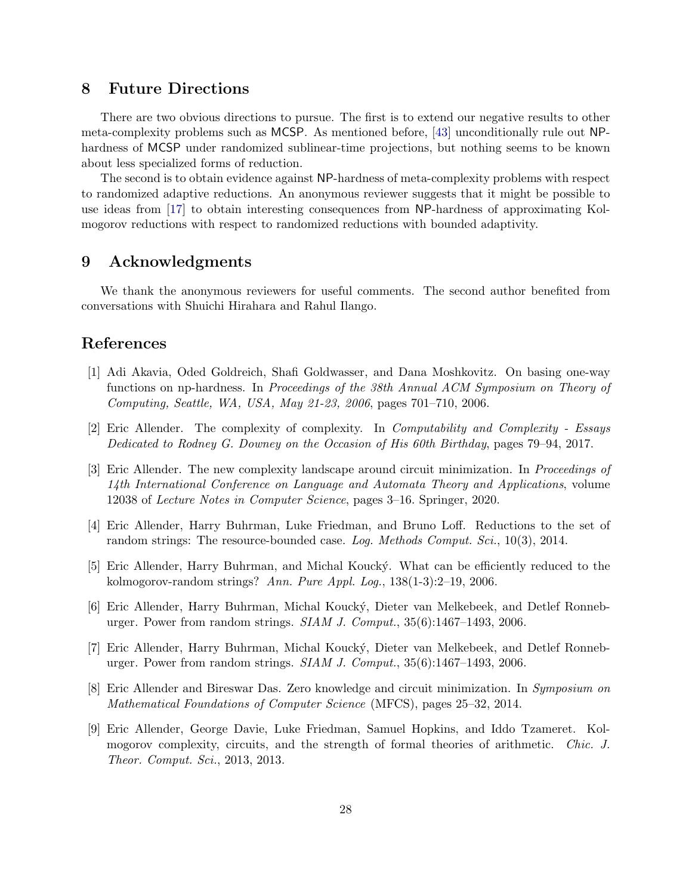## 8 Future Directions

There are two obvious directions to pursue. The first is to extend our negative results to other meta-complexity problems such as MCSP. As mentioned before, [43] unconditionally rule out NP-hardness of MCSP under randomized sublinear-time projections, but nothing seems to be known about less specialized forms of reduction.

The second is to obtain evidence against NP-hardness of meta-complexity problems with respect to randomized adaptive reductions. An anonymous reviewer suggests that it might be possible to use ideas from [17] to obtain interesting consequences from NP-hardness of approximating Kolmogorov reductions with respect to randomized reductions with bounded adaptivity.

## 9 Acknowledgments

We thank the anonymous reviewers for useful comments. The second author benefited from conversations with Shuichi Hirahara and Rahul Ilango.

## References

[1] Adi Akavia, Oded Goldreich, Shafi Goldwasser, and Dana Moshkovitz. On basing one-way functions on np-hardness. In *Proceedings of the 38th Annual ACM Symposium on Theory of Computing, Seattle, WA, USA, May 21-23, 2006*, pages 701–710, 2006.

[2] Eric Allender. The complexity of complexity. In *Computability and Complexity - Essays Dedicated to Rodney G. Downey on the Occasion of His 60th Birthday*, pages 79–94, 2017.

[3] Eric Allender. The new complexity landscape around circuit minimization. In *Proceedings of 14th International Conference on Language and Automata Theory and Applications*, volume 12038 of *Lecture Notes in Computer Science*, pages 3–16. Springer, 2020.

[4] Eric Allender, Harry Buhrman, Luke Friedman, and Bruno Loff. Reductions to the set of random strings: The resource-bounded case. *Log. Methods Comput. Sci.*, 10(3), 2014.

[5] Eric Allender, Harry Buhrman, and Michal Koucký. What can be efficiently reduced to the kolmogorov-random strings? *Ann. Pure Appl. Log.*, 138(1-3):2–19, 2006.

[6] Eric Allender, Harry Buhrman, Michal Koucký, Dieter van Melkebeek, and Detlef Ronneburger. Power from random strings. *SIAM J. Comput.*, 35(6):1467–1493, 2006.

[7] Eric Allender, Harry Buhrman, Michal Koucký, Dieter van Melkebeek, and Detlef Ronneburger. Power from random strings. *SIAM J. Comput.*, 35(6):1467–1493, 2006.

[8] Eric Allender and Bireswar Das. Zero knowledge and circuit minimization. In *Symposium on Mathematical Foundations of Computer Science* (MFCS), pages 25–32, 2014.

[9] Eric Allender, George Davie, Luke Friedman, Samuel Hopkins, and Iddo Tzameret. Kolmogorov complexity, circuits, and the strength of formal theories of arithmetic. *Chic. J. Theor. Comput. Sci.*, 2013, 2013.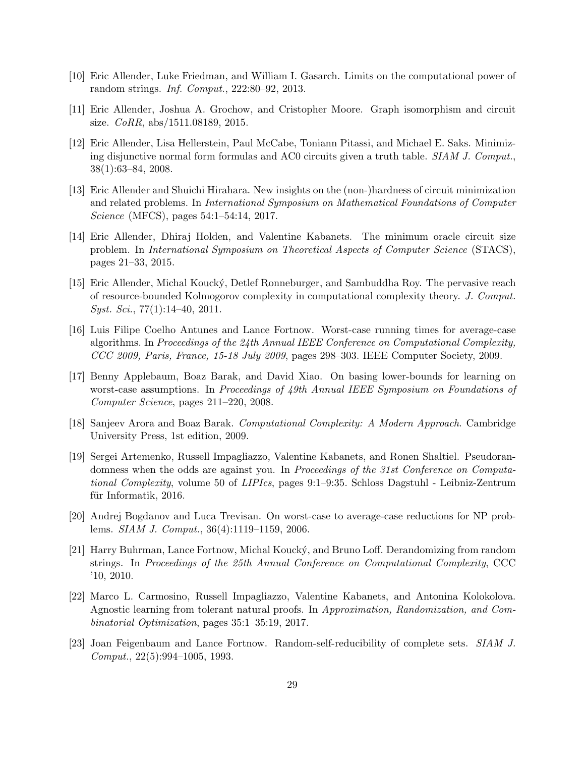[10] Eric Allender, Luke Friedman, and William I. Gasarch. Limits on the computational power of random strings. *Inf. Comput.*, 222:80–92, 2013.

[11] Eric Allender, Joshua A. Grochow, and Cristopher Moore. Graph isomorphism and circuit size. *CoRR*, abs/1511.08189, 2015.

[12] Eric Allender, Lisa Hellerstein, Paul McCabe, Toniann Pitassi, and Michael E. Saks. Minimizing disjunctive normal form formulas and AC0 circuits given a truth table. *SIAM J. Comput.*, 38(1):63–84, 2008.

[13] Eric Allender and Shuichi Hirahara. New insights on the (non-)hardness of circuit minimization and related problems. In *International Symposium on Mathematical Foundations of Computer Science* (MFCS), pages 54:1–54:14, 2017.

[14] Eric Allender, Dhiraj Holden, and Valentine Kabanets. The minimum oracle circuit size problem. In *International Symposium on Theoretical Aspects of Computer Science* (STACS), pages 21–33, 2015.

[15] Eric Allender, Michal Koucký, Detlef Ronneburger, and Sambuddha Roy. The pervasive reach of resource-bounded Kolmogorov complexity in computational complexity theory. *J. Comput. Syst. Sci.*, 77(1):14–40, 2011.

[16] Luis Filipe Coelho Antunes and Lance Fortnow. Worst-case running times for average-case algorithms. In *Proceedings of the 24th Annual IEEE Conference on Computational Complexity, CCC 2009, Paris, France, 15-18 July 2009*, pages 298–303. IEEE Computer Society, 2009.

[17] Benny Applebaum, Boaz Barak, and David Xiao. On basing lower-bounds for learning on worst-case assumptions. In *Proceedings of 49th Annual IEEE Symposium on Foundations of Computer Science*, pages 211–220, 2008.

[18] Sanjeev Arora and Boaz Barak. *Computational Complexity: A Modern Approach*. Cambridge University Press, 1st edition, 2009.

[19] Sergei Artemenko, Russell Impagliazzo, Valentine Kabanets, and Ronen Shaltiel. Pseudorandomness when the odds are against you. In *Proceedings of the 31st Conference on Computational Complexity*, volume 50 of *LIPIcs*, pages 9:1–9:35. Schloss Dagstuhl - Leibniz-Zentrum für Informatik, 2016.

[20] Andrej Bogdanov and Luca Trevisan. On worst-case to average-case reductions for NP problems. *SIAM J. Comput.*, 36(4):1119–1159, 2006.

[21] Harry Buhrman, Lance Fortnow, Michal Koucký, and Bruno Loff. Derandomizing from random strings. In *Proceedings of the 25th Annual Conference on Computational Complexity*, CCC '10, 2010.

[22] Marco L. Carmosino, Russell Impagliazzo, Valentine Kabanets, and Antonina Kolokolova. Agnostic learning from tolerant natural proofs. In *Approximation, Randomization, and Combinatorial Optimization*, pages 35:1–35:19, 2017.

[23] Joan Feigenbaum and Lance Fortnow. Random-self-reducibility of complete sets. *SIAM J. Comput.*, 22(5):994–1005, 1993.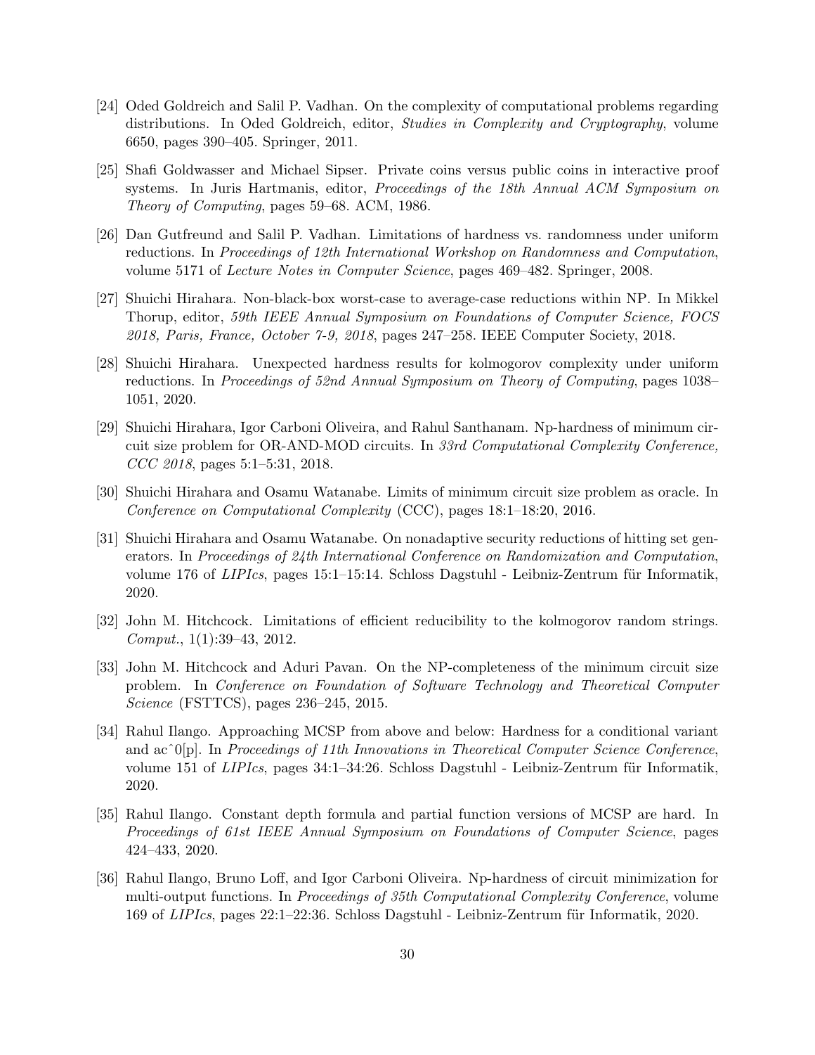[24] Oded Goldreich and Salil P. Vadhan. On the complexity of computational problems regarding distributions. In Oded Goldreich, editor, *Studies in Complexity and Cryptography*, volume 6650, pages 390–405. Springer, 2011.

[25] Shafi Goldwasser and Michael Sipser. Private coins versus public coins in interactive proof systems. In Juris Hartmanis, editor, *Proceedings of the 18th Annual ACM Symposium on Theory of Computing*, pages 59–68. ACM, 1986.

[26] Dan Gutfreund and Salil P. Vadhan. Limitations of hardness vs. randomness under uniform reductions. In *Proceedings of 12th International Workshop on Randomness and Computation*, volume 5171 of *Lecture Notes in Computer Science*, pages 469–482. Springer, 2008.

[27] Shuichi Hirahara. Non-black-box worst-case to average-case reductions within NP. In Mikkel Thorup, editor, *59th IEEE Annual Symposium on Foundations of Computer Science, FOCS 2018, Paris, France, October 7-9, 2018*, pages 247–258. IEEE Computer Society, 2018.

[28] Shuichi Hirahara. Unexpected hardness results for kolmogorov complexity under uniform reductions. In *Proceedings of 52nd Annual Symposium on Theory of Computing*, pages 1038–1051, 2020.

[29] Shuichi Hirahara, Igor Carboni Oliveira, and Rahul Santhanam. Np-hardness of minimum circuit size problem for OR-AND-MOD circuits. In *33rd Computational Complexity Conference, CCC 2018*, pages 5:1–5:31, 2018.

[30] Shuichi Hirahara and Osamu Watanabe. Limits of minimum circuit size problem as oracle. In *Conference on Computational Complexity* (CCC), pages 18:1–18:20, 2016.

[31] Shuichi Hirahara and Osamu Watanabe. On nonadaptive security reductions of hitting set generators. In *Proceedings of 24th International Conference on Randomization and Computation*, volume 176 of *LIPIcs*, pages 15:1–15:14. Schloss Dagstuhl - Leibniz-Zentrum für Informatik, 2020.

[32] John M. Hitchcock. Limitations of efficient reducibility to the kolmogorov random strings. *Comput.*, 1(1):39–43, 2012.

[33] John M. Hitchcock and Aduri Pavan. On the NP-completeness of the minimum circuit size problem. In *Conference on Foundation of Software Technology and Theoretical Computer Science* (FSTTCS), pages 236–245, 2015.

[34] Rahul Ilango. Approaching MCSP from above and below: Hardness for a conditional variant and acˆ0[p]. In *Proceedings of 11th Innovations in Theoretical Computer Science Conference*, volume 151 of *LIPIcs*, pages 34:1–34:26. Schloss Dagstuhl - Leibniz-Zentrum für Informatik, 2020.

[35] Rahul Ilango. Constant depth formula and partial function versions of MCSP are hard. In *Proceedings of 61st IEEE Annual Symposium on Foundations of Computer Science*, pages 424–433, 2020.

[36] Rahul Ilango, Bruno Loff, and Igor Carboni Oliveira. Np-hardness of circuit minimization for multi-output functions. In *Proceedings of 35th Computational Complexity Conference*, volume 169 of *LIPIcs*, pages 22:1–22:36. Schloss Dagstuhl - Leibniz-Zentrum für Informatik, 2020.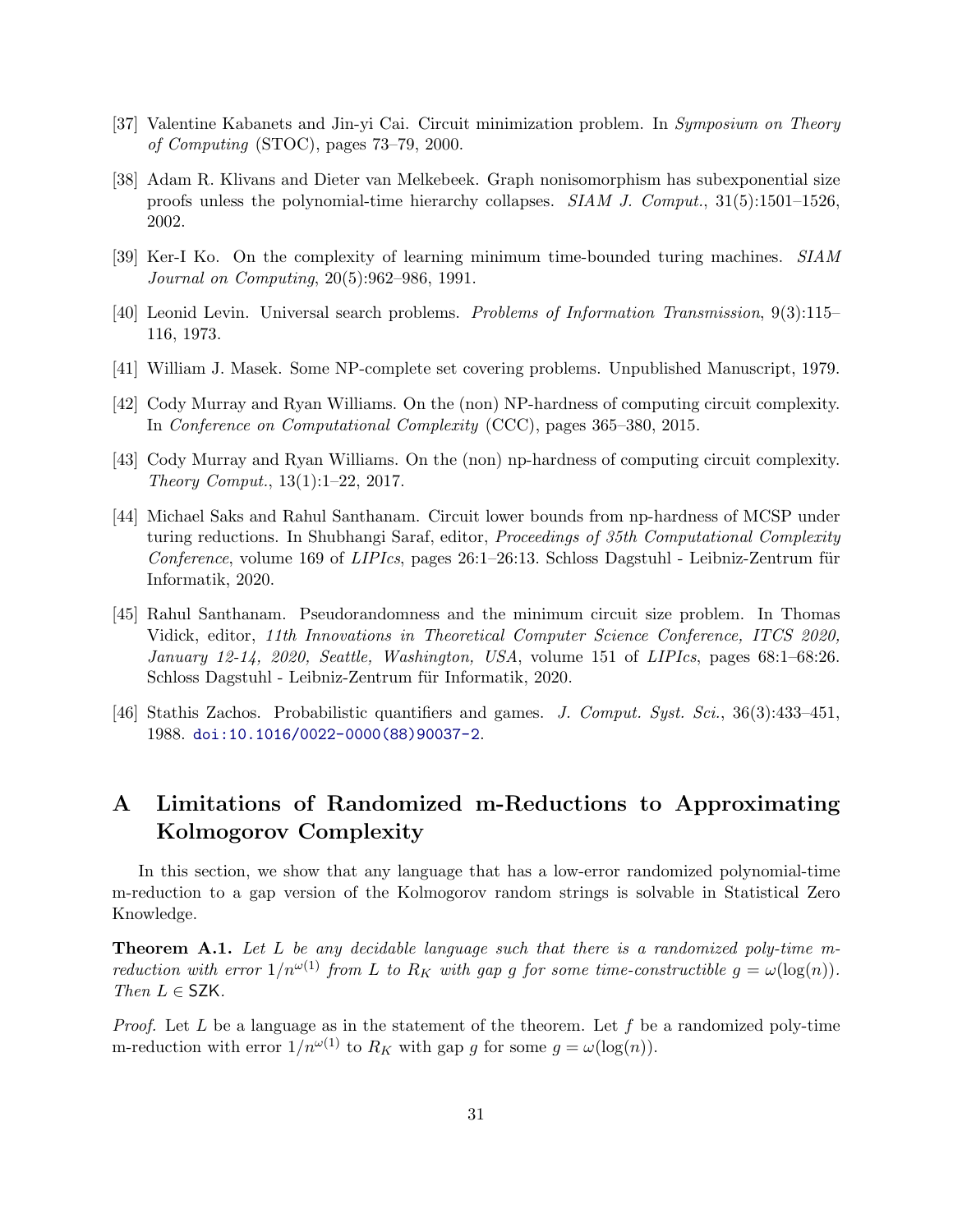[37] Valentine Kabanets and Jin-yi Cai. Circuit minimization problem. In *Symposium on Theory of Computing* (STOC), pages 73–79, 2000.

[38] Adam R. Klivans and Dieter van Melkebeek. Graph nonisomorphism has subexponential size proofs unless the polynomial-time hierarchy collapses. *SIAM J. Comput.*, 31(5):1501–1526, 2002.

[39] Ker-I Ko. On the complexity of learning minimum time-bounded turing machines. *SIAM Journal on Computing*, 20(5):962–986, 1991.

[40] Leonid Levin. Universal search problems. *Problems of Information Transmission*, 9(3):115–116, 1973.

[41] William J. Masek. Some NP-complete set covering problems. Unpublished Manuscript, 1979.

[42] Cody Murray and Ryan Williams. On the (non) NP-hardness of computing circuit complexity. In *Conference on Computational Complexity* (CCC), pages 365–380, 2015.

[43] Cody Murray and Ryan Williams. On the (non) np-hardness of computing circuit complexity. *Theory Comput.*, 13(1):1–22, 2017.

[44] Michael Saks and Rahul Santhanam. Circuit lower bounds from np-hardness of MCSP under turing reductions. In Shubhangi Saraf, editor, *Proceedings of 35th Computational Complexity Conference*, volume 169 of *LIPIcs*, pages 26:1–26:13. Schloss Dagstuhl - Leibniz-Zentrum für Informatik, 2020.

[45] Rahul Santhanam. Pseudorandomness and the minimum circuit size problem. In Thomas Vidick, editor, *11th Innovations in Theoretical Computer Science Conference, ITCS 2020, January 12-14, 2020, Seattle, Washington, USA*, volume 151 of *LIPIcs*, pages 68:1–68:26. Schloss Dagstuhl - Leibniz-Zentrum für Informatik, 2020.

[46] Stathis Zachos. Probabilistic quantifiers and games. *J. Comput. Syst. Sci.*, 36(3):433–451, 1988. doi:10.1016/0022-0000(88)90037-2.

# A Limitations of Randomized m-Reductions to Approximating Kolmogorov Complexity

In this section, we show that any language that has a low-error randomized polynomial-time m-reduction to a gap version of the Kolmogorov random strings is solvable in Statistical Zero Knowledge.

**Theorem A.1.** *Let $L$ be any decidable language such that there is a randomized poly-time m-reduction with error $1/n^{\omega(1)}$ from $L$ to $R_K$ with gap $g$ for some time-constructible $g = \omega(\log(n))$. Then $L \in \mathsf{SZK}$.*

*Proof.* Let $L$ be a language as in the statement of the theorem. Let $f$ be a randomized poly-time m-reduction with error $1/n^{\omega(1)}$ to $R_K$ with gap $g$ for some $g = \omega(\log(n))$.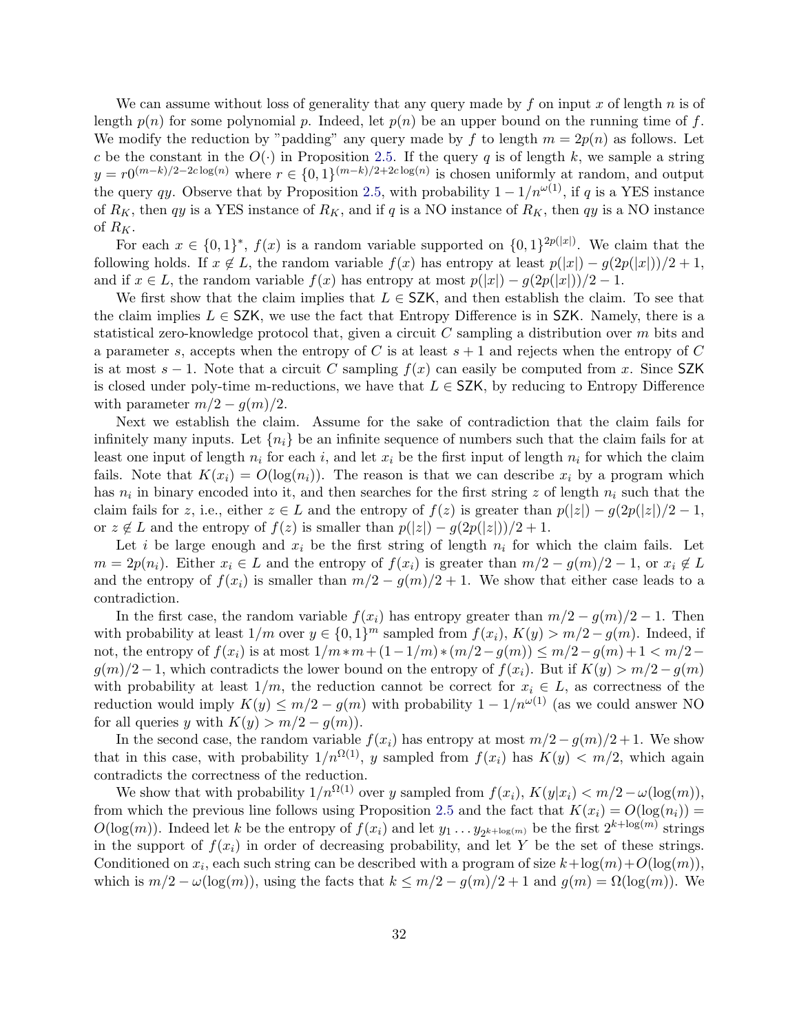We can assume without loss of generality that any query made by $f$ on input $x$ of length $n$ is of length $p(n)$ for some polynomial $p$. Indeed, let $p(n)$ be an upper bound on the running time of $f$. We modify the reduction by "padding" any query made by $f$ to length $m = 2p(n)$ as follows. Let $c$ be the constant in the $O(\cdot)$ in Proposition 2.5. If the query $q$ is of length $k$, we sample a string $y = r0^{(m-k)/2-2c\log(n)}$ where $r \in \{0,1\}^{(m-k)/2+2c\log(n)}$ is chosen uniformly at random, and output the query $qy$. Observe that by Proposition 2.5, with probability $1 - 1/n^{\omega(1)}$, if $q$ is a YES instance of $R_K$, then $qy$ is a YES instance of $R_K$, and if $q$ is a NO instance of $R_K$, then $qy$ is a NO instance of $R_K$.

For each $x \in \{0,1\}^*$, $f(x)$ is a random variable supported on $\{0,1\}^{2p(|x|)}$. We claim that the following holds. If $x \notin L$, the random variable $f(x)$ has entropy at least $p(|x|) - g(2p(|x|))/2 + 1$, and if $x \in L$, the random variable $f(x)$ has entropy at most $p(|x|) - g(2p(|x|))/2 - 1$.

We first show that the claim implies that $L \in \mathsf{SZK}$, and then establish the claim. To see that the claim implies $L \in \mathsf{SZK}$, we use the fact that Entropy Difference is in $\mathsf{SZK}$. Namely, there is a statistical zero-knowledge protocol that, given a circuit $C$ sampling a distribution over $m$ bits and a parameter $s$, accepts when the entropy of $C$ is at least $s+1$ and rejects when the entropy of $C$ is at most $s-1$. Note that a circuit $C$ sampling $f(x)$ can easily be computed from $x$. Since $\mathsf{SZK}$ is closed under poly-time m-reductions, we have that $L \in \mathsf{SZK}$, by reducing to Entropy Difference with parameter $m/2 - g(m)/2$.

Next we establish the claim. Assume for the sake of contradiction that the claim fails for infinitely many inputs. Let $\{n_i\}$ be an infinite sequence of numbers such that the claim fails for at least one input of length $n_i$ for each $i$, and let $x_i$ be the first input of length $n_i$ for which the claim fails. Note that $K(x_i) = O(\log(n_i))$. The reason is that we can describe $x_i$ by a program which has $n_i$ in binary encoded into it, and then searches for the first string $z$ of length $n_i$ such that the claim fails for $z$, i.e., either $z \in L$ and the entropy of $f(z)$ is greater than $p(|z|) - g(2p(|z|)/2 - 1$, or $z \notin L$ and the entropy of $f(z)$ is smaller than $p(|z|) - g(2p(|z|))/2 + 1$.

Let $i$ be large enough and $x_i$ be the first string of length $n_i$ for which the claim fails. Let $m = 2p(n_i)$. Either $x_i \in L$ and the entropy of $f(x_i)$ is greater than $m/2 - g(m)/2 - 1$, or $x_i \notin L$ and the entropy of $f(x_i)$ is smaller than $m/2 - g(m)/2 + 1$. We show that either case leads to a contradiction.

In the first case, the random variable $f(x_i)$ has entropy greater than $m/2 - g(m)/2 - 1$. Then with probability at least $1/m$ over $y \in \{0,1\}^m$ sampled from $f(x_i)$, $K(y) > m/2 - g(m)$. Indeed, if not, the entropy of $f(x_i)$ is at most $1/m * m + (1 - 1/m) * (m/2 - g(m)) \leq m/2 - g(m) + 1 < m/2 - g(m)/2 - 1$, which contradicts the lower bound on the entropy of $f(x_i)$. But if $K(y) > m/2 - g(m)$ with probability at least $1/m$, the reduction cannot be correct for $x_i \in L$, as correctness of the reduction would imply $K(y) \leq m/2 - g(m)$ with probability $1 - 1/n^{\omega(1)}$ (as we could answer NO for all queries $y$ with $K(y) > m/2 - g(m)$).

In the second case, the random variable $f(x_i)$ has entropy at most $m/2 - g(m)/2 + 1$. We show that in this case, with probability $1/n^{\Omega(1)}$, $y$ sampled from $f(x_i)$ has $K(y) < m/2$, which again contradicts the correctness of the reduction.

We show that with probability $1/n^{\Omega(1)}$ over $y$ sampled from $f(x_i)$, $K(y|x_i) < m/2 - \omega(\log(m))$, from which the previous line follows using Proposition 2.5 and the fact that $K(x_i) = O(\log(n_i)) = O(\log(m))$. Indeed let $k$ be the entropy of $f(x_i)$ and let $y_1 \dots y_{2^{k+\log(m)}}$ be the first $2^{k+\log(m)}$ strings in the support of $f(x_i)$ in order of decreasing probability, and let $Y$ be the set of these strings. Conditioned on $x_i$, each such string can be described with a program of size $k + \log(m) + O(\log(m))$, which is $m/2 - \omega(\log(m))$, using the facts that $k \leq m/2 - g(m)/2 + 1$ and $g(m) = \Omega(\log(m))$. We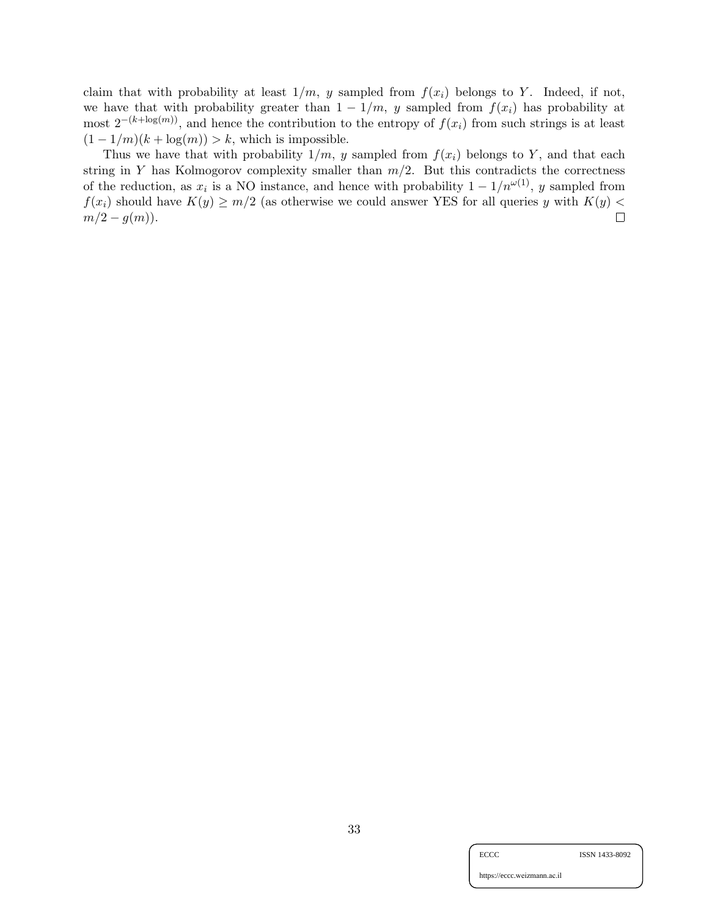claim that with probability at least $1/m$, $y$ sampled from $f(x_i)$ belongs to $Y$. Indeed, if not, we have that with probability greater than $1 - 1/m$, $y$ sampled from $f(x_i)$ has probability at most $2^{-(k+\log(m))}$, and hence the contribution to the entropy of $f(x_i)$ from such strings is at least $(1 - 1/m)(k + \log(m)) > k$, which is impossible.

Thus we have that with probability $1/m$, $y$ sampled from $f(x_i)$ belongs to $Y$, and that each string in $Y$ has Kolmogorov complexity smaller than $m/2$. But this contradicts the correctness of the reduction, as $x_i$ is a NO instance, and hence with probability $1 - 1/n^{\omega(1)}$, $y$ sampled from $f(x_i)$ should have $K(y) \geq m/2$ (as otherwise we could answer YES for all queries $y$ with $K(y) < m/2 - g(m)$). ☐